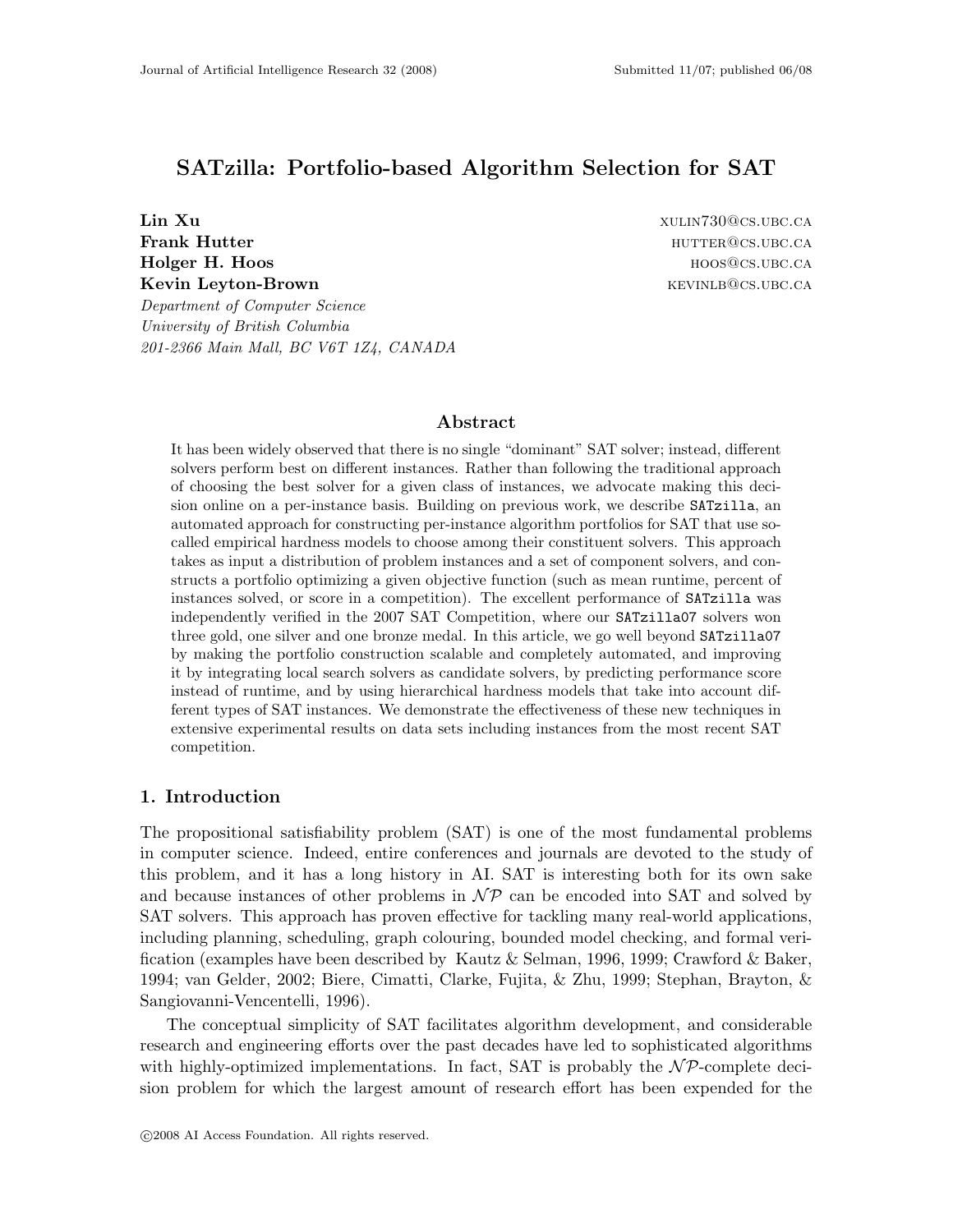# SATzilla: Portfolio-based Algorithm Selection for SAT

**Lin Xu** xulin730@cs.ubc.ca
**Frank Hutter** hutter@cs.ubc.ca
**Holger H. Hoos** hoos@cs.ubc.ca
**Kevin Leyton-Brown** kevinlb@cs.ubc.ca

*Department of Computer Science*
*University of British Columbia*
*201-2366 Main Mall, BC V6T 1Z4, CANADA*

## Abstract

It has been widely observed that there is no single "dominant" SAT solver; instead, different solvers perform best on different instances. Rather than following the traditional approach of choosing the best solver for a given class of instances, we advocate making this decision online on a per-instance basis. Building on previous work, we describe `SATzilla`, an automated approach for constructing per-instance algorithm portfolios for SAT that use so-called empirical hardness models to choose among their constituent solvers. This approach takes as input a distribution of problem instances and a set of component solvers, and constructs a portfolio optimizing a given objective function (such as mean runtime, percent of instances solved, or score in a competition). The excellent performance of `SATzilla` was independently verified in the 2007 SAT Competition, where our `SATzilla07` solvers won three gold, one silver and one bronze medal. In this article, we go well beyond `SATzilla07` by making the portfolio construction scalable and completely automated, and improving it by integrating local search solvers as candidate solvers, by predicting performance score instead of runtime, and by using hierarchical hardness models that take into account different types of SAT instances. We demonstrate the effectiveness of these new techniques in extensive experimental results on data sets including instances from the most recent SAT competition.

## 1. Introduction

The propositional satisfiability problem (SAT) is one of the most fundamental problems in computer science. Indeed, entire conferences and journals are devoted to the study of this problem, and it has a long history in AI. SAT is interesting both for its own sake and because instances of other problems in $\mathcal{NP}$ can be encoded into SAT and solved by SAT solvers. This approach has proven effective for tackling many real-world applications, including planning, scheduling, graph colouring, bounded model checking, and formal verification (examples have been described by Kautz & Selman, 1996, 1999; Crawford & Baker, 1994; van Gelder, 2002; Biere, Cimatti, Clarke, Fujita, & Zhu, 1999; Stephan, Brayton, & Sangiovanni-Vencentelli, 1996).

The conceptual simplicity of SAT facilitates algorithm development, and considerable research and engineering efforts over the past decades have led to sophisticated algorithms with highly-optimized implementations. In fact, SAT is probably the $\mathcal{NP}$-complete decision problem for which the largest amount of research effort has been expended for the

©2008 AI Access Foundation. All rights reserved.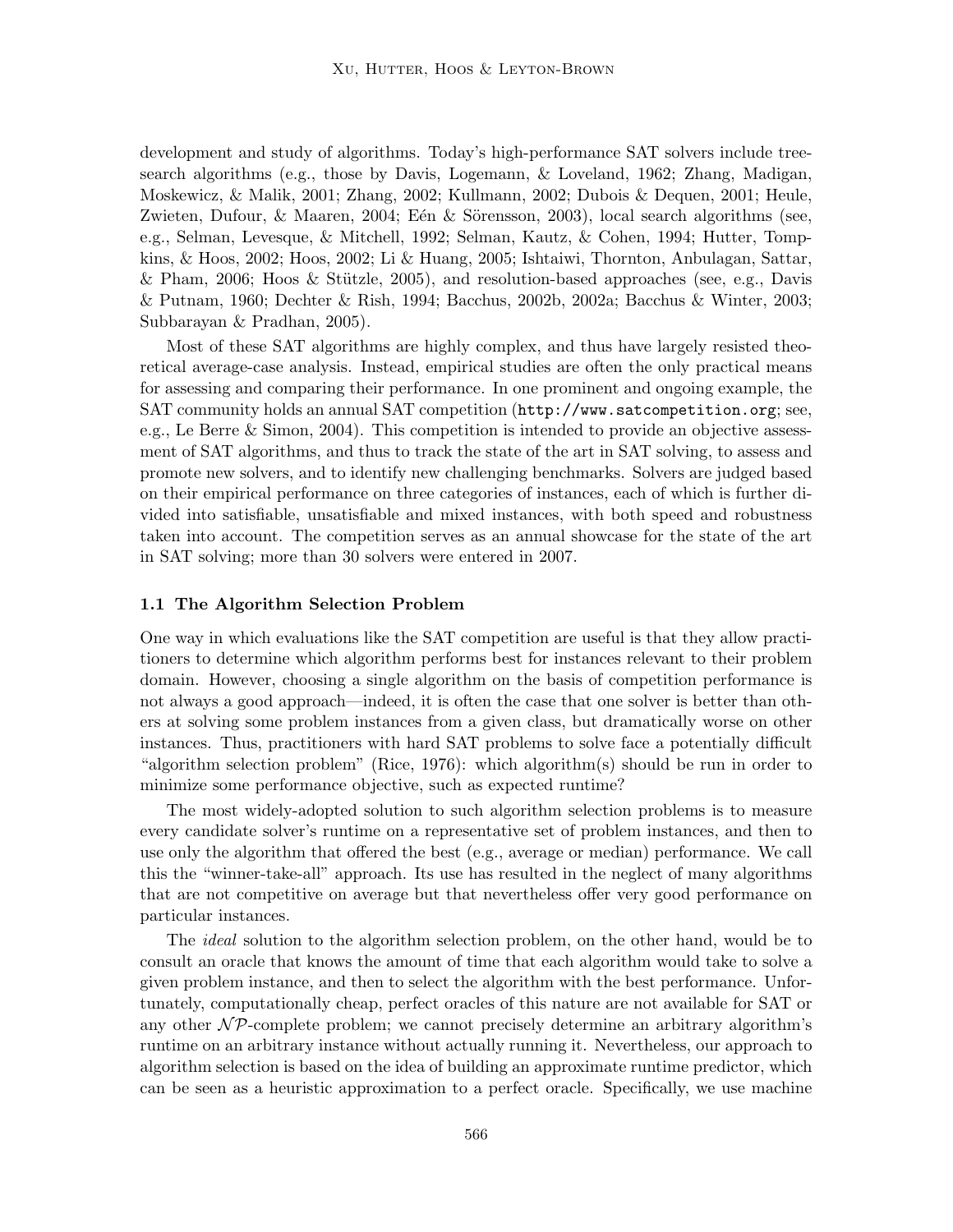development and study of algorithms. Today's high-performance SAT solvers include tree-search algorithms (e.g., those by Davis, Logemann, & Loveland, 1962; Zhang, Madigan, Moskewicz, & Malik, 2001; Zhang, 2002; Kullmann, 2002; Dubois & Dequen, 2001; Heule, Zwieten, Dufour, & Maaren, 2004; Eén & Sörensson, 2003), local search algorithms (see, e.g., Selman, Levesque, & Mitchell, 1992; Selman, Kautz, & Cohen, 1994; Hutter, Tompkins, & Hoos, 2002; Hoos, 2002; Li & Huang, 2005; Ishtaiwi, Thornton, Anbulagan, Sattar, & Pham, 2006; Hoos & Stützle, 2005), and resolution-based approaches (see, e.g., Davis & Putnam, 1960; Dechter & Rish, 1994; Bacchus, 2002b, 2002a; Bacchus & Winter, 2003; Subbarayan & Pradhan, 2005).

Most of these SAT algorithms are highly complex, and thus have largely resisted theoretical average-case analysis. Instead, empirical studies are often the only practical means for assessing and comparing their performance. In one prominent and ongoing example, the SAT community holds an annual SAT competition (`http://www.satcompetition.org`; see, e.g., Le Berre & Simon, 2004). This competition is intended to provide an objective assessment of SAT algorithms, and thus to track the state of the art in SAT solving, to assess and promote new solvers, and to identify new challenging benchmarks. Solvers are judged based on their empirical performance on three categories of instances, each of which is further divided into satisfiable, unsatisfiable and mixed instances, with both speed and robustness taken into account. The competition serves as an annual showcase for the state of the art in SAT solving; more than 30 solvers were entered in 2007.

### 1.1 The Algorithm Selection Problem

One way in which evaluations like the SAT competition are useful is that they allow practitioners to determine which algorithm performs best for instances relevant to their problem domain. However, choosing a single algorithm on the basis of competition performance is not always a good approach—indeed, it is often the case that one solver is better than others at solving some problem instances from a given class, but dramatically worse on other instances. Thus, practitioners with hard SAT problems to solve face a potentially difficult "algorithm selection problem" (Rice, 1976): which algorithm(s) should be run in order to minimize some performance objective, such as expected runtime?

The most widely-adopted solution to such algorithm selection problems is to measure every candidate solver's runtime on a representative set of problem instances, and then to use only the algorithm that offered the best (e.g., average or median) performance. We call this the "winner-take-all" approach. Its use has resulted in the neglect of many algorithms that are not competitive on average but that nevertheless offer very good performance on particular instances.

The *ideal* solution to the algorithm selection problem, on the other hand, would be to consult an oracle that knows the amount of time that each algorithm would take to solve a given problem instance, and then to select the algorithm with the best performance. Unfortunately, computationally cheap, perfect oracles of this nature are not available for SAT or any other $\mathcal{NP}$-complete problem; we cannot precisely determine an arbitrary algorithm's runtime on an arbitrary instance without actually running it. Nevertheless, our approach to algorithm selection is based on the idea of building an approximate runtime predictor, which can be seen as a heuristic approximation to a perfect oracle. Specifically, we use machine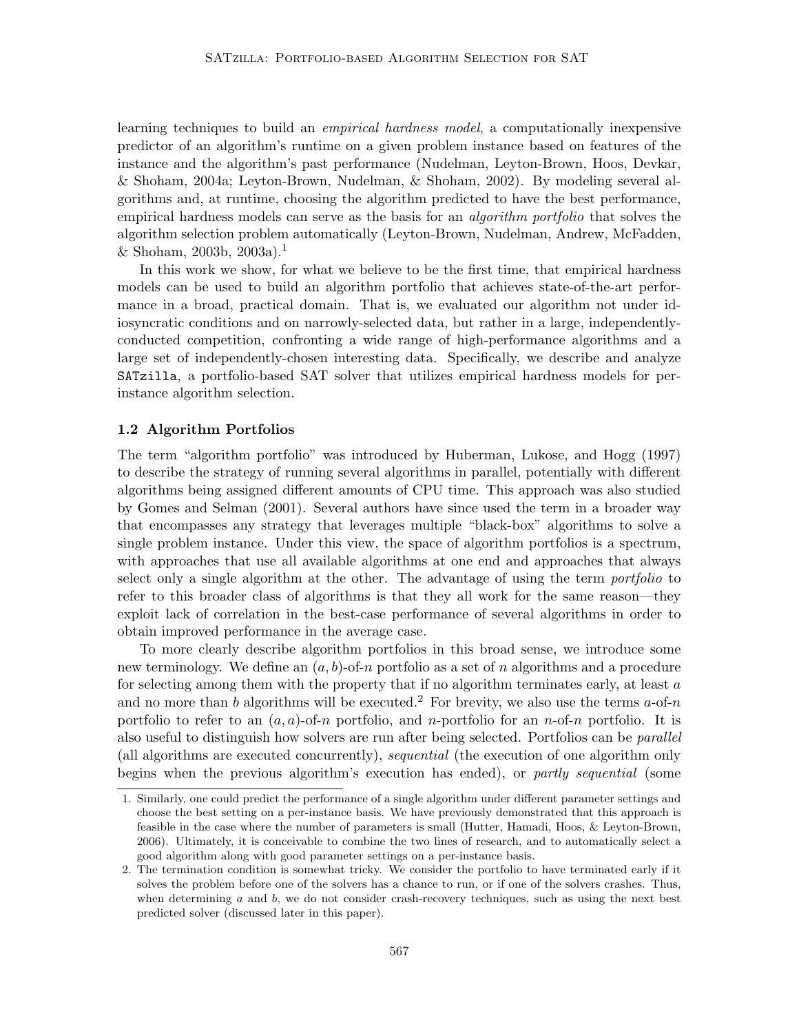learning techniques to build an *empirical hardness model*, a computationally inexpensive predictor of an algorithm's runtime on a given problem instance based on features of the instance and the algorithm's past performance (Nudelman, Leyton-Brown, Hoos, Devkar, & Shoham, 2004a; Leyton-Brown, Nudelman, & Shoham, 2002). By modeling several algorithms and, at runtime, choosing the algorithm predicted to have the best performance, empirical hardness models can serve as the basis for an *algorithm portfolio* that solves the algorithm selection problem automatically (Leyton-Brown, Nudelman, Andrew, McFadden, & Shoham, 2003b, 2003a).[1]

In this work we show, for what we believe to be the first time, that empirical hardness models can be used to build an algorithm portfolio that achieves state-of-the-art performance in a broad, practical domain. That is, we evaluated our algorithm not under idiosyncratic conditions and on narrowly-selected data, but rather in a large, independently-conducted competition, confronting a wide range of high-performance algorithms and a large set of independently-chosen interesting data. Specifically, we describe and analyze `SATzilla`, a portfolio-based SAT solver that utilizes empirical hardness models for per-instance algorithm selection.

### 1.2 Algorithm Portfolios

The term "algorithm portfolio" was introduced by Huberman, Lukose, and Hogg (1997) to describe the strategy of running several algorithms in parallel, potentially with different algorithms being assigned different amounts of CPU time. This approach was also studied by Gomes and Selman (2001). Several authors have since used the term in a broader way that encompasses any strategy that leverages multiple "black-box" algorithms to solve a single problem instance. Under this view, the space of algorithm portfolios is a spectrum, with approaches that use all available algorithms at one end and approaches that always select only a single algorithm at the other. The advantage of using the term *portfolio* to refer to this broader class of algorithms is that they all work for the same reason—they exploit lack of correlation in the best-case performance of several algorithms in order to obtain improved performance in the average case.

To more clearly describe algorithm portfolios in this broad sense, we introduce some new terminology. We define an $(a, b)$-of-$n$ portfolio as a set of $n$ algorithms and a procedure for selecting among them with the property that if no algorithm terminates early, at least $a$ and no more than $b$ algorithms will be executed.[2] For brevity, we also use the terms $a$-of-$n$ portfolio to refer to an $(a, a)$-of-$n$ portfolio, and $n$-portfolio for an $n$-of-$n$ portfolio. It is also useful to distinguish how solvers are run after being selected. Portfolios can be *parallel* (all algorithms are executed concurrently), *sequential* (the execution of one algorithm only begins when the previous algorithm's execution has ended), or *partly sequential* (some

---

1. Similarly, one could predict the performance of a single algorithm under different parameter settings and choose the best setting on a per-instance basis. We have previously demonstrated that this approach is feasible in the case where the number of parameters is small (Hutter, Hamadi, Hoos, & Leyton-Brown, 2006). Ultimately, it is conceivable to combine the two lines of research, and to automatically select a good algorithm along with good parameter settings on a per-instance basis.
2. The termination condition is somewhat tricky. We consider the portfolio to have terminated early if it solves the problem before one of the solvers has a chance to run, or if one of the solvers crashes. Thus, when determining $a$ and $b$, we do not consider crash-recovery techniques, such as using the next best predicted solver (discussed later in this paper).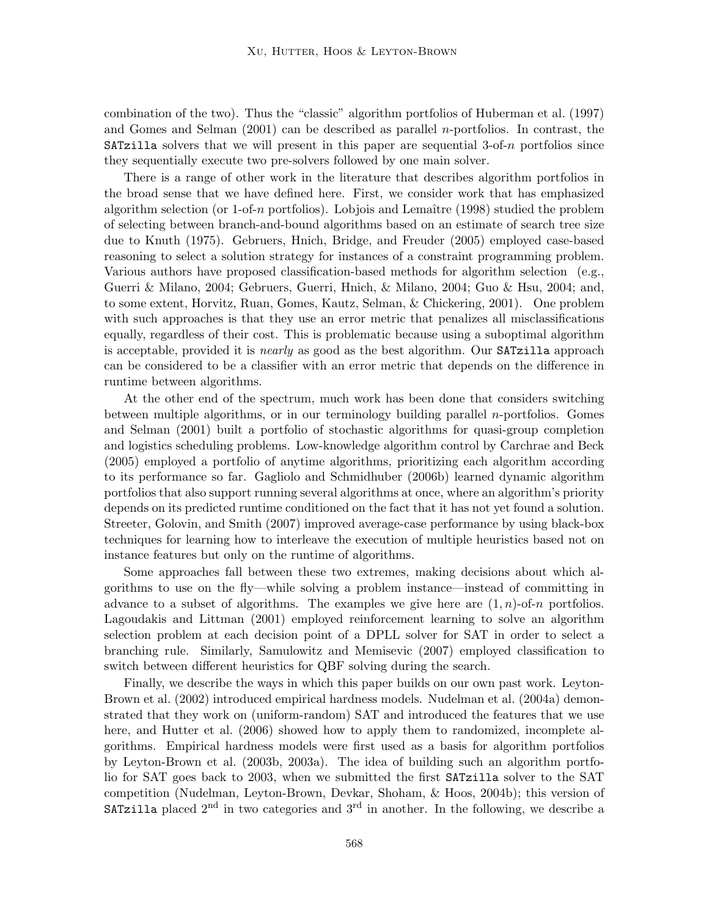combination of the two). Thus the "classic" algorithm portfolios of Huberman et al. (1997) and Gomes and Selman (2001) can be described as parallel $n$-portfolios. In contrast, the `SATzilla` solvers that we will present in this paper are sequential 3-of-$n$ portfolios since they sequentially execute two pre-solvers followed by one main solver.

There is a range of other work in the literature that describes algorithm portfolios in the broad sense that we have defined here. First, we consider work that has emphasized algorithm selection (or 1-of-$n$ portfolios). Lobjois and Lemaître (1998) studied the problem of selecting between branch-and-bound algorithms based on an estimate of search tree size due to Knuth (1975). Gebruers, Hnich, Bridge, and Freuder (2005) employed case-based reasoning to select a solution strategy for instances of a constraint programming problem. Various authors have proposed classification-based methods for algorithm selection (e.g., Guerri & Milano, 2004; Gebruers, Guerri, Hnich, & Milano, 2004; Guo & Hsu, 2004; and, to some extent, Horvitz, Ruan, Gomes, Kautz, Selman, & Chickering, 2001). One problem with such approaches is that they use an error metric that penalizes all misclassifications equally, regardless of their cost. This is problematic because using a suboptimal algorithm is acceptable, provided it is *nearly* as good as the best algorithm. Our `SATzilla` approach can be considered to be a classifier with an error metric that depends on the difference in runtime between algorithms.

At the other end of the spectrum, much work has been done that considers switching between multiple algorithms, or in our terminology building parallel $n$-portfolios. Gomes and Selman (2001) built a portfolio of stochastic algorithms for quasi-group completion and logistics scheduling problems. Low-knowledge algorithm control by Carchrae and Beck (2005) employed a portfolio of anytime algorithms, prioritizing each algorithm according to its performance so far. Gagliolo and Schmidhuber (2006b) learned dynamic algorithm portfolios that also support running several algorithms at once, where an algorithm's priority depends on its predicted runtime conditioned on the fact that it has not yet found a solution. Streeter, Golovin, and Smith (2007) improved average-case performance by using black-box techniques for learning how to interleave the execution of multiple heuristics based not on instance features but only on the runtime of algorithms.

Some approaches fall between these two extremes, making decisions about which algorithms to use on the fly—while solving a problem instance—instead of committing in advance to a subset of algorithms. The examples we give here are $(1, n)$-of-$n$ portfolios. Lagoudakis and Littman (2001) employed reinforcement learning to solve an algorithm selection problem at each decision point of a DPLL solver for SAT in order to select a branching rule. Similarly, Samulowitz and Memisevic (2007) employed classification to switch between different heuristics for QBF solving during the search.

Finally, we describe the ways in which this paper builds on our own past work. Leyton-Brown et al. (2002) introduced empirical hardness models. Nudelman et al. (2004a) demonstrated that they work on (uniform-random) SAT and introduced the features that we use here, and Hutter et al. (2006) showed how to apply them to randomized, incomplete algorithms. Empirical hardness models were first used as a basis for algorithm portfolios by Leyton-Brown et al. (2003b, 2003a). The idea of building such an algorithm portfolio for SAT goes back to 2003, when we submitted the first `SATzilla` solver to the SAT competition (Nudelman, Leyton-Brown, Devkar, Shoham, & Hoos, 2004b); this version of `SATzilla` placed 2nd in two categories and 3rd in another. In the following, we describe a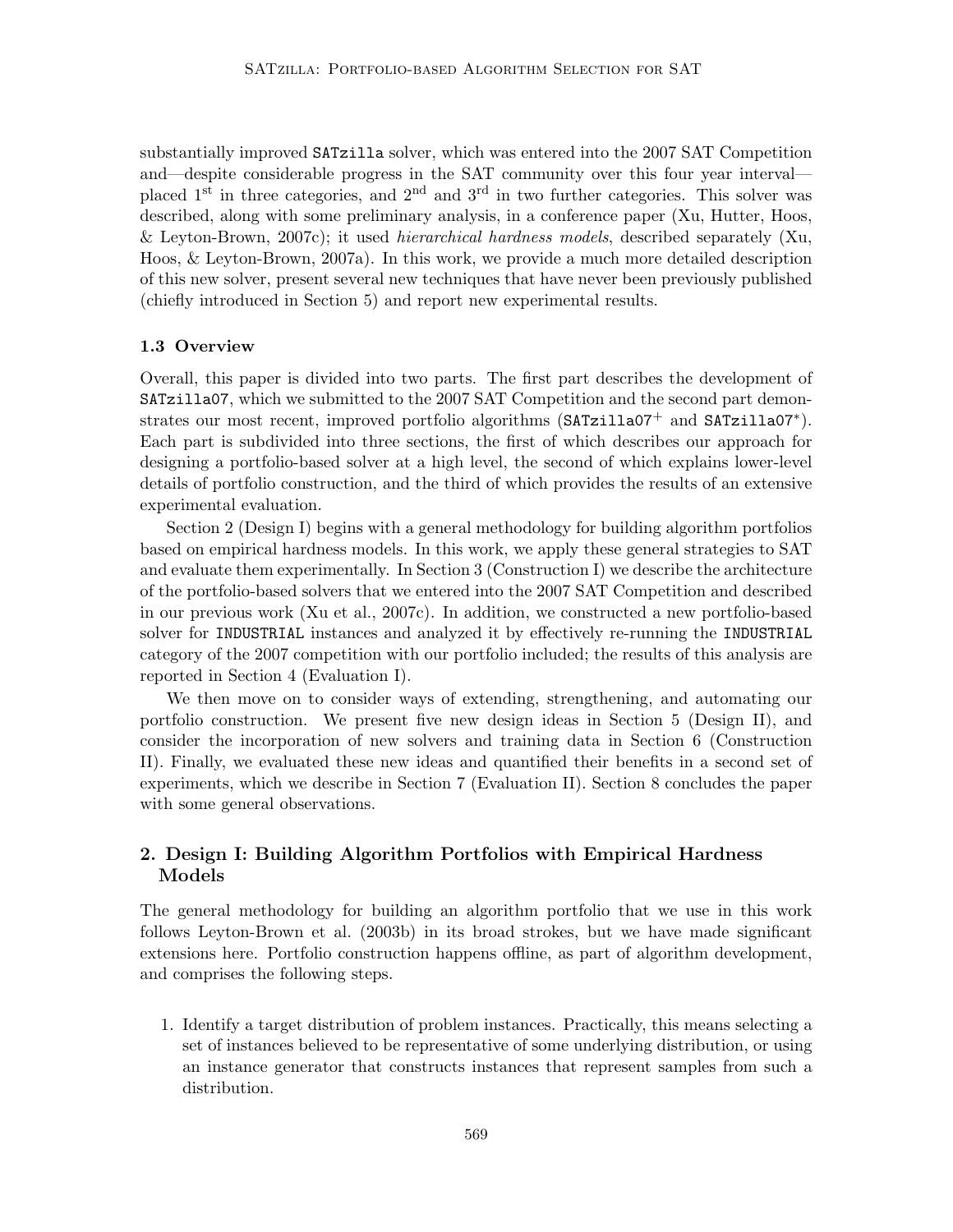substantially improved `SATzilla` solver, which was entered into the 2007 SAT Competition and—despite considerable progress in the SAT community over this four year interval—placed 1[st] in three categories, and 2[nd] and 3[rd] in two further categories. This solver was described, along with some preliminary analysis, in a conference paper (Xu, Hutter, Hoos, & Leyton-Brown, 2007c); it used *hierarchical hardness models*, described separately (Xu, Hoos, & Leyton-Brown, 2007a). In this work, we provide a much more detailed description of this new solver, present several new techniques that have never been previously published (chiefly introduced in Section 5) and report new experimental results.

### 1.3 Overview

Overall, this paper is divided into two parts. The first part describes the development of `SATzilla07`, which we submitted to the 2007 SAT Competition and the second part demonstrates our most recent, improved portfolio algorithms (`SATzilla07`$^+$ and `SATzilla07`$^*$). Each part is subdivided into three sections, the first of which describes our approach for designing a portfolio-based solver at a high level, the second of which explains lower-level details of portfolio construction, and the third of which provides the results of an extensive experimental evaluation.

Section 2 (Design I) begins with a general methodology for building algorithm portfolios based on empirical hardness models. In this work, we apply these general strategies to SAT and evaluate them experimentally. In Section 3 (Construction I) we describe the architecture of the portfolio-based solvers that we entered into the 2007 SAT Competition and described in our previous work (Xu et al., 2007c). In addition, we constructed a new portfolio-based solver for `INDUSTRIAL` instances and analyzed it by effectively re-running the `INDUSTRIAL` category of the 2007 competition with our portfolio included; the results of this analysis are reported in Section 4 (Evaluation I).

We then move on to consider ways of extending, strengthening, and automating our portfolio construction. We present five new design ideas in Section 5 (Design II), and consider the incorporation of new solvers and training data in Section 6 (Construction II). Finally, we evaluated these new ideas and quantified their benefits in a second set of experiments, which we describe in Section 7 (Evaluation II). Section 8 concludes the paper with some general observations.

## 2. Design I: Building Algorithm Portfolios with Empirical Hardness Models

The general methodology for building an algorithm portfolio that we use in this work follows Leyton-Brown et al. (2003b) in its broad strokes, but we have made significant extensions here. Portfolio construction happens offline, as part of algorithm development, and comprises the following steps.

1. Identify a target distribution of problem instances. Practically, this means selecting a set of instances believed to be representative of some underlying distribution, or using an instance generator that constructs instances that represent samples from such a distribution.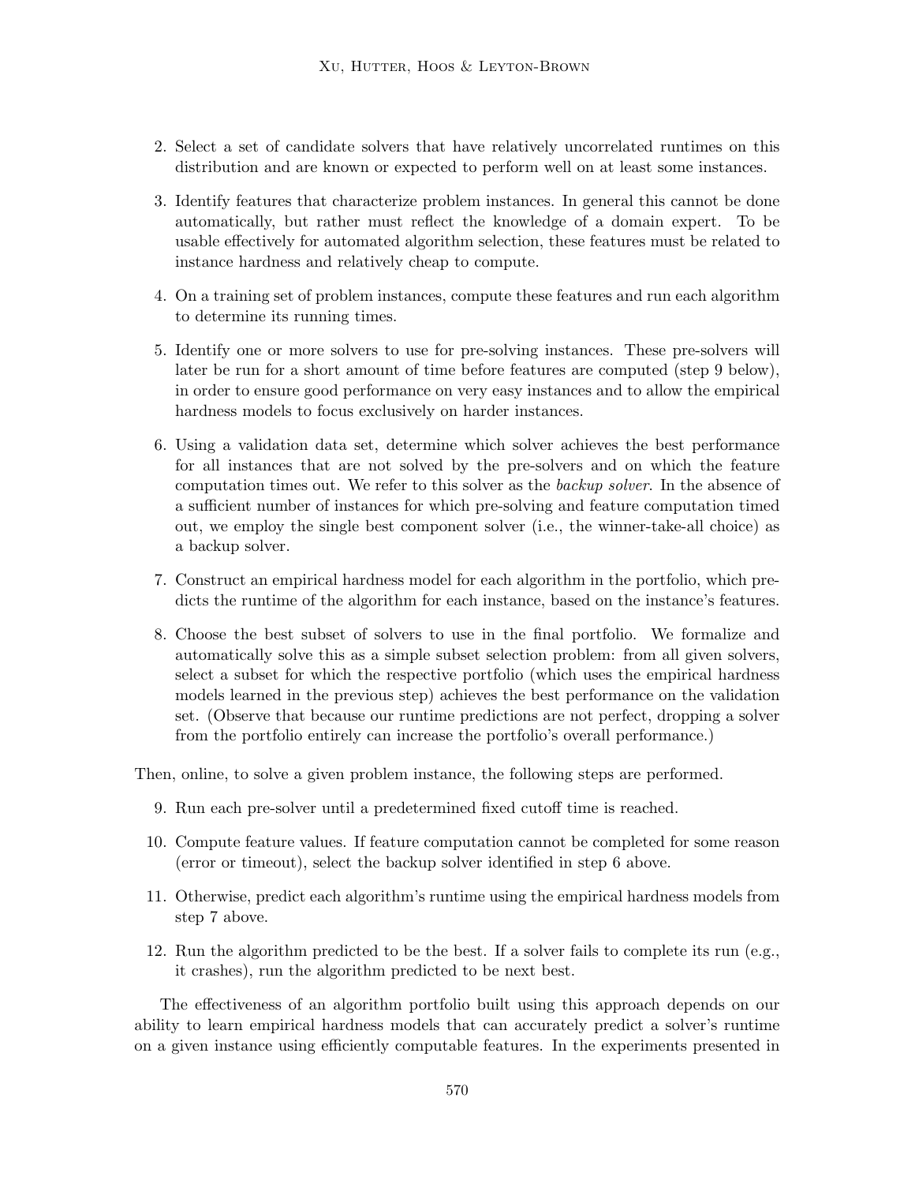2. Select a set of candidate solvers that have relatively uncorrelated runtimes on this distribution and are known or expected to perform well on at least some instances.

3. Identify features that characterize problem instances. In general this cannot be done automatically, but rather must reflect the knowledge of a domain expert. To be usable effectively for automated algorithm selection, these features must be related to instance hardness and relatively cheap to compute.

4. On a training set of problem instances, compute these features and run each algorithm to determine its running times.

5. Identify one or more solvers to use for pre-solving instances. These pre-solvers will later be run for a short amount of time before features are computed (step 9 below), in order to ensure good performance on very easy instances and to allow the empirical hardness models to focus exclusively on harder instances.

6. Using a validation data set, determine which solver achieves the best performance for all instances that are not solved by the pre-solvers and on which the feature computation times out. We refer to this solver as the *backup solver*. In the absence of a sufficient number of instances for which pre-solving and feature computation timed out, we employ the single best component solver (i.e., the winner-take-all choice) as a backup solver.

7. Construct an empirical hardness model for each algorithm in the portfolio, which predicts the runtime of the algorithm for each instance, based on the instance's features.

8. Choose the best subset of solvers to use in the final portfolio. We formalize and automatically solve this as a simple subset selection problem: from all given solvers, select a subset for which the respective portfolio (which uses the empirical hardness models learned in the previous step) achieves the best performance on the validation set. (Observe that because our runtime predictions are not perfect, dropping a solver from the portfolio entirely can increase the portfolio's overall performance.)

Then, online, to solve a given problem instance, the following steps are performed.

9. Run each pre-solver until a predetermined fixed cutoff time is reached.

10. Compute feature values. If feature computation cannot be completed for some reason (error or timeout), select the backup solver identified in step 6 above.

11. Otherwise, predict each algorithm's runtime using the empirical hardness models from step 7 above.

12. Run the algorithm predicted to be the best. If a solver fails to complete its run (e.g., it crashes), run the algorithm predicted to be next best.

The effectiveness of an algorithm portfolio built using this approach depends on our ability to learn empirical hardness models that can accurately predict a solver's runtime on a given instance using efficiently computable features. In the experiments presented in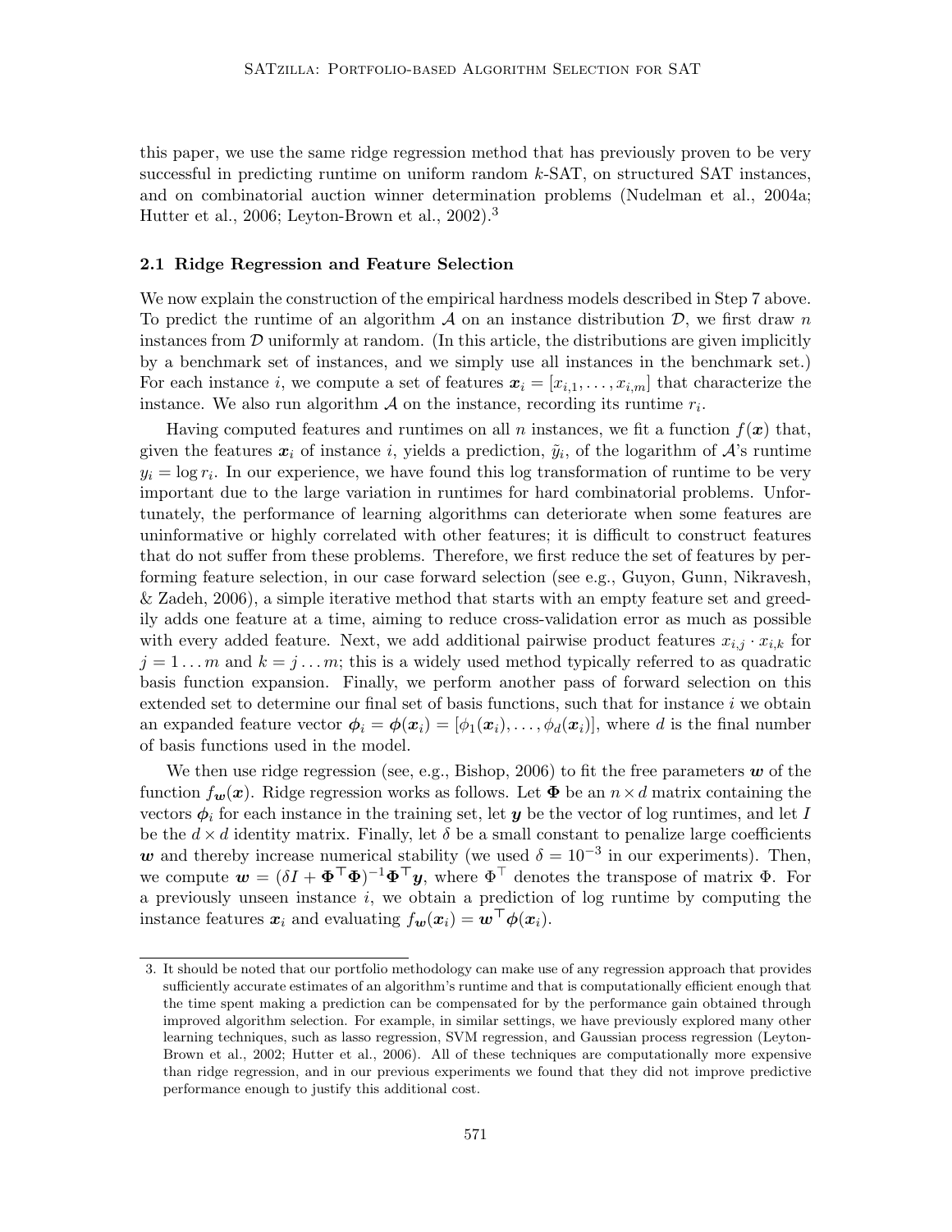this paper, we use the same ridge regression method that has previously proven to be very successful in predicting runtime on uniform random $k$-SAT, on structured SAT instances, and on combinatorial auction winner determination problems (Nudelman et al., 2004a; Hutter et al., 2006; Leyton-Brown et al., 2002).[3]

### 2.1 Ridge Regression and Feature Selection

We now explain the construction of the empirical hardness models described in Step 7 above. To predict the runtime of an algorithm $\mathcal{A}$ on an instance distribution $\mathcal{D}$, we first draw $n$ instances from $\mathcal{D}$ uniformly at random. (In this article, the distributions are given implicitly by a benchmark set of instances, and we simply use all instances in the benchmark set.) For each instance $i$, we compute a set of features $\boldsymbol{x}_i = [x_{i,1}, \ldots, x_{i,m}]$ that characterize the instance. We also run algorithm $\mathcal{A}$ on the instance, recording its runtime $r_i$.

Having computed features and runtimes on all $n$ instances, we fit a function $f(\boldsymbol{x})$ that, given the features $\boldsymbol{x}_i$ of instance $i$, yields a prediction, $\tilde{y}_i$, of the logarithm of $\mathcal{A}$'s runtime $y_i = \log r_i$. In our experience, we have found this log transformation of runtime to be very important due to the large variation in runtimes for hard combinatorial problems. Unfortunately, the performance of learning algorithms can deteriorate when some features are uninformative or highly correlated with other features; it is difficult to construct features that do not suffer from these problems. Therefore, we first reduce the set of features by performing feature selection, in our case forward selection (see e.g., Guyon, Gunn, Nikravesh, & Zadeh, 2006), a simple iterative method that starts with an empty feature set and greedily adds one feature at a time, aiming to reduce cross-validation error as much as possible with every added feature. Next, we add additional pairwise product features $x_{i,j} \cdot x_{i,k}$ for $j = 1 \ldots m$ and $k = j \ldots m$; this is a widely used method typically referred to as quadratic basis function expansion. Finally, we perform another pass of forward selection on this extended set to determine our final set of basis functions, such that for instance $i$ we obtain an expanded feature vector $\boldsymbol{\phi}_i = \boldsymbol{\phi}(\boldsymbol{x}_i) = [\phi_1(\boldsymbol{x}_i), \ldots, \phi_d(\boldsymbol{x}_i)]$, where $d$ is the final number of basis functions used in the model.

We then use ridge regression (see, e.g., Bishop, 2006) to fit the free parameters $\boldsymbol{w}$ of the function $f_{\boldsymbol{w}}(\boldsymbol{x})$. Ridge regression works as follows. Let $\boldsymbol{\Phi}$ be an $n \times d$ matrix containing the vectors $\boldsymbol{\phi}_i$ for each instance in the training set, let $\boldsymbol{y}$ be the vector of log runtimes, and let $I$ be the $d \times d$ identity matrix. Finally, let $\delta$ be a small constant to penalize large coefficients $\boldsymbol{w}$ and thereby increase numerical stability (we used $\delta = 10^{-3}$ in our experiments). Then, we compute $\boldsymbol{w} = (\delta I + \boldsymbol{\Phi}^\top \boldsymbol{\Phi})^{-1} \boldsymbol{\Phi}^\top \boldsymbol{y}$, where $\Phi^\top$ denotes the transpose of matrix $\Phi$. For a previously unseen instance $i$, we obtain a prediction of log runtime by computing the instance features $\boldsymbol{x}_i$ and evaluating $f_{\boldsymbol{w}}(\boldsymbol{x}_i) = \boldsymbol{w}^\top \boldsymbol{\phi}(\boldsymbol{x}_i)$.

3. It should be noted that our portfolio methodology can make use of any regression approach that provides sufficiently accurate estimates of an algorithm's runtime and that is computationally efficient enough that the time spent making a prediction can be compensated for by the performance gain obtained through improved algorithm selection. For example, in similar settings, we have previously explored many other learning techniques, such as lasso regression, SVM regression, and Gaussian process regression (Leyton-Brown et al., 2002; Hutter et al., 2006). All of these techniques are computationally more expensive than ridge regression, and in our previous experiments we found that they did not improve predictive performance enough to justify this additional cost.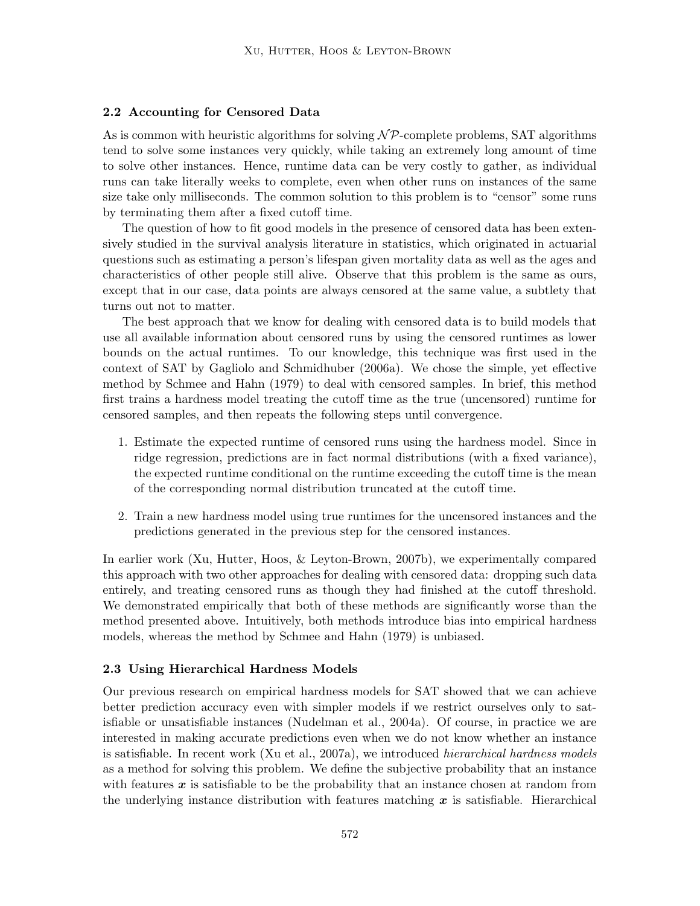### 2.2 Accounting for Censored Data

As is common with heuristic algorithms for solving $\mathcal{NP}$-complete problems, SAT algorithms tend to solve some instances very quickly, while taking an extremely long amount of time to solve other instances. Hence, runtime data can be very costly to gather, as individual runs can take literally weeks to complete, even when other runs on instances of the same size take only milliseconds. The common solution to this problem is to "censor" some runs by terminating them after a fixed cutoff time.

The question of how to fit good models in the presence of censored data has been extensively studied in the survival analysis literature in statistics, which originated in actuarial questions such as estimating a person's lifespan given mortality data as well as the ages and characteristics of other people still alive. Observe that this problem is the same as ours, except that in our case, data points are always censored at the same value, a subtlety that turns out not to matter.

The best approach that we know for dealing with censored data is to build models that use all available information about censored runs by using the censored runtimes as lower bounds on the actual runtimes. To our knowledge, this technique was first used in the context of SAT by Gagliolo and Schmidhuber (2006a). We chose the simple, yet effective method by Schmee and Hahn (1979) to deal with censored samples. In brief, this method first trains a hardness model treating the cutoff time as the true (uncensored) runtime for censored samples, and then repeats the following steps until convergence.

1. Estimate the expected runtime of censored runs using the hardness model. Since in ridge regression, predictions are in fact normal distributions (with a fixed variance), the expected runtime conditional on the runtime exceeding the cutoff time is the mean of the corresponding normal distribution truncated at the cutoff time.

2. Train a new hardness model using true runtimes for the uncensored instances and the predictions generated in the previous step for the censored instances.

In earlier work (Xu, Hutter, Hoos, & Leyton-Brown, 2007b), we experimentally compared this approach with two other approaches for dealing with censored data: dropping such data entirely, and treating censored runs as though they had finished at the cutoff threshold. We demonstrated empirically that both of these methods are significantly worse than the method presented above. Intuitively, both methods introduce bias into empirical hardness models, whereas the method by Schmee and Hahn (1979) is unbiased.

### 2.3 Using Hierarchical Hardness Models

Our previous research on empirical hardness models for SAT showed that we can achieve better prediction accuracy even with simpler models if we restrict ourselves only to satisfiable or unsatisfiable instances (Nudelman et al., 2004a). Of course, in practice we are interested in making accurate predictions even when we do not know whether an instance is satisfiable. In recent work (Xu et al., 2007a), we introduced *hierarchical hardness models* as a method for solving this problem. We define the subjective probability that an instance with features $\boldsymbol{x}$ is satisfiable to be the probability that an instance chosen at random from the underlying instance distribution with features matching $\boldsymbol{x}$ is satisfiable. Hierarchical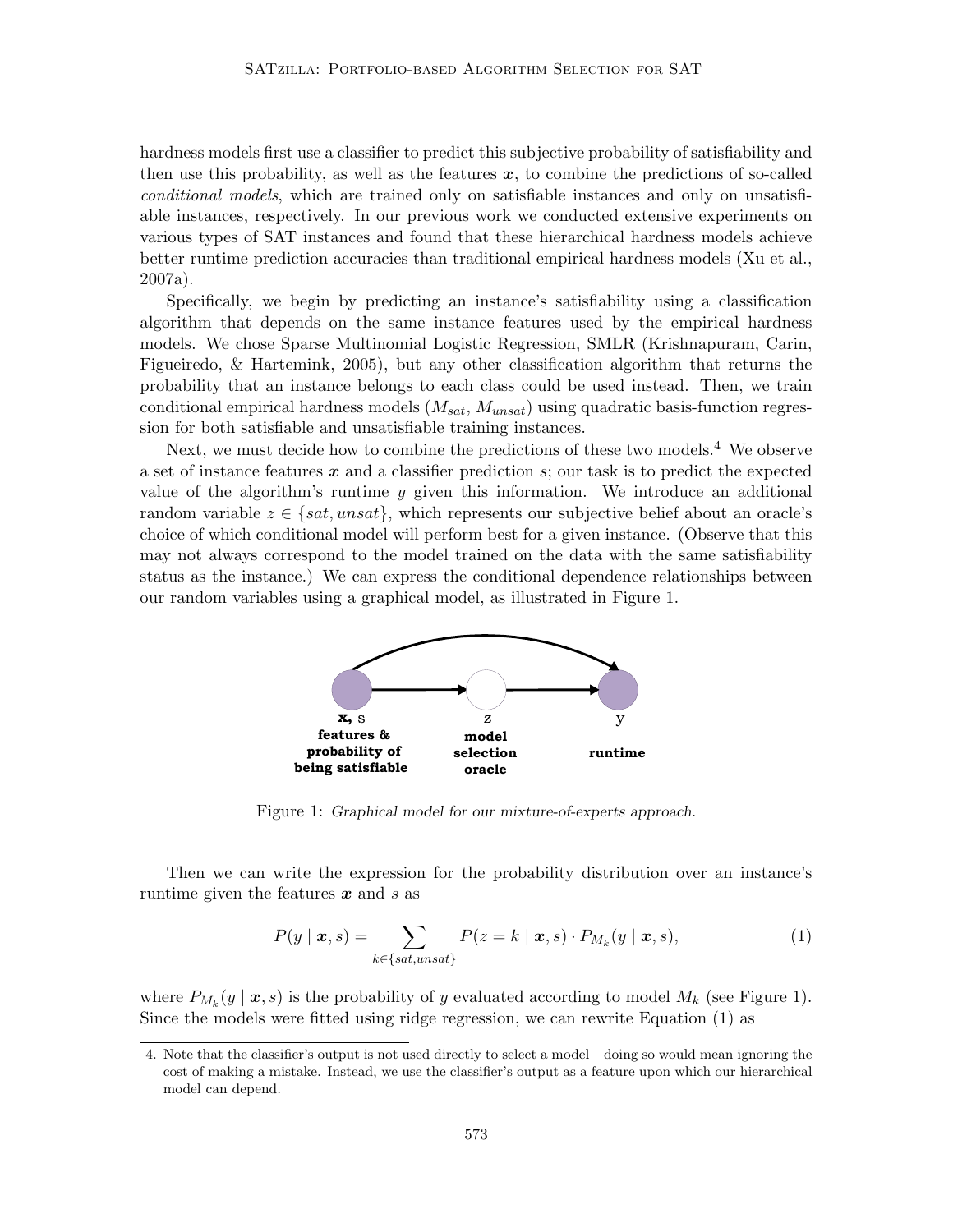hardness models first use a classifier to predict this subjective probability of satisfiability and then use this probability, as well as the features $\boldsymbol{x}$, to combine the predictions of so-called *conditional models*, which are trained only on satisfiable instances and only on unsatisfiable instances, respectively. In our previous work we conducted extensive experiments on various types of SAT instances and found that these hierarchical hardness models achieve better runtime prediction accuracies than traditional empirical hardness models (Xu et al., 2007a).

Specifically, we begin by predicting an instance's satisfiability using a classification algorithm that depends on the same instance features used by the empirical hardness models. We chose Sparse Multinomial Logistic Regression, SMLR (Krishnapuram, Carin, Figueiredo, & Hartemink, 2005), but any other classification algorithm that returns the probability that an instance belongs to each class could be used instead. Then, we train conditional empirical hardness models ($M_{sat}$, $M_{unsat}$) using quadratic basis-function regression for both satisfiable and unsatisfiable training instances.

Next, we must decide how to combine the predictions of these two models.[4] We observe a set of instance features $\boldsymbol{x}$ and a classifier prediction $s$; our task is to predict the expected value of the algorithm's runtime $y$ given this information. We introduce an additional random variable $z \in \{sat, unsat\}$, which represents our subjective belief about an oracle's choice of which conditional model will perform best for a given instance. (Observe that this may not always correspond to the model trained on the data with the same satisfiability status as the instance.) We can express the conditional dependence relationships between our random variables using a graphical model, as illustrated in Figure 1.

Figure 1: *Graphical model for our mixture-of-experts approach.*

Then we can write the expression for the probability distribution over an instance's runtime given the features $\boldsymbol{x}$ and $s$ as

$$P(y \mid \boldsymbol{x}, s) = \sum_{k \in \{sat, unsat\}} P(z = k \mid \boldsymbol{x}, s) \cdot P_{M_k}(y \mid \boldsymbol{x}, s), \tag{1}$$

where $P_{M_k}(y \mid \boldsymbol{x}, s)$ is the probability of $y$ evaluated according to model $M_k$ (see Figure 1). Since the models were fitted using ridge regression, we can rewrite Equation (1) as

4. Note that the classifier's output is not used directly to select a model—doing so would mean ignoring the cost of making a mistake. Instead, we use the classifier's output as a feature upon which our hierarchical model can depend.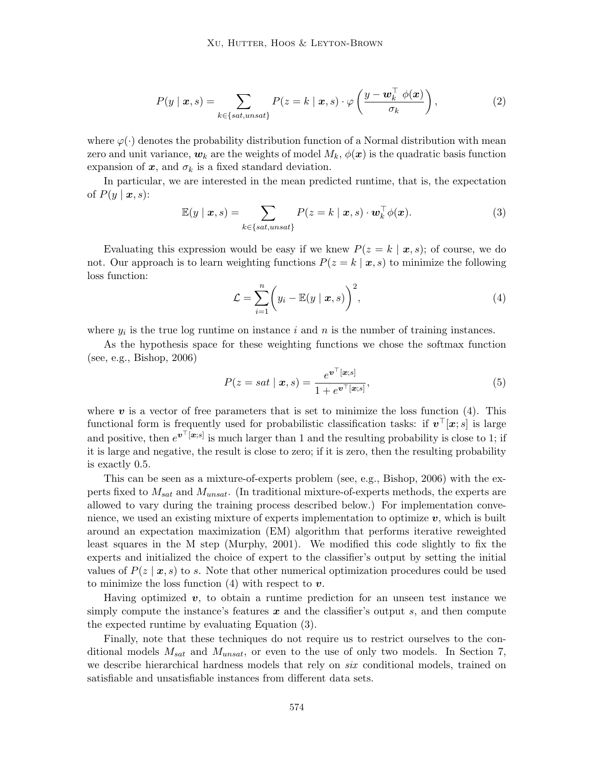$$P(y \mid \boldsymbol{x}, s) = \sum_{k \in \{sat, unsat\}} P(z = k \mid \boldsymbol{x}, s) \cdot \varphi\left(\frac{y - \boldsymbol{w}_k^\top \ \phi(\boldsymbol{x})}{\sigma_k}\right), \tag{2}$$

where $\varphi(\cdot)$ denotes the probability distribution function of a Normal distribution with mean zero and unit variance, $\boldsymbol{w}_k$ are the weights of model $M_k$, $\phi(\boldsymbol{x})$ is the quadratic basis function expansion of $\boldsymbol{x}$, and $\sigma_k$ is a fixed standard deviation.

In particular, we are interested in the mean predicted runtime, that is, the expectation of $P(y \mid \boldsymbol{x}, s)$:

$$\mathbb{E}(y \mid \boldsymbol{x}, s) = \sum_{k \in \{sat, unsat\}} P(z = k \mid \boldsymbol{x}, s) \cdot \boldsymbol{w}_k^\top \phi(\boldsymbol{x}). \tag{3}$$

Evaluating this expression would be easy if we knew $P(z = k \mid \boldsymbol{x}, s)$; of course, we do not. Our approach is to learn weighting functions $P(z = k \mid \boldsymbol{x}, s)$ to minimize the following loss function:

$$\mathcal{L} = \sum_{i=1}^{n} \left( y_i - \mathbb{E}(y \mid \boldsymbol{x}, s) \right)^2, \tag{4}$$

where $y_i$ is the true log runtime on instance $i$ and $n$ is the number of training instances.

As the hypothesis space for these weighting functions we chose the softmax function (see, e.g., Bishop, 2006)

$$P(z = sat \mid \boldsymbol{x}, s) = \frac{e^{\boldsymbol{v}^\top [\boldsymbol{x}; s]}}{1 + e^{\boldsymbol{v}^\top [\boldsymbol{x}; s]}}, \tag{5}$$

where $\boldsymbol{v}$ is a vector of free parameters that is set to minimize the loss function (4). This functional form is frequently used for probabilistic classification tasks: if $\boldsymbol{v}^\top [\boldsymbol{x}; s]$ is large and positive, then $e^{\boldsymbol{v}^\top [\boldsymbol{x}; s]}$ is much larger than 1 and the resulting probability is close to 1; if it is large and negative, the result is close to zero; if it is zero, then the resulting probability is exactly 0.5.

This can be seen as a mixture-of-experts problem (see, e.g., Bishop, 2006) with the experts fixed to $M_{sat}$ and $M_{unsat}$. (In traditional mixture-of-experts methods, the experts are allowed to vary during the training process described below.) For implementation convenience, we used an existing mixture of experts implementation to optimize $\boldsymbol{v}$, which is built around an expectation maximization (EM) algorithm that performs iterative reweighted least squares in the M step (Murphy, 2001). We modified this code slightly to fix the experts and initialized the choice of expert to the classifier's output by setting the initial values of $P(z \mid \boldsymbol{x}, s)$ to $s$. Note that other numerical optimization procedures could be used to minimize the loss function (4) with respect to $\boldsymbol{v}$.

Having optimized $\boldsymbol{v}$, to obtain a runtime prediction for an unseen test instance we simply compute the instance's features $\boldsymbol{x}$ and the classifier's output $s$, and then compute the expected runtime by evaluating Equation (3).

Finally, note that these techniques do not require us to restrict ourselves to the conditional models $M_{sat}$ and $M_{unsat}$, or even to the use of only two models. In Section 7, we describe hierarchical hardness models that rely on *six* conditional models, trained on satisfiable and unsatisfiable instances from different data sets.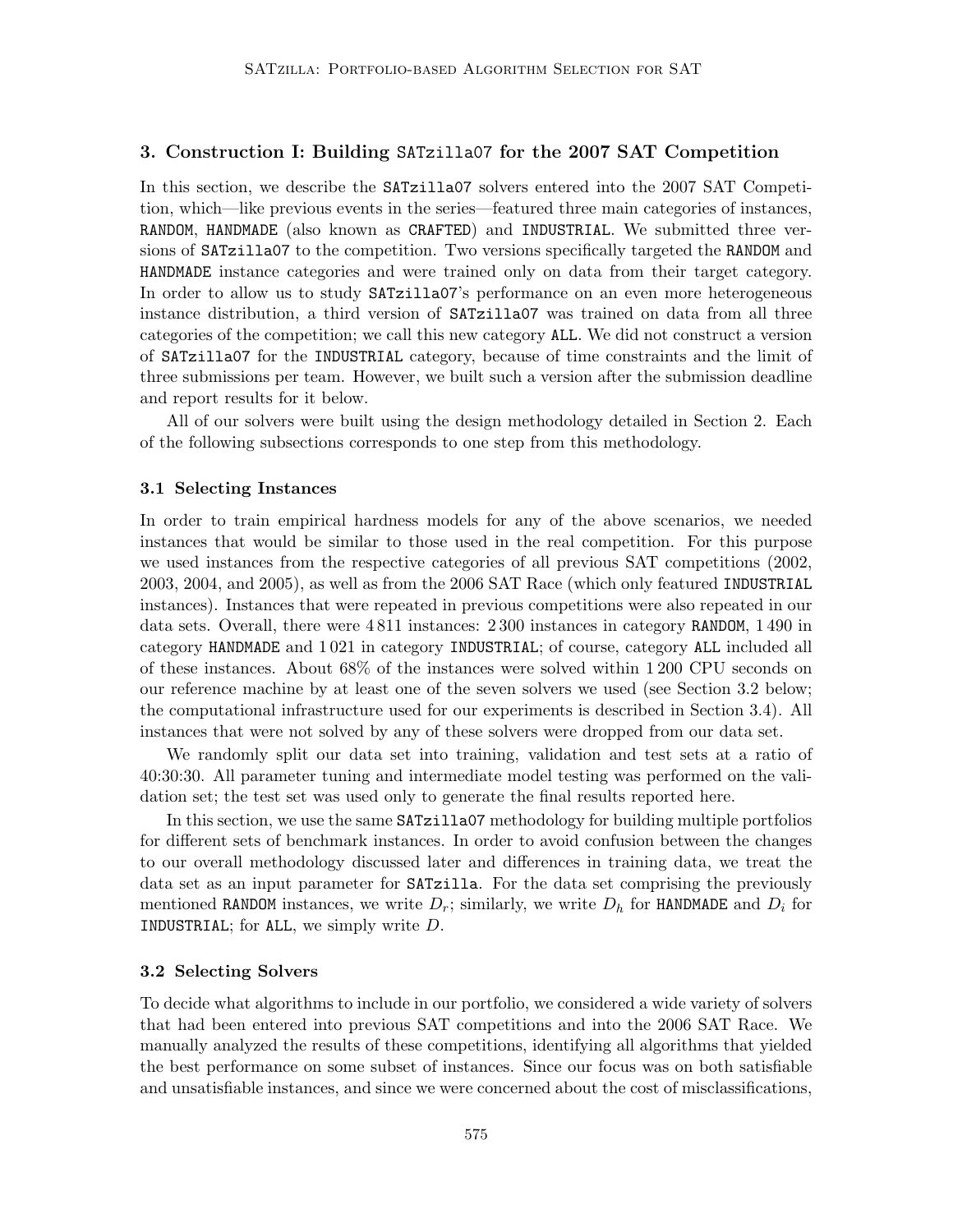## 3. Construction I: Building SATzilla07 for the 2007 SAT Competition

In this section, we describe the SATzilla07 solvers entered into the 2007 SAT Competition, which—like previous events in the series—featured three main categories of instances, RANDOM, HANDMADE (also known as CRAFTED) and INDUSTRIAL. We submitted three versions of SATzilla07 to the competition. Two versions specifically targeted the RANDOM and HANDMADE instance categories and were trained only on data from their target category. In order to allow us to study SATzilla07's performance on an even more heterogeneous instance distribution, a third version of SATzilla07 was trained on data from all three categories of the competition; we call this new category ALL. We did not construct a version of SATzilla07 for the INDUSTRIAL category, because of time constraints and the limit of three submissions per team. However, we built such a version after the submission deadline and report results for it below.

All of our solvers were built using the design methodology detailed in Section 2. Each of the following subsections corresponds to one step from this methodology.

### 3.1 Selecting Instances

In order to train empirical hardness models for any of the above scenarios, we needed instances that would be similar to those used in the real competition. For this purpose we used instances from the respective categories of all previous SAT competitions (2002, 2003, 2004, and 2005), as well as from the 2006 SAT Race (which only featured INDUSTRIAL instances). Instances that were repeated in previous competitions were also repeated in our data sets. Overall, there were 4 811 instances: 2 300 instances in category RANDOM, 1 490 in category HANDMADE and 1 021 in category INDUSTRIAL; of course, category ALL included all of these instances. About 68% of the instances were solved within 1 200 CPU seconds on our reference machine by at least one of the seven solvers we used (see Section 3.2 below; the computational infrastructure used for our experiments is described in Section 3.4). All instances that were not solved by any of these solvers were dropped from our data set.

We randomly split our data set into training, validation and test sets at a ratio of 40:30:30. All parameter tuning and intermediate model testing was performed on the validation set; the test set was used only to generate the final results reported here.

In this section, we use the same SATzilla07 methodology for building multiple portfolios for different sets of benchmark instances. In order to avoid confusion between the changes to our overall methodology discussed later and differences in training data, we treat the data set as an input parameter for SATzilla. For the data set comprising the previously mentioned RANDOM instances, we write $D_r$; similarly, we write $D_h$ for HANDMADE and $D_i$ for INDUSTRIAL; for ALL, we simply write $D$.

### 3.2 Selecting Solvers

To decide what algorithms to include in our portfolio, we considered a wide variety of solvers that had been entered into previous SAT competitions and into the 2006 SAT Race. We manually analyzed the results of these competitions, identifying all algorithms that yielded the best performance on some subset of instances. Since our focus was on both satisfiable and unsatisfiable instances, and since we were concerned about the cost of misclassifications,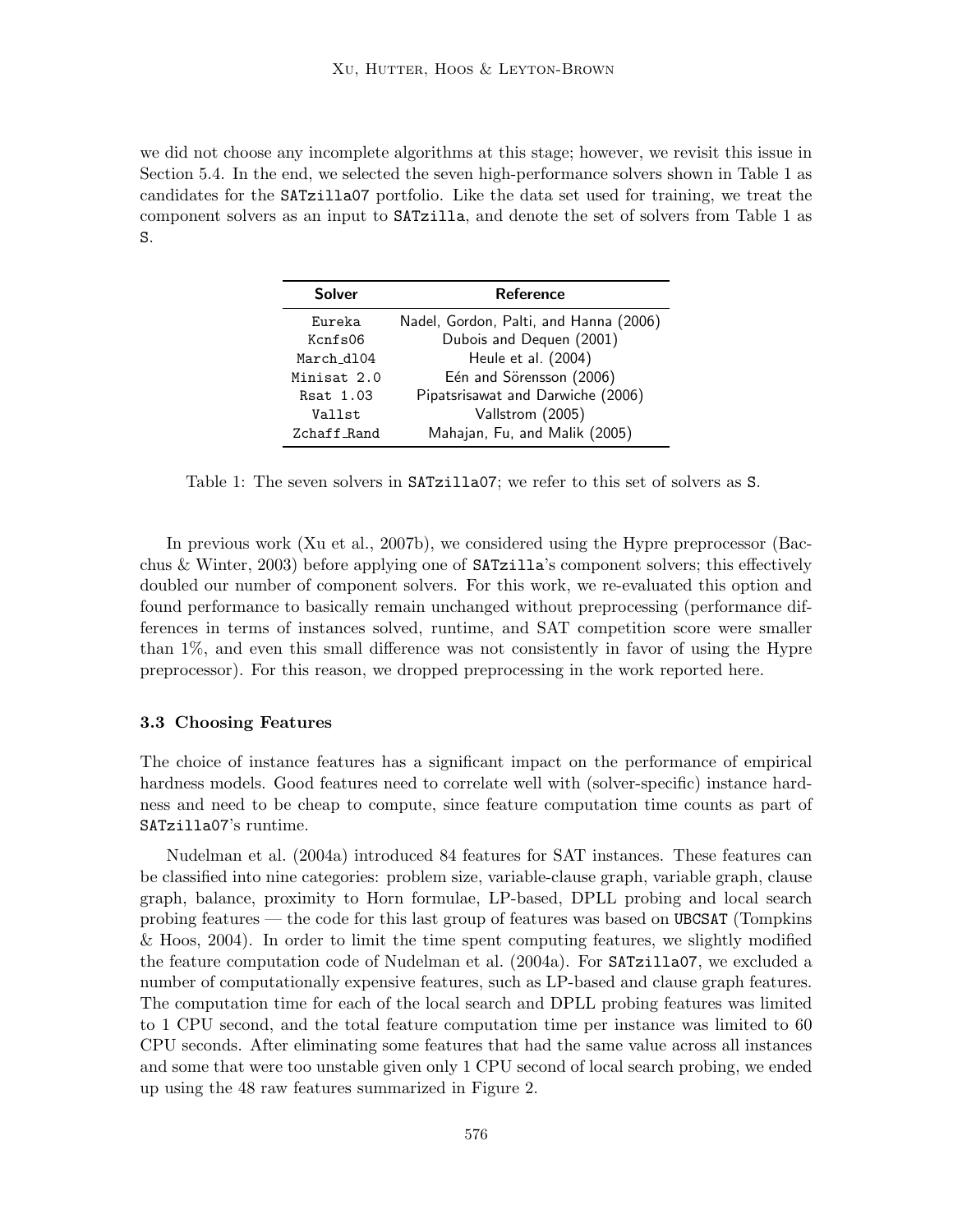we did not choose any incomplete algorithms at this stage; however, we revisit this issue in Section 5.4. In the end, we selected the seven high-performance solvers shown in Table 1 as candidates for the SATzilla07 portfolio. Like the data set used for training, we treat the component solvers as an input to SATzilla, and denote the set of solvers from Table 1 as S.

| Solver | Reference |
|---|---|
| Eureka | Nadel, Gordon, Palti, and Hanna (2006) |
| Kcnfs06 | Dubois and Dequen (2001) |
| March_dl04 | Heule et al. (2004) |
| Minisat 2.0 | Eén and Sörensson (2006) |
| Rsat 1.03 | Pipatsrisawat and Darwiche (2006) |
| Vallst | Vallstrom (2005) |
| Zchaff_Rand | Mahajan, Fu, and Malik (2005) |

Table 1: The seven solvers in SATzilla07; we refer to this set of solvers as S.

In previous work (Xu et al., 2007b), we considered using the Hypre preprocessor (Bacchus & Winter, 2003) before applying one of SATzilla's component solvers; this effectively doubled our number of component solvers. For this work, we re-evaluated this option and found performance to basically remain unchanged without preprocessing (performance differences in terms of instances solved, runtime, and SAT competition score were smaller than 1%, and even this small difference was not consistently in favor of using the Hypre preprocessor). For this reason, we dropped preprocessing in the work reported here.

### 3.3 Choosing Features

The choice of instance features has a significant impact on the performance of empirical hardness models. Good features need to correlate well with (solver-specific) instance hardness and need to be cheap to compute, since feature computation time counts as part of SATzilla07's runtime.

Nudelman et al. (2004a) introduced 84 features for SAT instances. These features can be classified into nine categories: problem size, variable-clause graph, variable graph, clause graph, balance, proximity to Horn formulae, LP-based, DPLL probing and local search probing features — the code for this last group of features was based on UBCSAT (Tompkins & Hoos, 2004). In order to limit the time spent computing features, we slightly modified the feature computation code of Nudelman et al. (2004a). For SATzilla07, we excluded a number of computationally expensive features, such as LP-based and clause graph features. The computation time for each of the local search and DPLL probing features was limited to 1 CPU second, and the total feature computation time per instance was limited to 60 CPU seconds. After eliminating some features that had the same value across all instances and some that were too unstable given only 1 CPU second of local search probing, we ended up using the 48 raw features summarized in Figure 2.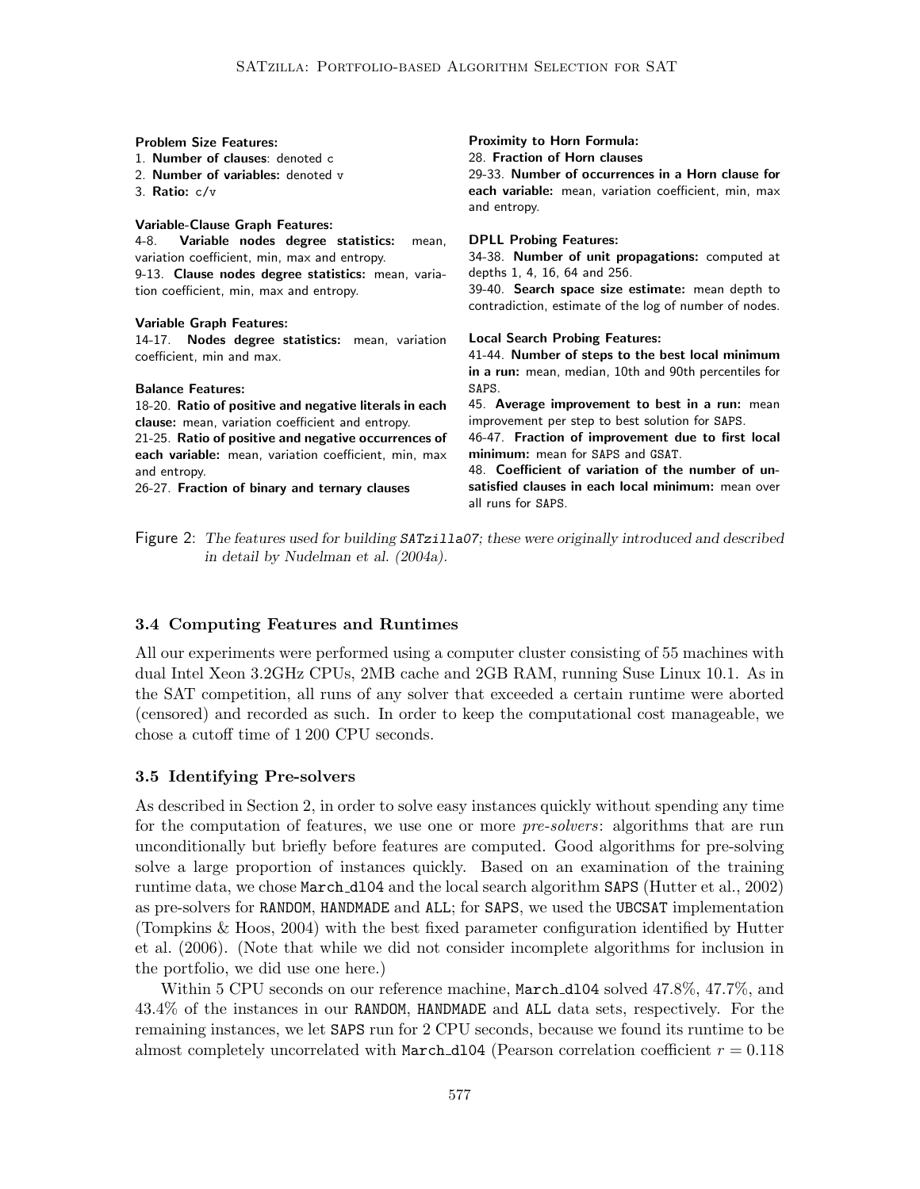**Problem Size Features:**
1. **Number of clauses**: denoted c
2. **Number of variables:** denoted v
3. **Ratio:** c/v

**Variable-Clause Graph Features:**
4-8. **Variable nodes degree statistics:** mean, variation coefficient, min, max and entropy.
9-13. **Clause nodes degree statistics:** mean, variation coefficient, min, max and entropy.

**Variable Graph Features:**
14-17. **Nodes degree statistics:** mean, variation coefficient, min and max.

**Balance Features:**
18-20. **Ratio of positive and negative literals in each clause:** mean, variation coefficient and entropy.
21-25. **Ratio of positive and negative occurrences of each variable:** mean, variation coefficient, min, max and entropy.
26-27. **Fraction of binary and ternary clauses**

**Proximity to Horn Formula:**
28. **Fraction of Horn clauses**
29-33. **Number of occurrences in a Horn clause for each variable:** mean, variation coefficient, min, max and entropy.

**DPLL Probing Features:**
34-38. **Number of unit propagations:** computed at depths 1, 4, 16, 64 and 256.
39-40. **Search space size estimate:** mean depth to contradiction, estimate of the log of number of nodes.

**Local Search Probing Features:**
41-44. **Number of steps to the best local minimum in a run:** mean, median, 10th and 90th percentiles for SAPS.
45. **Average improvement to best in a run:** mean improvement per step to best solution for SAPS.
46-47. **Fraction of improvement due to first local minimum:** mean for SAPS and GSAT.
48. **Coefficient of variation of the number of unsatisfied clauses in each local minimum:** mean over all runs for SAPS.

Figure 2: *The features used for building* SATzilla07*; these were originally introduced and described in detail by Nudelman et al. (2004a).*

### 3.4 Computing Features and Runtimes

All our experiments were performed using a computer cluster consisting of 55 machines with dual Intel Xeon 3.2GHz CPUs, 2MB cache and 2GB RAM, running Suse Linux 10.1. As in the SAT competition, all runs of any solver that exceeded a certain runtime were aborted (censored) and recorded as such. In order to keep the computational cost manageable, we chose a cutoff time of 1 200 CPU seconds.

### 3.5 Identifying Pre-solvers

As described in Section 2, in order to solve easy instances quickly without spending any time for the computation of features, we use one or more *pre-solvers*: algorithms that are run unconditionally but briefly before features are computed. Good algorithms for pre-solving solve a large proportion of instances quickly. Based on an examination of the training runtime data, we chose March_dl04 and the local search algorithm SAPS (Hutter et al., 2002) as pre-solvers for RANDOM, HANDMADE and ALL; for SAPS, we used the UBCSAT implementation (Tompkins & Hoos, 2004) with the best fixed parameter configuration identified by Hutter et al. (2006). (Note that while we did not consider incomplete algorithms for inclusion in the portfolio, we did use one here.)

Within 5 CPU seconds on our reference machine, March_dl04 solved 47.8%, 47.7%, and 43.4% of the instances in our RANDOM, HANDMADE and ALL data sets, respectively. For the remaining instances, we let SAPS run for 2 CPU seconds, because we found its runtime to be almost completely uncorrelated with March_dl04 (Pearson correlation coefficient $r = 0.118$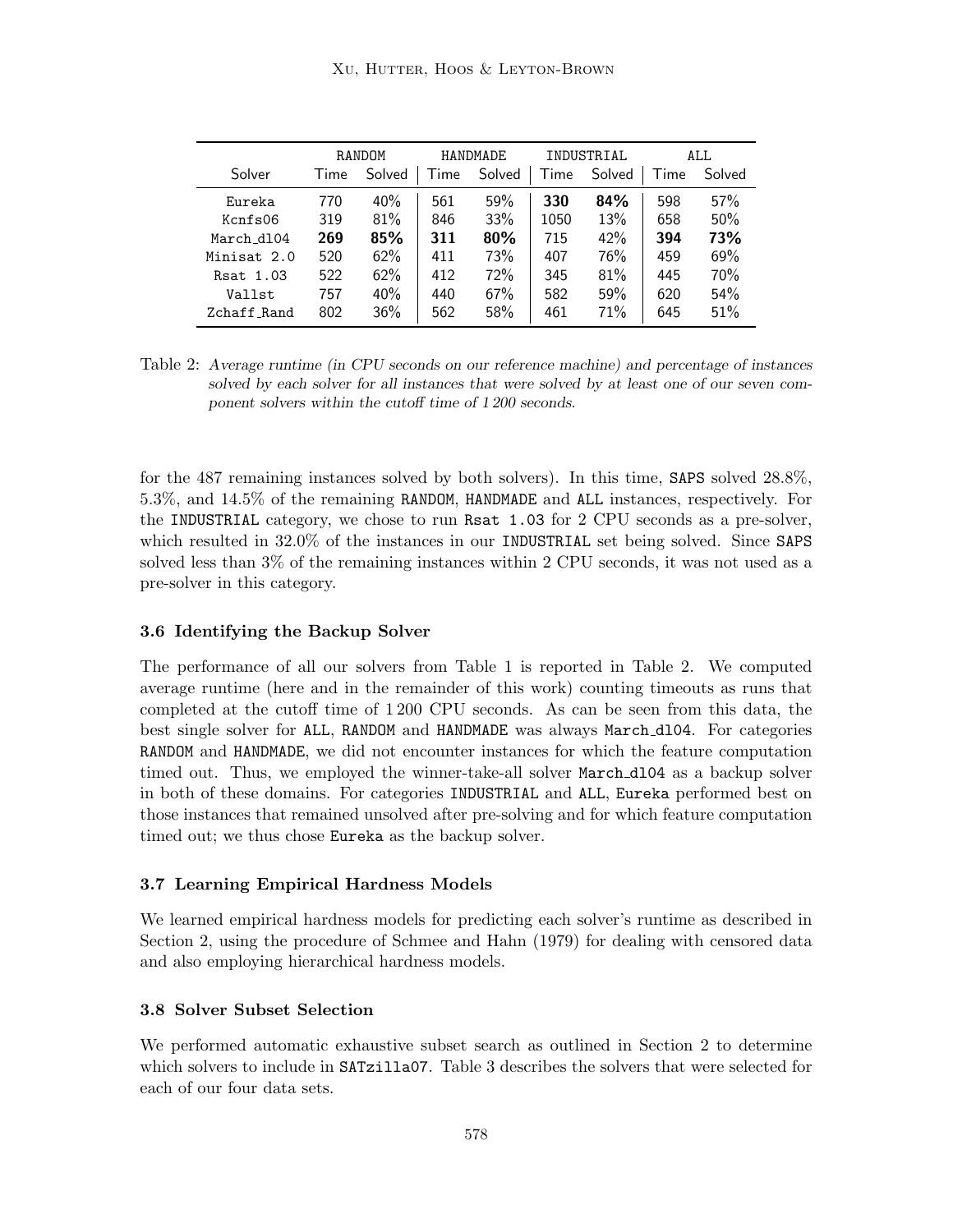| Solver | RANDOM | | HANDMADE | | INDUSTRIAL | | ALL | |
|---|---|---|---|---|---|---|---|---|
| | Time | Solved | Time | Solved | Time | Solved | Time | Solved |
| Eureka | 770 | 40% | 561 | 59% | **330** | **84%** | 598 | 57% |
| Kcnfs06 | 319 | 81% | 846 | 33% | 1050 | 13% | 658 | 50% |
| March_dl04 | **269** | **85%** | **311** | **80%** | 715 | 42% | **394** | **73%** |
| Minisat 2.0 | 520 | 62% | 411 | 73% | 407 | 76% | 459 | 69% |
| Rsat 1.03 | 522 | 62% | 412 | 72% | 345 | 81% | 445 | 70% |
| Vallst | 757 | 40% | 440 | 67% | 582 | 59% | 620 | 54% |
| Zchaff_Rand | 802 | 36% | 562 | 58% | 461 | 71% | 645 | 51% |

Table 2: *Average runtime (in CPU seconds on our reference machine) and percentage of instances solved by each solver for all instances that were solved by at least one of our seven component solvers within the cutoff time of 1 200 seconds.*

for the 487 remaining instances solved by both solvers). In this time, SAPS solved 28.8%, 5.3%, and 14.5% of the remaining RANDOM, HANDMADE and ALL instances, respectively. For the INDUSTRIAL category, we chose to run Rsat 1.03 for 2 CPU seconds as a pre-solver, which resulted in 32.0% of the instances in our INDUSTRIAL set being solved. Since SAPS solved less than 3% of the remaining instances within 2 CPU seconds, it was not used as a pre-solver in this category.

### 3.6 Identifying the Backup Solver

The performance of all our solvers from Table 1 is reported in Table 2. We computed average runtime (here and in the remainder of this work) counting timeouts as runs that completed at the cutoff time of 1 200 CPU seconds. As can be seen from this data, the best single solver for ALL, RANDOM and HANDMADE was always March_dl04. For categories RANDOM and HANDMADE, we did not encounter instances for which the feature computation timed out. Thus, we employed the winner-take-all solver March_dl04 as a backup solver in both of these domains. For categories INDUSTRIAL and ALL, Eureka performed best on those instances that remained unsolved after pre-solving and for which feature computation timed out; we thus chose Eureka as the backup solver.

### 3.7 Learning Empirical Hardness Models

We learned empirical hardness models for predicting each solver's runtime as described in Section 2, using the procedure of Schmee and Hahn (1979) for dealing with censored data and also employing hierarchical hardness models.

### 3.8 Solver Subset Selection

We performed automatic exhaustive subset search as outlined in Section 2 to determine which solvers to include in SATzilla07. Table 3 describes the solvers that were selected for each of our four data sets.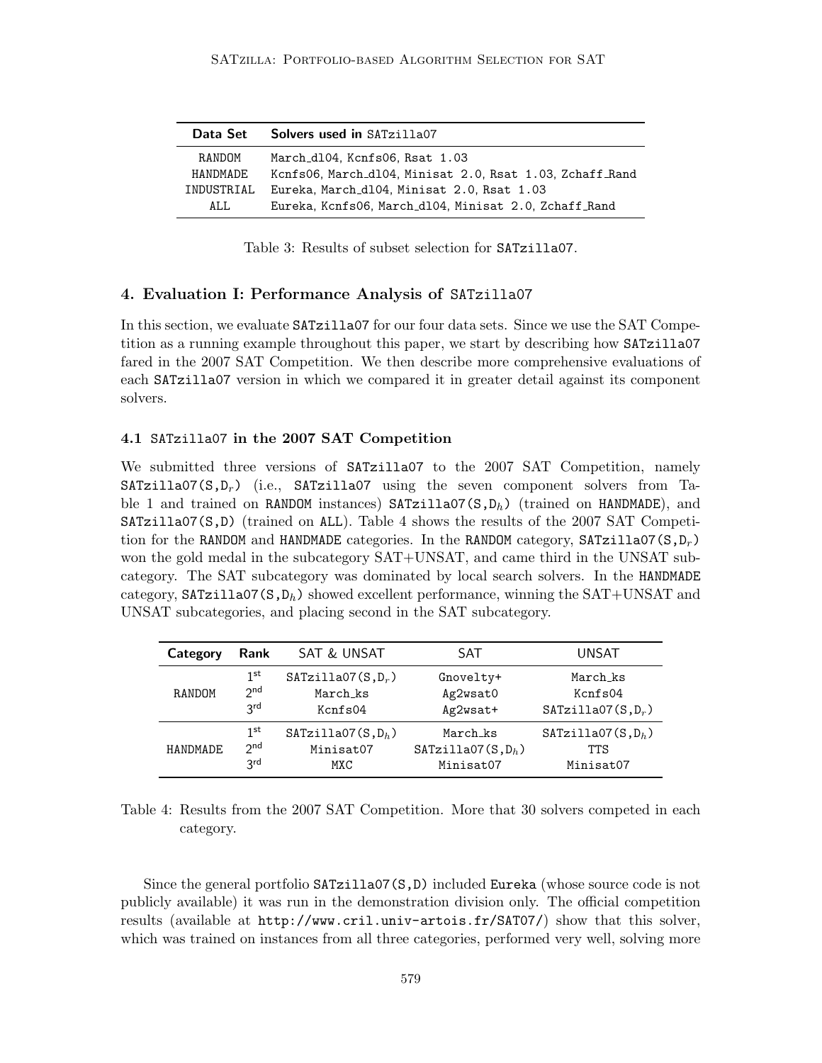| Data Set | Solvers used in SATzilla07 |
| --- | --- |
| RANDOM | March_dl04, Kcnfs06, Rsat 1.03 |
| HANDMADE | Kcnfs06, March_dl04, Minisat 2.0, Rsat 1.03, Zchaff_Rand |
| INDUSTRIAL | Eureka, March_dl04, Minisat 2.0, Rsat 1.03 |
| ALL | Eureka, Kcnfs06, March_dl04, Minisat 2.0, Zchaff_Rand |

Table 3: Results of subset selection for SATzilla07.

## 4. Evaluation I: Performance Analysis of SATzilla07

In this section, we evaluate SATzilla07 for our four data sets. Since we use the SAT Competition as a running example throughout this paper, we start by describing how SATzilla07 fared in the 2007 SAT Competition. We then describe more comprehensive evaluations of each SATzilla07 version in which we compared it in greater detail against its component solvers.

### 4.1 SATzilla07 in the 2007 SAT Competition

We submitted three versions of SATzilla07 to the 2007 SAT Competition, namely SATzilla07(S,$D_r$) (i.e., SATzilla07 using the seven component solvers from Table 1 and trained on RANDOM instances) SATzilla07(S,$D_h$) (trained on HANDMADE), and SATzilla07(S,D) (trained on ALL). Table 4 shows the results of the 2007 SAT Competition for the RANDOM and HANDMADE categories. In the RANDOM category, SATzilla07(S,$D_r$) won the gold medal in the subcategory SAT+UNSAT, and came third in the UNSAT subcategory. The SAT subcategory was dominated by local search solvers. In the HANDMADE category, SATzilla07(S,$D_h$) showed excellent performance, winning the SAT+UNSAT and UNSAT subcategories, and placing second in the SAT subcategory.

| Category | Rank | SAT & UNSAT | SAT | UNSAT |
| --- | --- | --- | --- | --- |
| RANDOM | 1st | SATzilla07(S,$D_r$) | Gnovelty+ | March_ks |
| | 2nd | March_ks | Ag2wsat0 | Kcnfs04 |
| | 3rd | Kcnfs04 | Ag2wsat+ | SATzilla07(S,$D_r$) |
| HANDMADE | 1st | SATzilla07(S,$D_h$) | March_ks | SATzilla07(S,$D_h$) |
| | 2nd | Minisat07 | SATzilla07(S,$D_h$) | TTS |
| | 3rd | MXC | Minisat07 | Minisat07 |

Table 4: Results from the 2007 SAT Competition. More that 30 solvers competed in each category.

Since the general portfolio SATzilla07(S,D) included Eureka (whose source code is not publicly available) it was run in the demonstration division only. The official competition results (available at http://www.cril.univ-artois.fr/SAT07/) show that this solver, which was trained on instances from all three categories, performed very well, solving more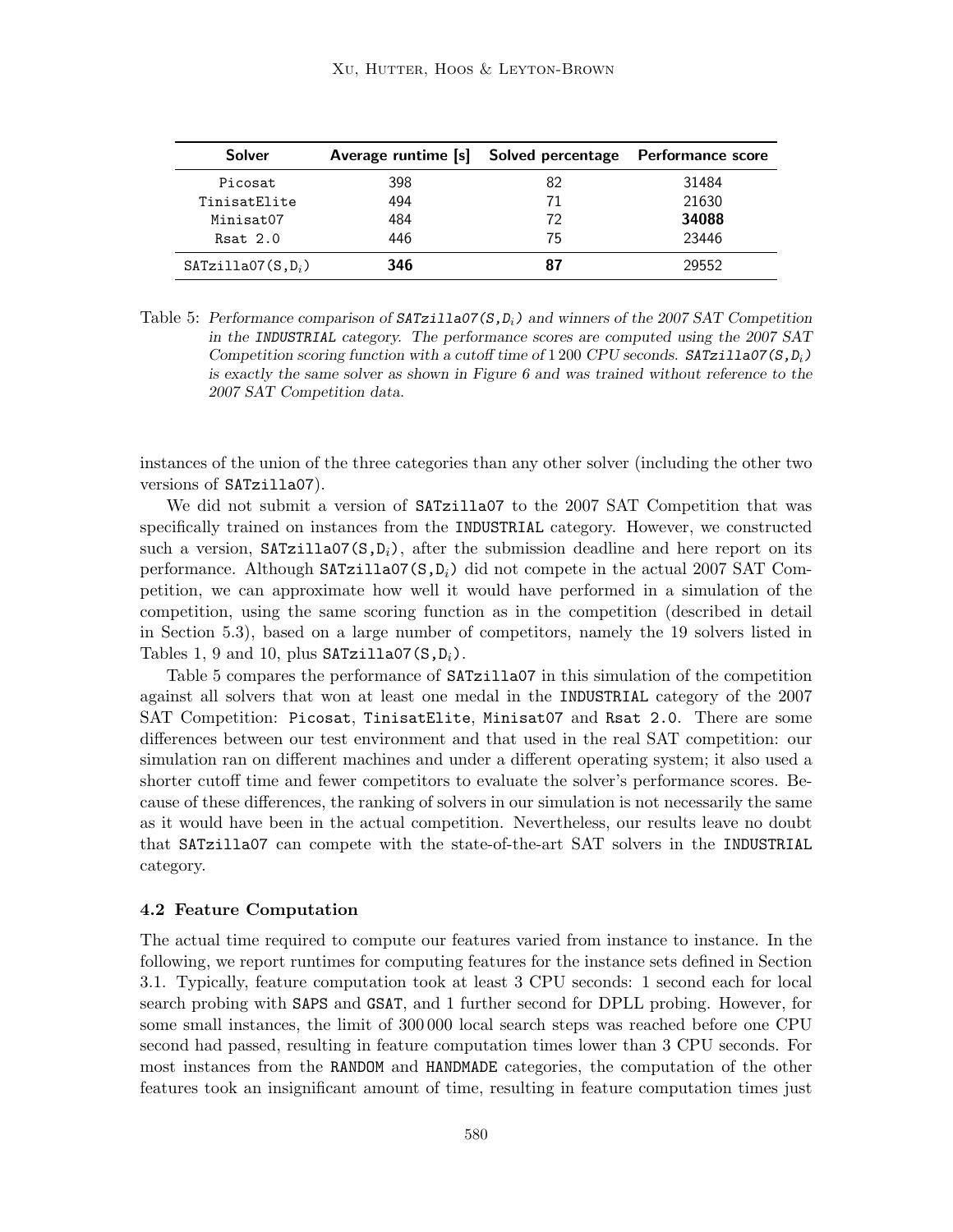| Solver | Average runtime [s] | Solved percentage | Performance score |
|---|---|---|---|
| Picosat | 398 | 82 | 31484 |
| TinisatElite | 494 | 71 | 21630 |
| Minisat07 | 484 | 72 | **34088** |
| Rsat 2.0 | 446 | 75 | 23446 |
| SATzilla07(S,$D_i$) | **346** | **87** | 29552 |

Table 5: *Performance comparison of SATzilla07(S,$D_i$) and winners of the 2007 SAT Competition in the INDUSTRIAL category. The performance scores are computed using the 2007 SAT Competition scoring function with a cutoff time of 1 200 CPU seconds. SATzilla07(S,$D_i$) is exactly the same solver as shown in Figure 6 and was trained without reference to the 2007 SAT Competition data.*

instances of the union of the three categories than any other solver (including the other two versions of SATzilla07).

We did not submit a version of SATzilla07 to the 2007 SAT Competition that was specifically trained on instances from the INDUSTRIAL category. However, we constructed such a version, SATzilla07(S,$D_i$), after the submission deadline and here report on its performance. Although SATzilla07(S,$D_i$) did not compete in the actual 2007 SAT Competition, we can approximate how well it would have performed in a simulation of the competition, using the same scoring function as in the competition (described in detail in Section 5.3), based on a large number of competitors, namely the 19 solvers listed in Tables 1, 9 and 10, plus SATzilla07(S,$D_i$).

Table 5 compares the performance of SATzilla07 in this simulation of the competition against all solvers that won at least one medal in the INDUSTRIAL category of the 2007 SAT Competition: Picosat, TinisatElite, Minisat07 and Rsat 2.0. There are some differences between our test environment and that used in the real SAT competition: our simulation ran on different machines and under a different operating system; it also used a shorter cutoff time and fewer competitors to evaluate the solver's performance scores. Because of these differences, the ranking of solvers in our simulation is not necessarily the same as it would have been in the actual competition. Nevertheless, our results leave no doubt that SATzilla07 can compete with the state-of-the-art SAT solvers in the INDUSTRIAL category.

### 4.2 Feature Computation

The actual time required to compute our features varied from instance to instance. In the following, we report runtimes for computing features for the instance sets defined in Section 3.1. Typically, feature computation took at least 3 CPU seconds: 1 second each for local search probing with SAPS and GSAT, and 1 further second for DPLL probing. However, for some small instances, the limit of 300 000 local search steps was reached before one CPU second had passed, resulting in feature computation times lower than 3 CPU seconds. For most instances from the RANDOM and HANDMADE categories, the computation of the other features took an insignificant amount of time, resulting in feature computation times just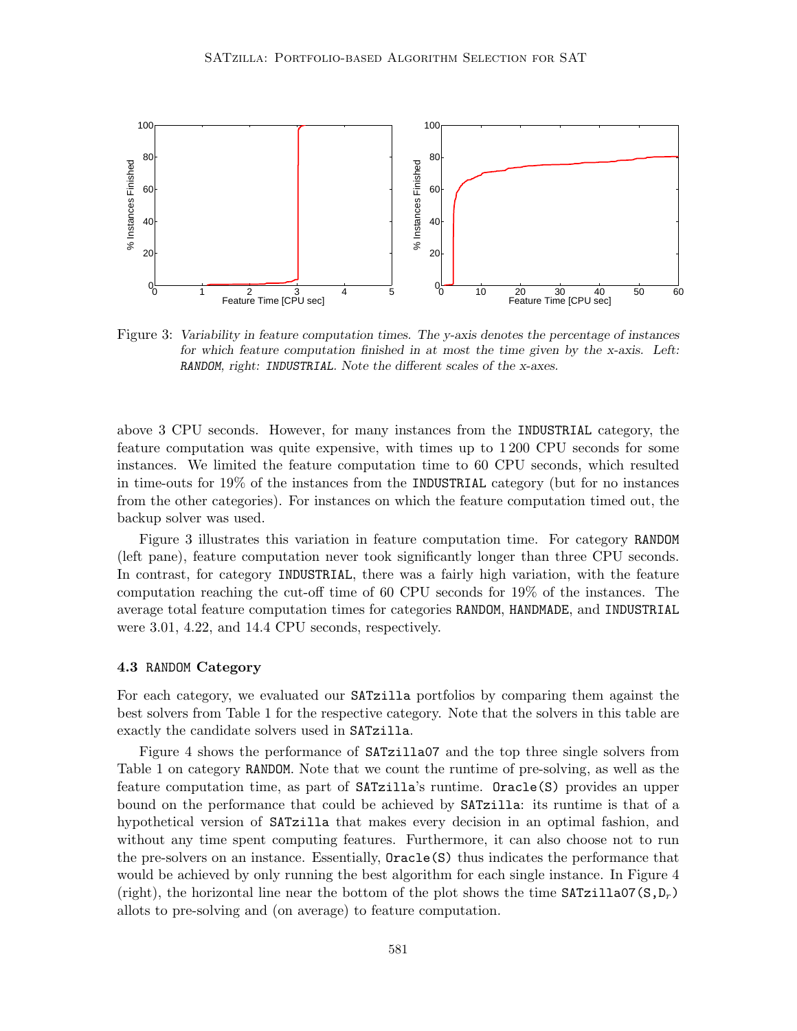Figure 3: *Variability in feature computation times. The y-axis denotes the percentage of instances for which feature computation finished in at most the time given by the x-axis. Left: RANDOM, right: INDUSTRIAL. Note the different scales of the x-axes.*

above 3 CPU seconds. However, for many instances from the INDUSTRIAL category, the feature computation was quite expensive, with times up to 1 200 CPU seconds for some instances. We limited the feature computation time to 60 CPU seconds, which resulted in time-outs for 19% of the instances from the INDUSTRIAL category (but for no instances from the other categories). For instances on which the feature computation timed out, the backup solver was used.

Figure 3 illustrates this variation in feature computation time. For category RANDOM (left pane), feature computation never took significantly longer than three CPU seconds. In contrast, for category INDUSTRIAL, there was a fairly high variation, with the feature computation reaching the cut-off time of 60 CPU seconds for 19% of the instances. The average total feature computation times for categories RANDOM, HANDMADE, and INDUSTRIAL were 3.01, 4.22, and 14.4 CPU seconds, respectively.

### 4.3 RANDOM Category

For each category, we evaluated our SATzilla portfolios by comparing them against the best solvers from Table 1 for the respective category. Note that the solvers in this table are exactly the candidate solvers used in SATzilla.

Figure 4 shows the performance of SATzilla07 and the top three single solvers from Table 1 on category RANDOM. Note that we count the runtime of pre-solving, as well as the feature computation time, as part of SATzilla's runtime. Oracle(S) provides an upper bound on the performance that could be achieved by SATzilla: its runtime is that of a hypothetical version of SATzilla that makes every decision in an optimal fashion, and without any time spent computing features. Furthermore, it can also choose not to run the pre-solvers on an instance. Essentially, Oracle(S) thus indicates the performance that would be achieved by only running the best algorithm for each single instance. In Figure 4 (right), the horizontal line near the bottom of the plot shows the time SATzilla07(S,$D_r$) allots to pre-solving and (on average) to feature computation.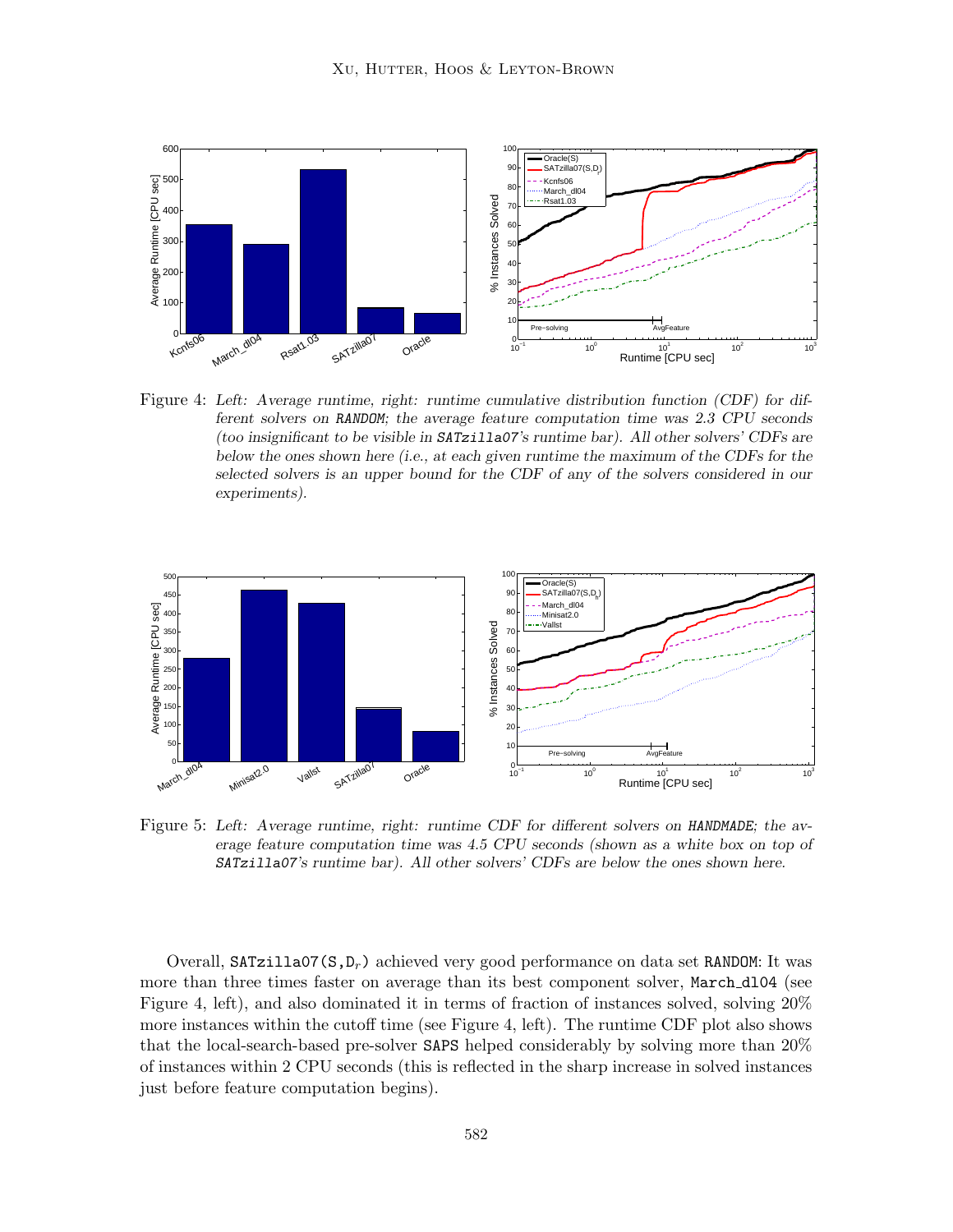Figure 4: *Left: Average runtime, right: runtime cumulative distribution function (CDF) for different solvers on* `RANDOM`*; the average feature computation time was 2.3 CPU seconds (too insignificant to be visible in* `SATzilla07`*'s runtime bar). All other solvers' CDFs are below the ones shown here (i.e., at each given runtime the maximum of the CDFs for the selected solvers is an upper bound for the CDF of any of the solvers considered in our experiments).*

Figure 5: *Left: Average runtime, right: runtime CDF for different solvers on* `HANDMADE`*; the average feature computation time was 4.5 CPU seconds (shown as a white box on top of* `SATzilla07`*'s runtime bar). All other solvers' CDFs are below the ones shown here.*

Overall, `SATzilla07(S,`$D_r$`)` achieved very good performance on data set `RANDOM`: It was more than three times faster on average than its best component solver, `March_dl04` (see Figure 4, left), and also dominated it in terms of fraction of instances solved, solving 20% more instances within the cutoff time (see Figure 4, left). The runtime CDF plot also shows that the local-search-based pre-solver `SAPS` helped considerably by solving more than 20% of instances within 2 CPU seconds (this is reflected in the sharp increase in solved instances just before feature computation begins).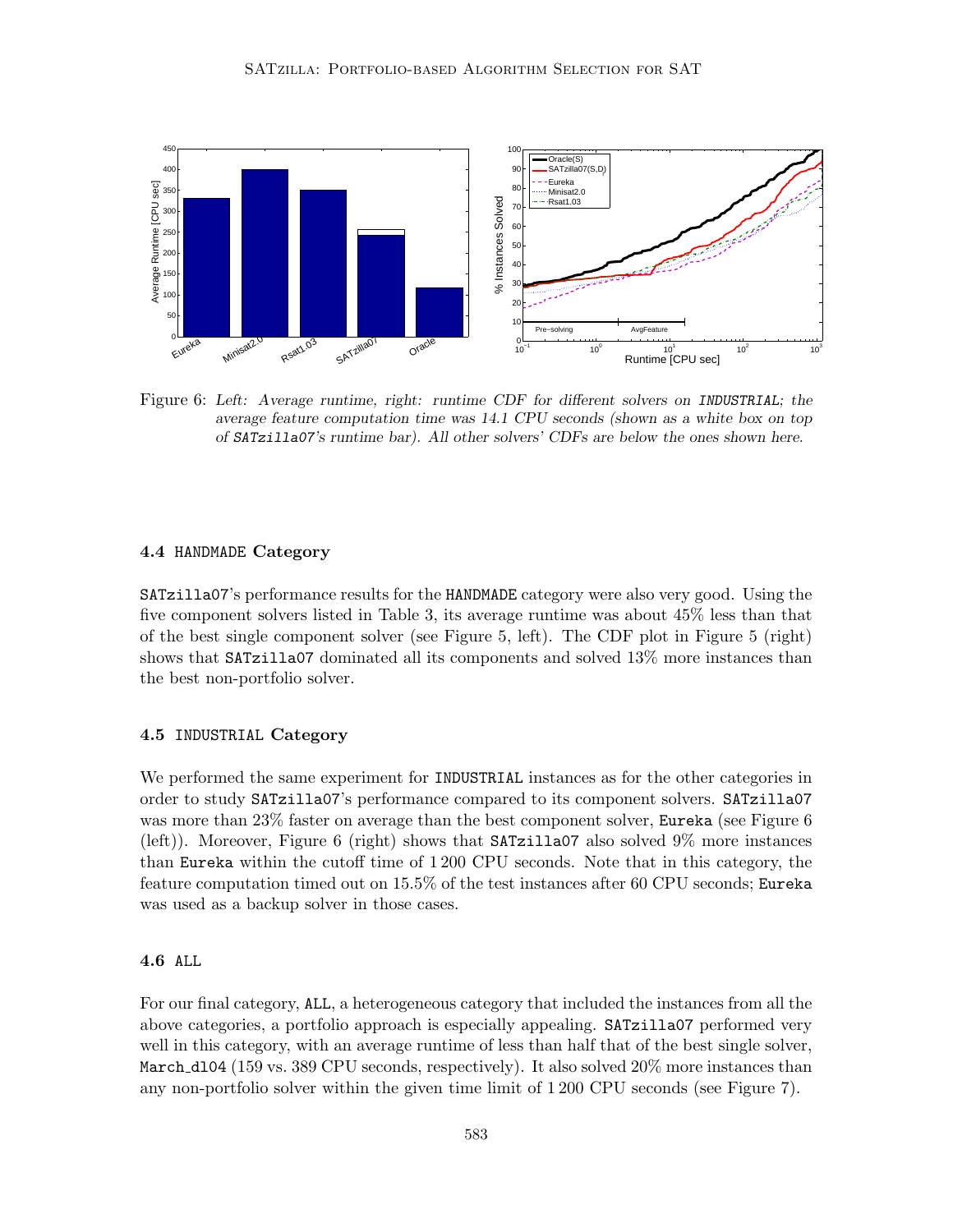Figure 6: *Left: Average runtime, right: runtime CDF for different solvers on* `INDUSTRIAL`*; the average feature computation time was 14.1 CPU seconds (shown as a white box on top of* `SATzilla07`*'s runtime bar). All other solvers' CDFs are below the ones shown here.*

### 4.4 `HANDMADE` Category

`SATzilla07`'s performance results for the `HANDMADE` category were also very good. Using the five component solvers listed in Table 3, its average runtime was about 45% less than that of the best single component solver (see Figure 5, left). The CDF plot in Figure 5 (right) shows that `SATzilla07` dominated all its components and solved 13% more instances than the best non-portfolio solver.

### 4.5 `INDUSTRIAL` Category

We performed the same experiment for `INDUSTRIAL` instances as for the other categories in order to study `SATzilla07`'s performance compared to its component solvers. `SATzilla07` was more than 23% faster on average than the best component solver, `Eureka` (see Figure 6 (left)). Moreover, Figure 6 (right) shows that `SATzilla07` also solved 9% more instances than `Eureka` within the cutoff time of 1 200 CPU seconds. Note that in this category, the feature computation timed out on 15.5% of the test instances after 60 CPU seconds; `Eureka` was used as a backup solver in those cases.

### 4.6 `ALL`

For our final category, `ALL`, a heterogeneous category that included the instances from all the above categories, a portfolio approach is especially appealing. `SATzilla07` performed very well in this category, with an average runtime of less than half that of the best single solver, `March_dl04` (159 vs. 389 CPU seconds, respectively). It also solved 20% more instances than any non-portfolio solver within the given time limit of 1 200 CPU seconds (see Figure 7).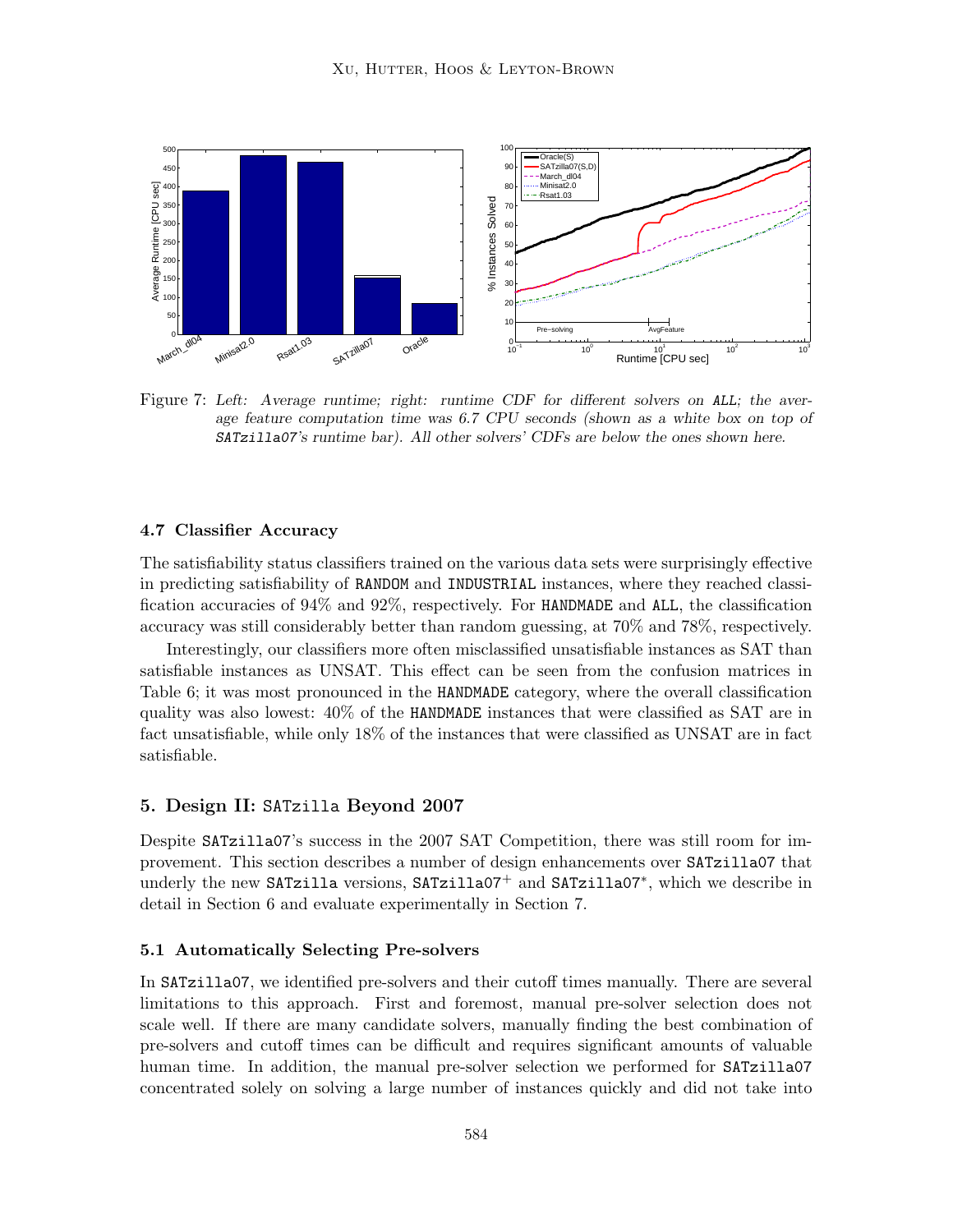Figure 7: *Left: Average runtime; right: runtime CDF for different solvers on* `ALL`*; the average feature computation time was 6.7 CPU seconds (shown as a white box on top of* `SATzilla07`*'s runtime bar). All other solvers' CDFs are below the ones shown here.*

### 4.7 Classifier Accuracy

The satisfiability status classifiers trained on the various data sets were surprisingly effective in predicting satisfiability of `RANDOM` and `INDUSTRIAL` instances, where they reached classification accuracies of 94% and 92%, respectively. For `HANDMADE` and `ALL`, the classification accuracy was still considerably better than random guessing, at 70% and 78%, respectively.

Interestingly, our classifiers more often misclassified unsatisfiable instances as SAT than satisfiable instances as UNSAT. This effect can be seen from the confusion matrices in Table 6; it was most pronounced in the `HANDMADE` category, where the overall classification quality was also lowest: 40% of the `HANDMADE` instances that were classified as SAT are in fact unsatisfiable, while only 18% of the instances that were classified as UNSAT are in fact satisfiable.

## 5. Design II: `SATzilla` Beyond 2007

Despite `SATzilla07`'s success in the 2007 SAT Competition, there was still room for improvement. This section describes a number of design enhancements over `SATzilla07` that underly the new `SATzilla` versions, `SATzilla07`$^+$ and `SATzilla07`$^*$, which we describe in detail in Section 6 and evaluate experimentally in Section 7.

### 5.1 Automatically Selecting Pre-solvers

In `SATzilla07`, we identified pre-solvers and their cutoff times manually. There are several limitations to this approach. First and foremost, manual pre-solver selection does not scale well. If there are many candidate solvers, manually finding the best combination of pre-solvers and cutoff times can be difficult and requires significant amounts of valuable human time. In addition, the manual pre-solver selection we performed for `SATzilla07` concentrated solely on solving a large number of instances quickly and did not take into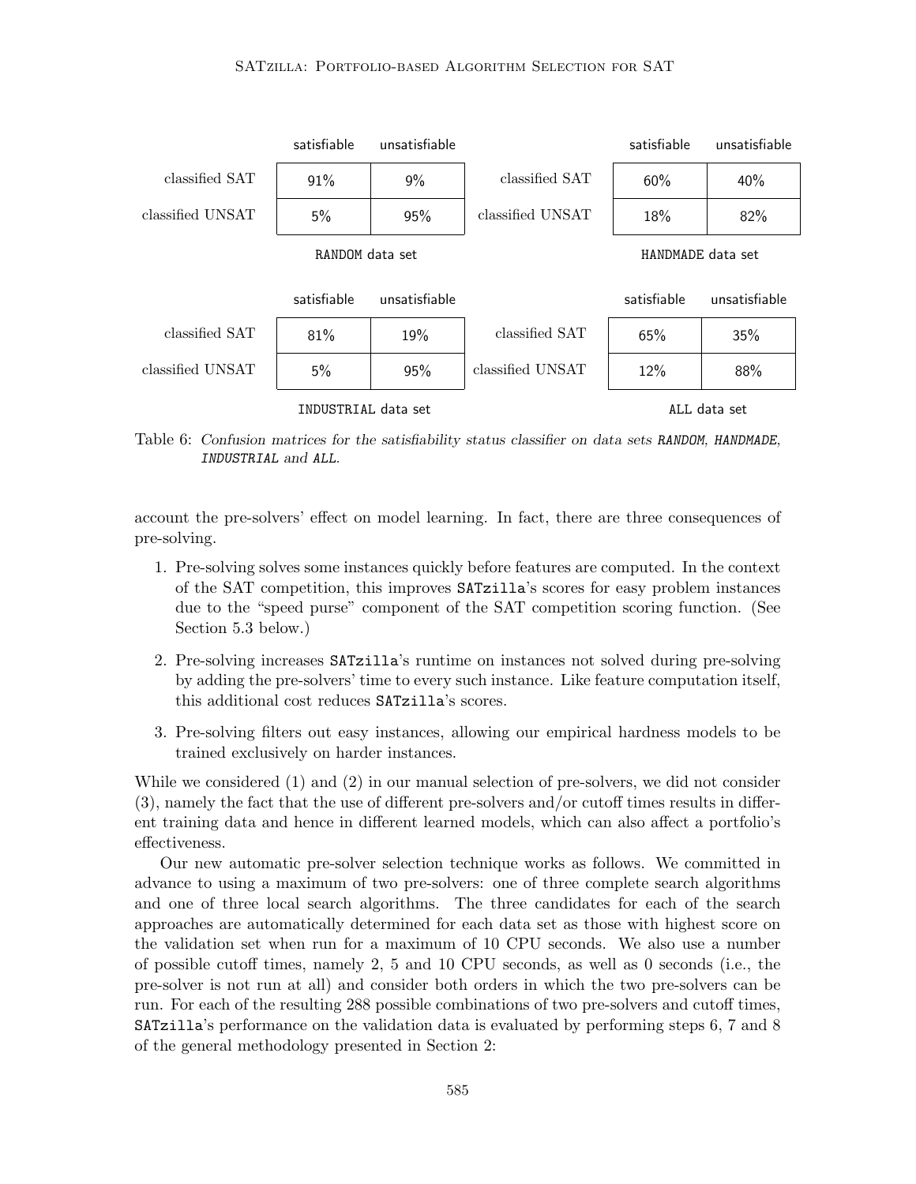**RANDOM data set**

| | satisfiable | unsatisfiable |
|---|---|---|
| classified SAT | 91% | 9% |
| classified UNSAT | 5% | 95% |

**HANDMADE data set**

| | satisfiable | unsatisfiable |
|---|---|---|
| classified SAT | 60% | 40% |
| classified UNSAT | 18% | 82% |

**INDUSTRIAL data set**

| | satisfiable | unsatisfiable |
|---|---|---|
| classified SAT | 81% | 19% |
| classified UNSAT | 5% | 95% |

**ALL data set**

| | satisfiable | unsatisfiable |
|---|---|---|
| classified SAT | 65% | 35% |
| classified UNSAT | 12% | 88% |

Table 6: *Confusion matrices for the satisfiability status classifier on data sets RANDOM, HANDMADE, INDUSTRIAL and ALL.*

account the pre-solvers' effect on model learning. In fact, there are three consequences of pre-solving.

1. Pre-solving solves some instances quickly before features are computed. In the context of the SAT competition, this improves SATzilla's scores for easy problem instances due to the "speed purse" component of the SAT competition scoring function. (See Section 5.3 below.)
2. Pre-solving increases SATzilla's runtime on instances not solved during pre-solving by adding the pre-solvers' time to every such instance. Like feature computation itself, this additional cost reduces SATzilla's scores.
3. Pre-solving filters out easy instances, allowing our empirical hardness models to be trained exclusively on harder instances.

While we considered (1) and (2) in our manual selection of pre-solvers, we did not consider (3), namely the fact that the use of different pre-solvers and/or cutoff times results in different training data and hence in different learned models, which can also affect a portfolio's effectiveness.

Our new automatic pre-solver selection technique works as follows. We committed in advance to using a maximum of two pre-solvers: one of three complete search algorithms and one of three local search algorithms. The three candidates for each of the search approaches are automatically determined for each data set as those with highest score on the validation set when run for a maximum of 10 CPU seconds. We also use a number of possible cutoff times, namely 2, 5 and 10 CPU seconds, as well as 0 seconds (i.e., the pre-solver is not run at all) and consider both orders in which the two pre-solvers can be run. For each of the resulting 288 possible combinations of two pre-solvers and cutoff times, SATzilla's performance on the validation data is evaluated by performing steps 6, 7 and 8 of the general methodology presented in Section 2: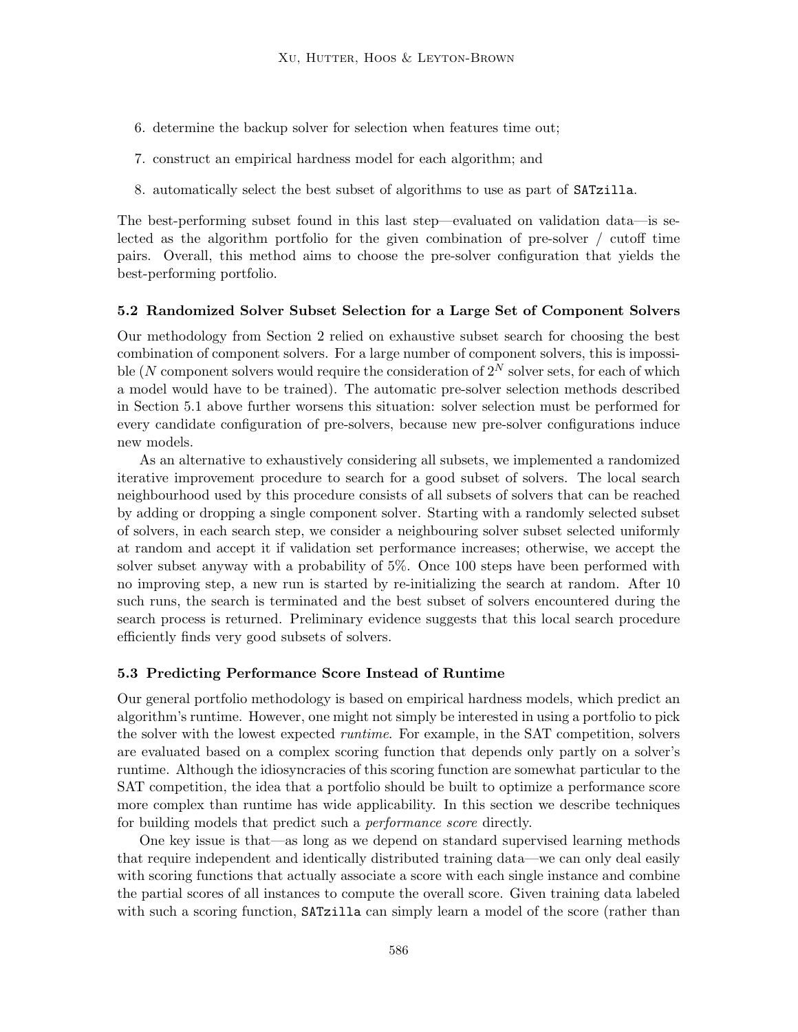6. determine the backup solver for selection when features time out;
7. construct an empirical hardness model for each algorithm; and
8. automatically select the best subset of algorithms to use as part of `SATzilla`.

The best-performing subset found in this last step—evaluated on validation data—is selected as the algorithm portfolio for the given combination of pre-solver / cutoff time pairs. Overall, this method aims to choose the pre-solver configuration that yields the best-performing portfolio.

### 5.2 Randomized Solver Subset Selection for a Large Set of Component Solvers

Our methodology from Section 2 relied on exhaustive subset search for choosing the best combination of component solvers. For a large number of component solvers, this is impossible ($N$ component solvers would require the consideration of $2^N$ solver sets, for each of which a model would have to be trained). The automatic pre-solver selection methods described in Section 5.1 above further worsens this situation: solver selection must be performed for every candidate configuration of pre-solvers, because new pre-solver configurations induce new models.

As an alternative to exhaustively considering all subsets, we implemented a randomized iterative improvement procedure to search for a good subset of solvers. The local search neighbourhood used by this procedure consists of all subsets of solvers that can be reached by adding or dropping a single component solver. Starting with a randomly selected subset of solvers, in each search step, we consider a neighbouring solver subset selected uniformly at random and accept it if validation set performance increases; otherwise, we accept the solver subset anyway with a probability of 5%. Once 100 steps have been performed with no improving step, a new run is started by re-initializing the search at random. After 10 such runs, the search is terminated and the best subset of solvers encountered during the search process is returned. Preliminary evidence suggests that this local search procedure efficiently finds very good subsets of solvers.

### 5.3 Predicting Performance Score Instead of Runtime

Our general portfolio methodology is based on empirical hardness models, which predict an algorithm's runtime. However, one might not simply be interested in using a portfolio to pick the solver with the lowest expected *runtime*. For example, in the SAT competition, solvers are evaluated based on a complex scoring function that depends only partly on a solver's runtime. Although the idiosyncracies of this scoring function are somewhat particular to the SAT competition, the idea that a portfolio should be built to optimize a performance score more complex than runtime has wide applicability. In this section we describe techniques for building models that predict such a *performance score* directly.

One key issue is that—as long as we depend on standard supervised learning methods that require independent and identically distributed training data—we can only deal easily with scoring functions that actually associate a score with each single instance and combine the partial scores of all instances to compute the overall score. Given training data labeled with such a scoring function, `SATzilla` can simply learn a model of the score (rather than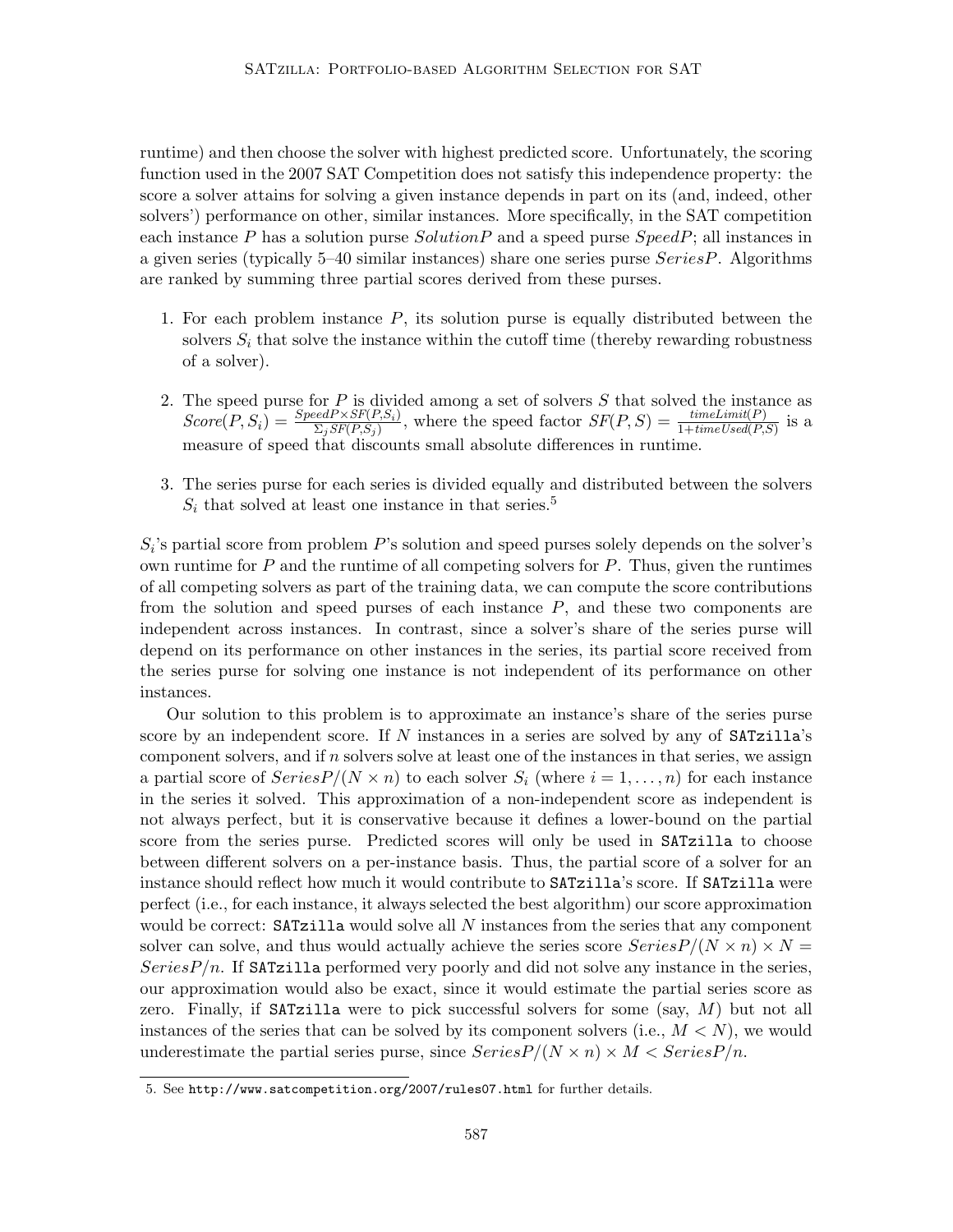runtime) and then choose the solver with highest predicted score. Unfortunately, the scoring function used in the 2007 SAT Competition does not satisfy this independence property: the score a solver attains for solving a given instance depends in part on its (and, indeed, other solvers') performance on other, similar instances. More specifically, in the SAT competition each instance $P$ has a solution purse $SolutionP$ and a speed purse $SpeedP$; all instances in a given series (typically 5–40 similar instances) share one series purse $SeriesP$. Algorithms are ranked by summing three partial scores derived from these purses.

1. For each problem instance $P$, its solution purse is equally distributed between the solvers $S_i$ that solve the instance within the cutoff time (thereby rewarding robustness of a solver).

2. The speed purse for $P$ is divided among a set of solvers $S$ that solved the instance as $Score(P, S_i) = \frac{SpeedP \times SF(P,S_i)}{\Sigma_j SF(P,S_j)}$, where the speed factor $SF(P, S) = \frac{timeLimit(P)}{1+timeUsed(P,S)}$ is a measure of speed that discounts small absolute differences in runtime.

3. The series purse for each series is divided equally and distributed between the solvers $S_i$ that solved at least one instance in that series.[5]

$S_i$'s partial score from problem $P$'s solution and speed purses solely depends on the solver's own runtime for $P$ and the runtime of all competing solvers for $P$. Thus, given the runtimes of all competing solvers as part of the training data, we can compute the score contributions from the solution and speed purses of each instance $P$, and these two components are independent across instances. In contrast, since a solver's share of the series purse will depend on its performance on other instances in the series, its partial score received from the series purse for solving one instance is not independent of its performance on other instances.

Our solution to this problem is to approximate an instance's share of the series purse score by an independent score. If $N$ instances in a series are solved by any of SATzilla's component solvers, and if $n$ solvers solve at least one of the instances in that series, we assign a partial score of $SeriesP/(N \times n)$ to each solver $S_i$ (where $i = 1, \ldots, n$) for each instance in the series it solved. This approximation of a non-independent score as independent is not always perfect, but it is conservative because it defines a lower-bound on the partial score from the series purse. Predicted scores will only be used in SATzilla to choose between different solvers on a per-instance basis. Thus, the partial score of a solver for an instance should reflect how much it would contribute to SATzilla's score. If SATzilla were perfect (i.e., for each instance, it always selected the best algorithm) our score approximation would be correct: SATzilla would solve all $N$ instances from the series that any component solver can solve, and thus would actually achieve the series score $SeriesP/(N \times n) \times N = SeriesP/n$. If SATzilla performed very poorly and did not solve any instance in the series, our approximation would also be exact, since it would estimate the partial series score as zero. Finally, if SATzilla were to pick successful solvers for some (say, $M$) but not all instances of the series that can be solved by its component solvers (i.e., $M < N$), we would underestimate the partial series purse, since $SeriesP/(N \times n) \times M < SeriesP/n$.

5. See http://www.satcompetition.org/2007/rules07.html for further details.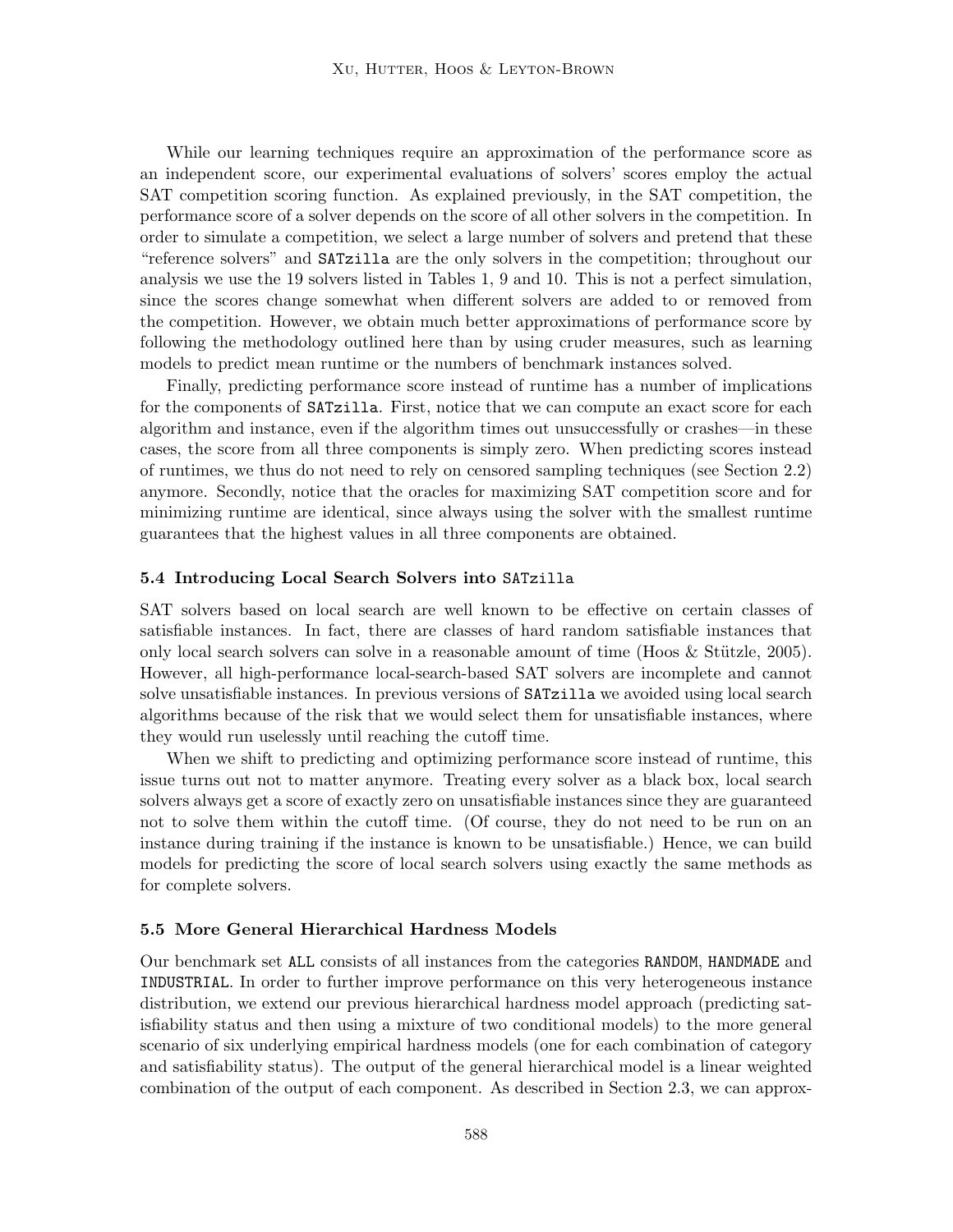While our learning techniques require an approximation of the performance score as an independent score, our experimental evaluations of solvers' scores employ the actual SAT competition scoring function. As explained previously, in the SAT competition, the performance score of a solver depends on the score of all other solvers in the competition. In order to simulate a competition, we select a large number of solvers and pretend that these "reference solvers" and `SATzilla` are the only solvers in the competition; throughout our analysis we use the 19 solvers listed in Tables 1, 9 and 10. This is not a perfect simulation, since the scores change somewhat when different solvers are added to or removed from the competition. However, we obtain much better approximations of performance score by following the methodology outlined here than by using cruder measures, such as learning models to predict mean runtime or the numbers of benchmark instances solved.

Finally, predicting performance score instead of runtime has a number of implications for the components of `SATzilla`. First, notice that we can compute an exact score for each algorithm and instance, even if the algorithm times out unsuccessfully or crashes—in these cases, the score from all three components is simply zero. When predicting scores instead of runtimes, we thus do not need to rely on censored sampling techniques (see Section 2.2) anymore. Secondly, notice that the oracles for maximizing SAT competition score and for minimizing runtime are identical, since always using the solver with the smallest runtime guarantees that the highest values in all three components are obtained.

### 5.4 Introducing Local Search Solvers into `SATzilla`

SAT solvers based on local search are well known to be effective on certain classes of satisfiable instances. In fact, there are classes of hard random satisfiable instances that only local search solvers can solve in a reasonable amount of time (Hoos & Stützle, 2005). However, all high-performance local-search-based SAT solvers are incomplete and cannot solve unsatisfiable instances. In previous versions of `SATzilla` we avoided using local search algorithms because of the risk that we would select them for unsatisfiable instances, where they would run uselessly until reaching the cutoff time.

When we shift to predicting and optimizing performance score instead of runtime, this issue turns out not to matter anymore. Treating every solver as a black box, local search solvers always get a score of exactly zero on unsatisfiable instances since they are guaranteed not to solve them within the cutoff time. (Of course, they do not need to be run on an instance during training if the instance is known to be unsatisfiable.) Hence, we can build models for predicting the score of local search solvers using exactly the same methods as for complete solvers.

### 5.5 More General Hierarchical Hardness Models

Our benchmark set `ALL` consists of all instances from the categories `RANDOM`, `HANDMADE` and `INDUSTRIAL`. In order to further improve performance on this very heterogeneous instance distribution, we extend our previous hierarchical hardness model approach (predicting satisfiability status and then using a mixture of two conditional models) to the more general scenario of six underlying empirical hardness models (one for each combination of category and satisfiability status). The output of the general hierarchical model is a linear weighted combination of the output of each component. As described in Section 2.3, we can approx-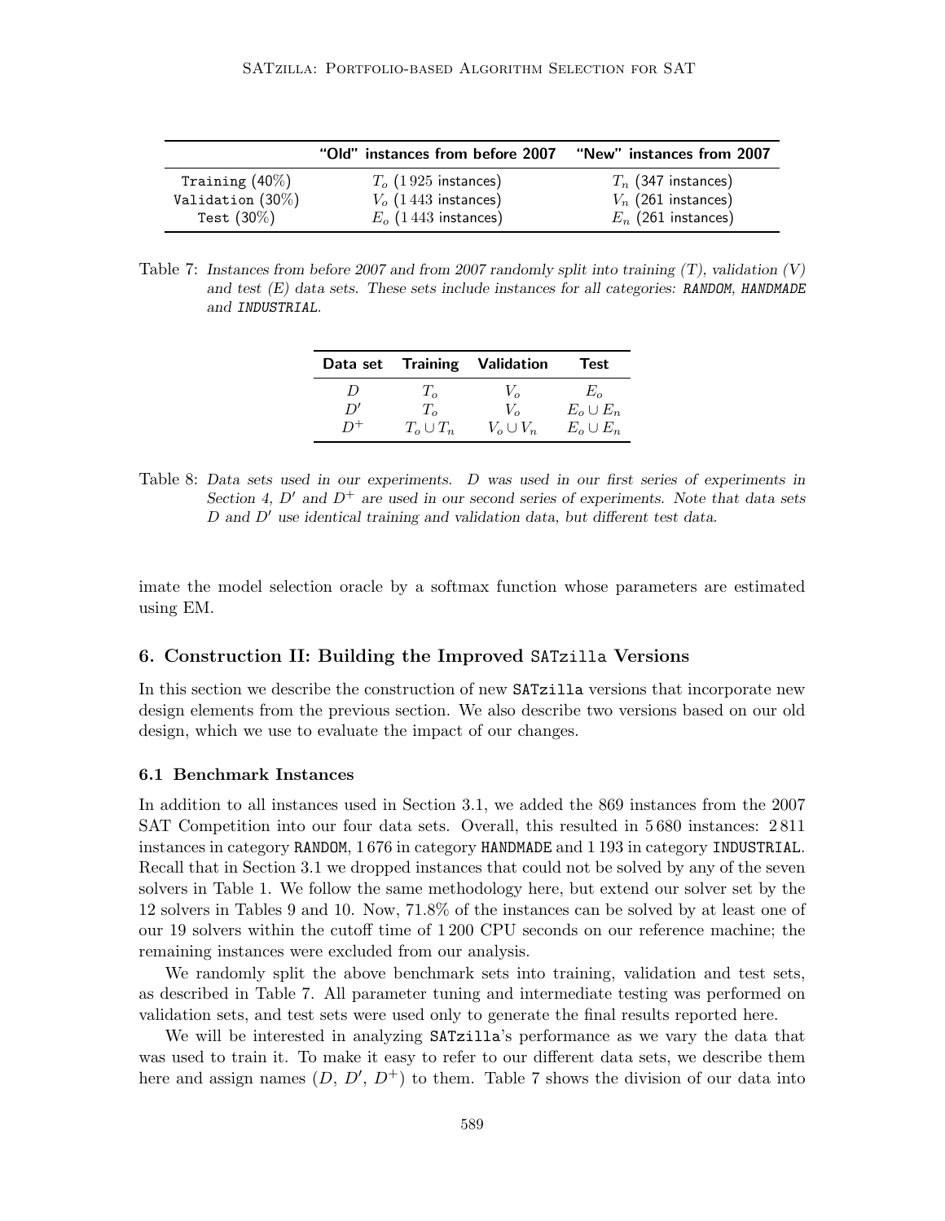|  | "Old" instances from before 2007 | "New" instances from 2007 |
|---|---|---|
| Training (40%) | $T_o$ (1 925 instances) | $T_n$ (347 instances) |
| Validation (30%) | $V_o$ (1 443 instances) | $V_n$ (261 instances) |
| Test (30%) | $E_o$ (1 443 instances) | $E_n$ (261 instances) |

Table 7: *Instances from before 2007 and from 2007 randomly split into training (T), validation (V) and test (E) data sets. These sets include instances for all categories: RANDOM, HANDMADE and INDUSTRIAL.*

| Data set | Training | Validation | Test |
|---|---|---|---|
| $D$ | $T_o$ | $V_o$ | $E_o$ |
| $D'$ | $T_o$ | $V_o$ | $E_o \cup E_n$ |
| $D^+$ | $T_o \cup T_n$ | $V_o \cup V_n$ | $E_o \cup E_n$ |

Table 8: *Data sets used in our experiments. $D$ was used in our first series of experiments in Section 4, $D'$ and $D^+$ are used in our second series of experiments. Note that data sets $D$ and $D'$ use identical training and validation data, but different test data.*

imate the model selection oracle by a softmax function whose parameters are estimated using EM.

## 6. Construction II: Building the Improved SATzilla Versions

In this section we describe the construction of new SATzilla versions that incorporate new design elements from the previous section. We also describe two versions based on our old design, which we use to evaluate the impact of our changes.

### 6.1 Benchmark Instances

In addition to all instances used in Section 3.1, we added the 869 instances from the 2007 SAT Competition into our four data sets. Overall, this resulted in 5 680 instances: 2 811 instances in category RANDOM, 1 676 in category HANDMADE and 1 193 in category INDUSTRIAL. Recall that in Section 3.1 we dropped instances that could not be solved by any of the seven solvers in Table 1. We follow the same methodology here, but extend our solver set by the 12 solvers in Tables 9 and 10. Now, 71.8% of the instances can be solved by at least one of our 19 solvers within the cutoff time of 1 200 CPU seconds on our reference machine; the remaining instances were excluded from our analysis.

We randomly split the above benchmark sets into training, validation and test sets, as described in Table 7. All parameter tuning and intermediate testing was performed on validation sets, and test sets were used only to generate the final results reported here.

We will be interested in analyzing SATzilla's performance as we vary the data that was used to train it. To make it easy to refer to our different data sets, we describe them here and assign names ($D$, $D'$, $D^+$) to them. Table 7 shows the division of our data into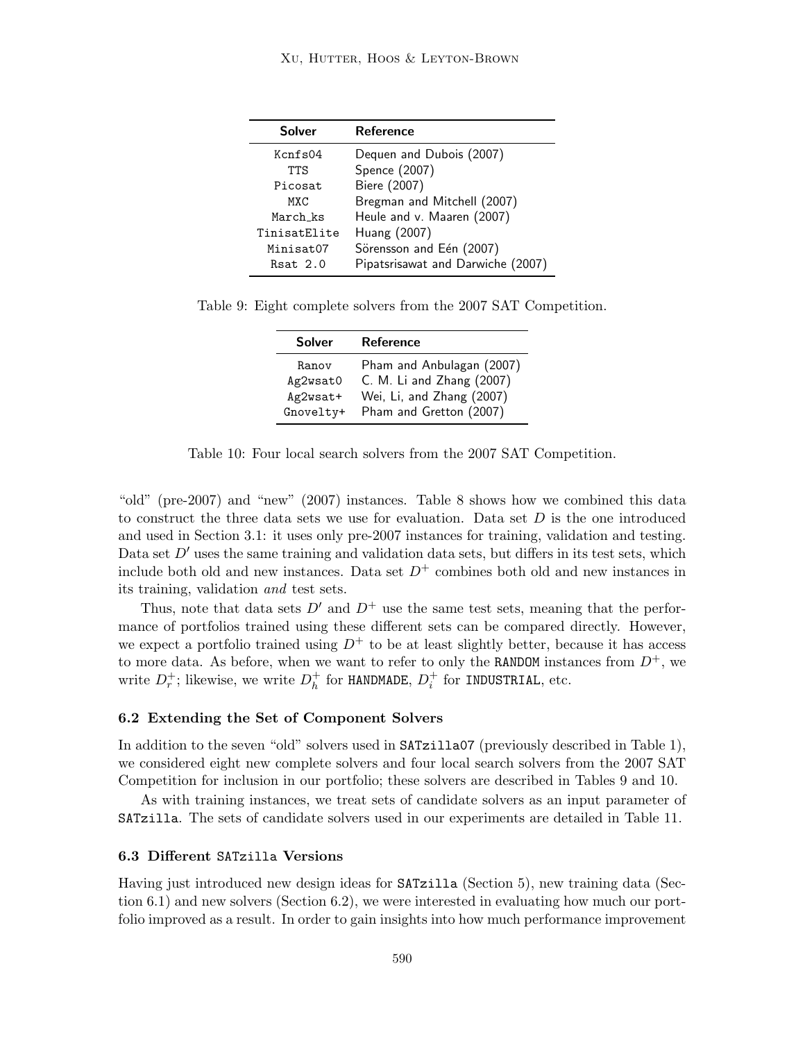| Solver | Reference |
|---|---|
| Kcnfs04 | Dequen and Dubois (2007) |
| TTS | Spence (2007) |
| Picosat | Biere (2007) |
| MXC | Bregman and Mitchell (2007) |
| March_ks | Heule and v. Maaren (2007) |
| TinisatElite | Huang (2007) |
| Minisat07 | Sörensson and Eén (2007) |
| Rsat 2.0 | Pipatsrisawat and Darwiche (2007) |

Table 9: Eight complete solvers from the 2007 SAT Competition.

| Solver | Reference |
|---|---|
| Ranov | Pham and Anbulagan (2007) |
| Ag2wsat0 | C. M. Li and Zhang (2007) |
| Ag2wsat+ | Wei, Li, and Zhang (2007) |
| Gnovelty+ | Pham and Gretton (2007) |

Table 10: Four local search solvers from the 2007 SAT Competition.

"old" (pre-2007) and "new" (2007) instances. Table 8 shows how we combined this data to construct the three data sets we use for evaluation. Data set $D$ is the one introduced and used in Section 3.1: it uses only pre-2007 instances for training, validation and testing. Data set $D'$ uses the same training and validation data sets, but differs in its test sets, which include both old and new instances. Data set $D^+$ combines both old and new instances in its training, validation *and* test sets.

Thus, note that data sets $D'$ and $D^+$ use the same test sets, meaning that the performance of portfolios trained using these different sets can be compared directly. However, we expect a portfolio trained using $D^+$ to be at least slightly better, because it has access to more data. As before, when we want to refer to only the RANDOM instances from $D^+$, we write $D_r^+$; likewise, we write $D_h^+$ for HANDMADE, $D_i^+$ for INDUSTRIAL, etc.

### 6.2 Extending the Set of Component Solvers

In addition to the seven "old" solvers used in SATzilla07 (previously described in Table 1), we considered eight new complete solvers and four local search solvers from the 2007 SAT Competition for inclusion in our portfolio; these solvers are described in Tables 9 and 10.

As with training instances, we treat sets of candidate solvers as an input parameter of SATzilla. The sets of candidate solvers used in our experiments are detailed in Table 11.

### 6.3 Different SATzilla Versions

Having just introduced new design ideas for SATzilla (Section 5), new training data (Section 6.1) and new solvers (Section 6.2), we were interested in evaluating how much our portfolio improved as a result. In order to gain insights into how much performance improvement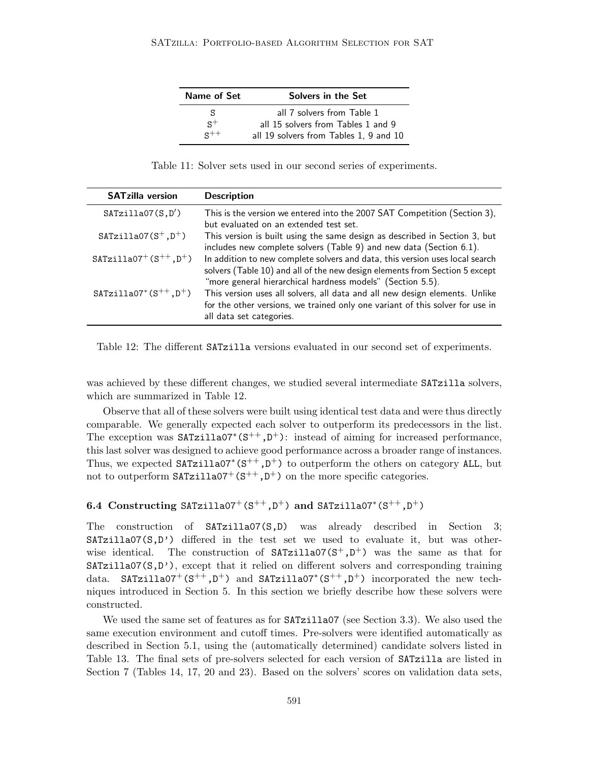| Name of Set | Solvers in the Set |
|---|---|
| S | all 7 solvers from Table 1 |
| $S^+$ | all 15 solvers from Tables 1 and 9 |
| $S^{++}$ | all 19 solvers from Tables 1, 9 and 10 |

Table 11: Solver sets used in our second series of experiments.

| SATzilla version | Description |
|---|---|
| SATzilla07(S,D′) | This is the version we entered into the 2007 SAT Competition (Section 3), but evaluated on an extended test set. |
| SATzilla07($S^+$,$D^+$) | This version is built using the same design as described in Section 3, but includes new complete solvers (Table 9) and new data (Section 6.1). |
| SATzilla07$^+$($S^{++}$,$D^+$) | In addition to new complete solvers and data, this version uses local search solvers (Table 10) and all of the new design elements from Section 5 except "more general hierarchical hardness models" (Section 5.5). |
| SATzilla07$^*$($S^{++}$,$D^+$) | This version uses all solvers, all data and all new design elements. Unlike for the other versions, we trained only one variant of this solver for use in all data set categories. |

Table 12: The different SATzilla versions evaluated in our second set of experiments.

was achieved by these different changes, we studied several intermediate SATzilla solvers, which are summarized in Table 12.

Observe that all of these solvers were built using identical test data and were thus directly comparable. We generally expected each solver to outperform its predecessors in the list. The exception was SATzilla07$^*$($S^{++}$,$D^+$): instead of aiming for increased performance, this last solver was designed to achieve good performance across a broader range of instances. Thus, we expected SATzilla07$^*$($S^{++}$,$D^+$) to outperform the others on category ALL, but not to outperform SATzilla07$^+$($S^{++}$,$D^+$) on the more specific categories.

### 6.4 Constructing SATzilla07$^+$($S^{++}$,$D^+$) and SATzilla07$^*$($S^{++}$,$D^+$)

The construction of SATzilla07(S,D) was already described in Section 3; SATzilla07(S,D') differed in the test set we used to evaluate it, but was otherwise identical. The construction of SATzilla07($S^+$,$D^+$) was the same as that for SATzilla07(S,D'), except that it relied on different solvers and corresponding training data. SATzilla07$^+$($S^{++}$,$D^+$) and SATzilla07$^*$($S^{++}$,$D^+$) incorporated the new techniques introduced in Section 5. In this section we briefly describe how these solvers were constructed.

We used the same set of features as for SATzilla07 (see Section 3.3). We also used the same execution environment and cutoff times. Pre-solvers were identified automatically as described in Section 5.1, using the (automatically determined) candidate solvers listed in Table 13. The final sets of pre-solvers selected for each version of SATzilla are listed in Section 7 (Tables 14, 17, 20 and 23). Based on the solvers' scores on validation data sets,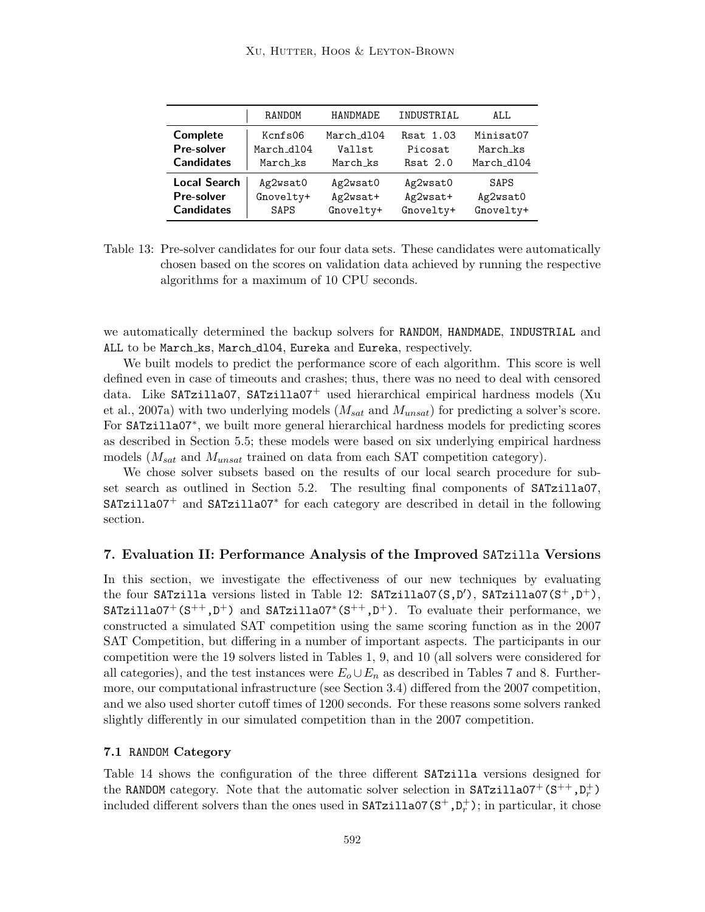|  | RANDOM | HANDMADE | INDUSTRIAL | ALL |
|---|---|---|---|---|
| **Complete** | Kcnfs06 | March_dl04 | Rsat 1.03 | Minisat07 |
| **Pre-solver** | March_dl04 | Vallst | Picosat | March_ks |
| **Candidates** | March_ks | March_ks | Rsat 2.0 | March_dl04 |
| **Local Search** | Ag2wsat0 | Ag2wsat0 | Ag2wsat0 | SAPS |
| **Pre-solver** | Gnovelty+ | Ag2wsat+ | Ag2wsat+ | Ag2wsat0 |
| **Candidates** | SAPS | Gnovelty+ | Gnovelty+ | Gnovelty+ |

Table 13: Pre-solver candidates for our four data sets. These candidates were automatically chosen based on the scores on validation data achieved by running the respective algorithms for a maximum of 10 CPU seconds.

we automatically determined the backup solvers for RANDOM, HANDMADE, INDUSTRIAL and ALL to be March_ks, March_dl04, Eureka and Eureka, respectively.

We built models to predict the performance score of each algorithm. This score is well defined even in case of timeouts and crashes; thus, there was no need to deal with censored data. Like SATzilla07, SATzilla07$^+$ used hierarchical empirical hardness models (Xu et al., 2007a) with two underlying models ($M_{sat}$ and $M_{unsat}$) for predicting a solver's score. For SATzilla07$^*$, we built more general hierarchical hardness models for predicting scores as described in Section 5.5; these models were based on six underlying empirical hardness models ($M_{sat}$ and $M_{unsat}$ trained on data from each SAT competition category).

We chose solver subsets based on the results of our local search procedure for subset search as outlined in Section 5.2. The resulting final components of SATzilla07, SATzilla07$^+$ and SATzilla07$^*$ for each category are described in detail in the following section.

## 7. Evaluation II: Performance Analysis of the Improved SATzilla Versions

In this section, we investigate the effectiveness of our new techniques by evaluating the four SATzilla versions listed in Table 12: SATzilla07(S,D$'$), SATzilla07(S$^+$,D$^+$), SATzilla07$^+$(S$^{++}$,D$^+$) and SATzilla07$^*$(S$^{++}$,D$^+$). To evaluate their performance, we constructed a simulated SAT competition using the same scoring function as in the 2007 SAT Competition, but differing in a number of important aspects. The participants in our competition were the 19 solvers listed in Tables 1, 9, and 10 (all solvers were considered for all categories), and the test instances were $E_o \cup E_n$ as described in Tables 7 and 8. Furthermore, our computational infrastructure (see Section 3.4) differed from the 2007 competition, and we also used shorter cutoff times of 1200 seconds. For these reasons some solvers ranked slightly differently in our simulated competition than in the 2007 competition.

### 7.1 RANDOM Category

Table 14 shows the configuration of the three different SATzilla versions designed for the RANDOM category. Note that the automatic solver selection in SATzilla07$^+$(S$^{++}$,D$_r^+$) included different solvers than the ones used in SATzilla07(S$^+$,D$_r^+$); in particular, it chose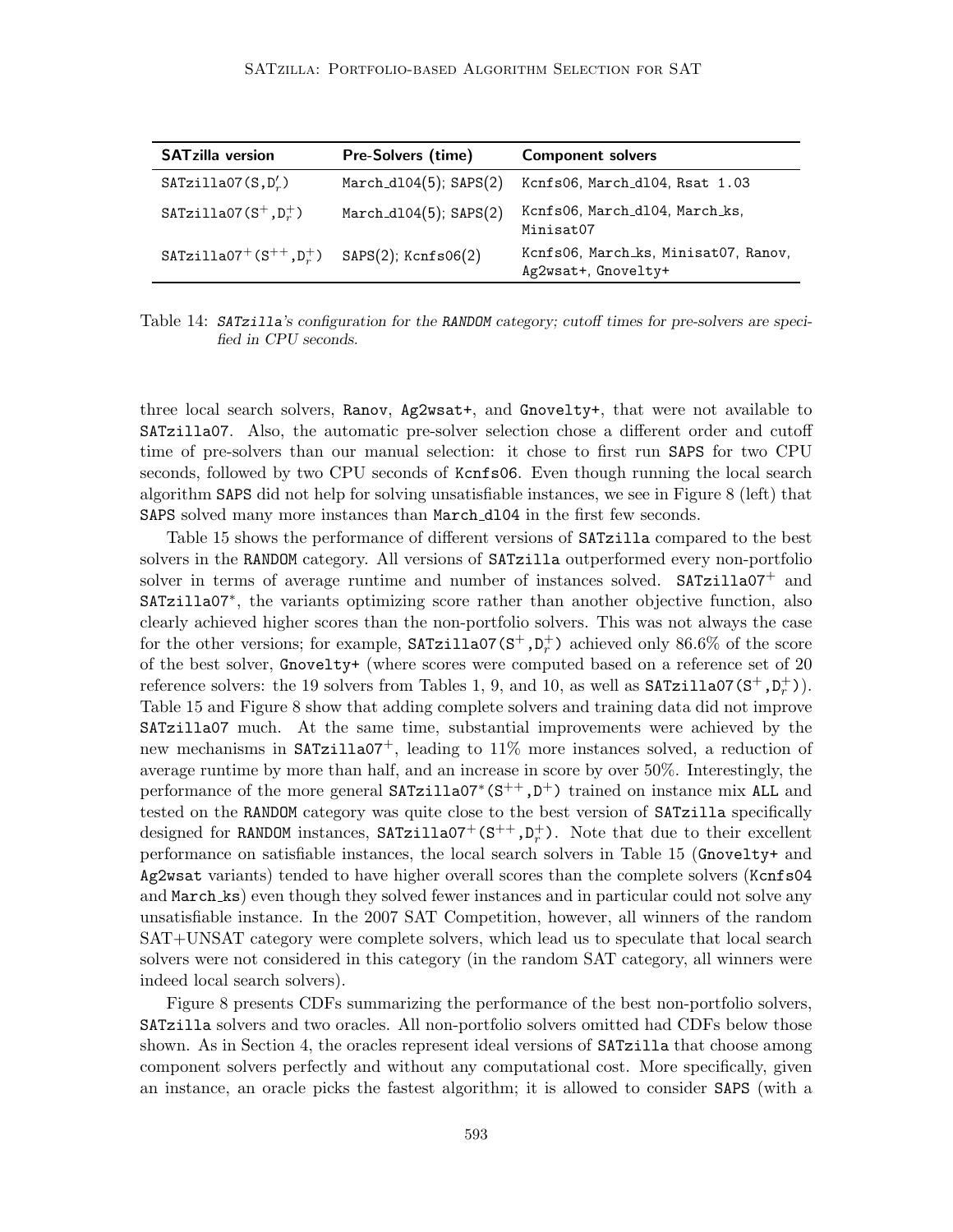| SATzilla version | Pre-Solvers (time) | Component solvers |
|---|---|---|
| SATzilla07(S,$D'_r$) | March_dl04(5); SAPS(2) | Kcnfs06, March_dl04, Rsat 1.03 |
| SATzilla07($S^+$,$D_r^+$) | March_dl04(5); SAPS(2) | Kcnfs06, March_dl04, March_ks, Minisat07 |
| SATzilla07$^+$($S^{++}$,$D_r^+$) | SAPS(2); Kcnfs06(2) | Kcnfs06, March_ks, Minisat07, Ranov, Ag2wsat+, Gnovelty+ |

Table 14: *SATzilla's configuration for the RANDOM category; cutoff times for pre-solvers are specified in CPU seconds.*

three local search solvers, Ranov, Ag2wsat+, and Gnovelty+, that were not available to SATzilla07. Also, the automatic pre-solver selection chose a different order and cutoff time of pre-solvers than our manual selection: it chose to first run SAPS for two CPU seconds, followed by two CPU seconds of Kcnfs06. Even though running the local search algorithm SAPS did not help for solving unsatisfiable instances, we see in Figure 8 (left) that SAPS solved many more instances than March_dl04 in the first few seconds.

Table 15 shows the performance of different versions of SATzilla compared to the best solvers in the RANDOM category. All versions of SATzilla outperformed every non-portfolio solver in terms of average runtime and number of instances solved. SATzilla07$^+$ and SATzilla07$^*$, the variants optimizing score rather than another objective function, also clearly achieved higher scores than the non-portfolio solvers. This was not always the case for the other versions; for example, SATzilla07($S^+$,$D_r^+$) achieved only 86.6% of the score of the best solver, Gnovelty+ (where scores were computed based on a reference set of 20 reference solvers: the 19 solvers from Tables 1, 9, and 10, as well as SATzilla07($S^+$,$D_r^+$)). Table 15 and Figure 8 show that adding complete solvers and training data did not improve SATzilla07 much. At the same time, substantial improvements were achieved by the new mechanisms in SATzilla07$^+$, leading to 11% more instances solved, a reduction of average runtime by more than half, and an increase in score by over 50%. Interestingly, the performance of the more general SATzilla07$^*$($S^{++}$,$D^+$) trained on instance mix ALL and tested on the RANDOM category was quite close to the best version of SATzilla specifically designed for RANDOM instances, SATzilla07$^+$($S^{++}$,$D_r^+$). Note that due to their excellent performance on satisfiable instances, the local search solvers in Table 15 (Gnovelty+ and Ag2wsat variants) tended to have higher overall scores than the complete solvers (Kcnfs04 and March_ks) even though they solved fewer instances and in particular could not solve any unsatisfiable instance. In the 2007 SAT Competition, however, all winners of the random SAT+UNSAT category were complete solvers, which lead us to speculate that local search solvers were not considered in this category (in the random SAT category, all winners were indeed local search solvers).

Figure 8 presents CDFs summarizing the performance of the best non-portfolio solvers, SATzilla solvers and two oracles. All non-portfolio solvers omitted had CDFs below those shown. As in Section 4, the oracles represent ideal versions of SATzilla that choose among component solvers perfectly and without any computational cost. More specifically, given an instance, an oracle picks the fastest algorithm; it is allowed to consider SAPS (with a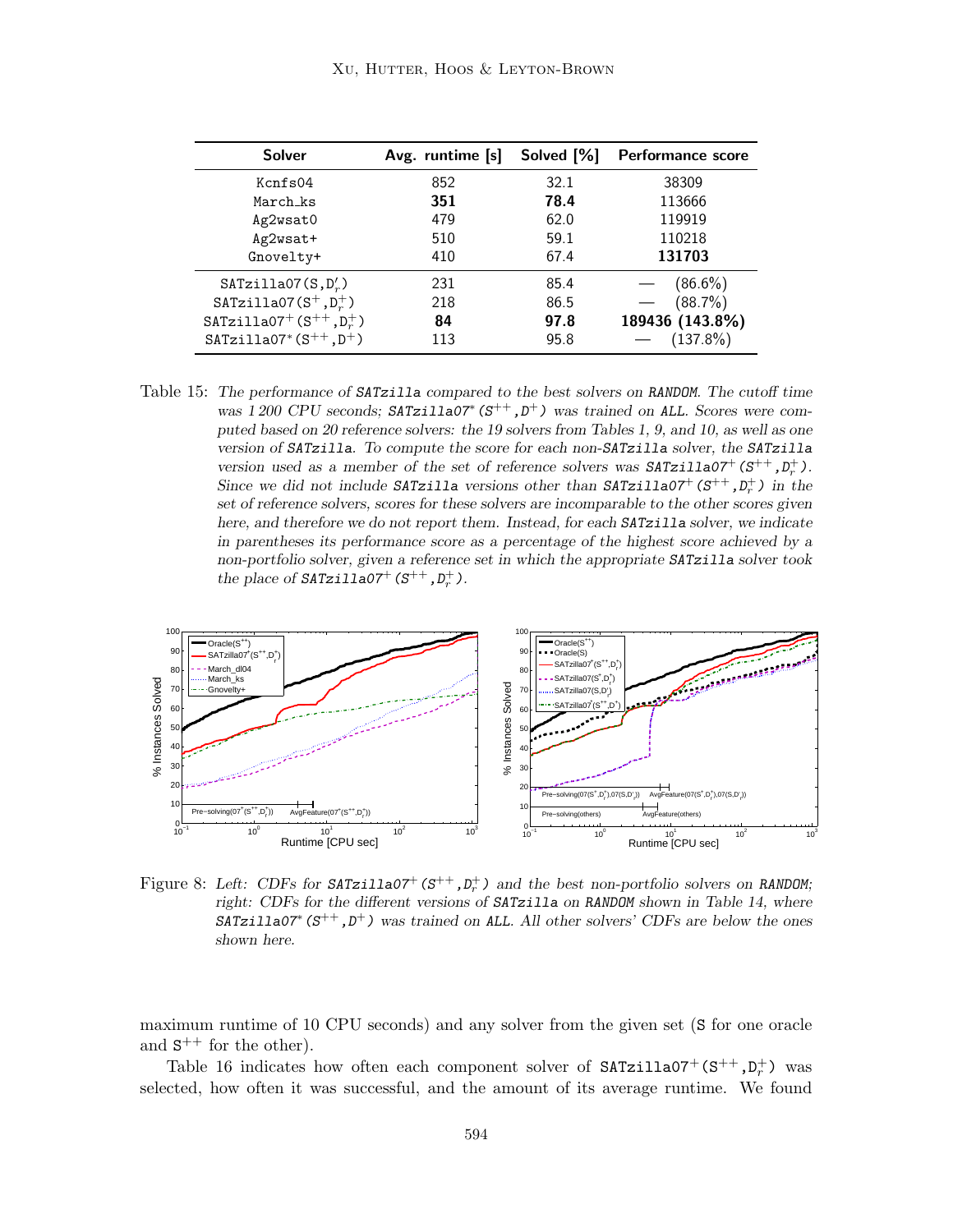| Solver | Avg. runtime [s] | Solved [%] | Performance score |
|---|---|---|---|
| Kcnfs04 | 852 | 32.1 | 38309 |
| March_ks | **351** | **78.4** | 113666 |
| Ag2wsat0 | 479 | 62.0 | 119919 |
| Ag2wsat+ | 510 | 59.1 | 110218 |
| Gnovelty+ | 410 | 67.4 | **131703** |
| SATzilla07(S,$D'_r$) | 231 | 85.4 | — (86.6%) |
| SATzilla07($S^+$,$D_r^+$) | 218 | 86.5 | — (88.7%) |
| SATzilla07$^+$($S^{++}$,$D_r^+$) | **84** | **97.8** | **189436 (143.8%)** |
| SATzilla07$^*$($S^{++}$,$D^+$) | 113 | 95.8 | — (137.8%) |

Table 15: *The performance of SATzilla compared to the best solvers on RANDOM. The cutoff time was 1 200 CPU seconds; SATzilla07$^*$($S^{++}$,$D^+$) was trained on ALL. Scores were computed based on 20 reference solvers: the 19 solvers from Tables 1, 9, and 10, as well as one version of SATzilla. To compute the score for each non-SATzilla solver, the SATzilla version used as a member of the set of reference solvers was SATzilla07$^+$($S^{++}$,$D_r^+$). Since we did not include SATzilla versions other than SATzilla07$^+$($S^{++}$,$D_r^+$) in the set of reference solvers, scores for these solvers are incomparable to the other scores given here, and therefore we do not report them. Instead, for each SATzilla solver, we indicate in parentheses its performance score as a percentage of the highest score achieved by a non-portfolio solver, given a reference set in which the appropriate SATzilla solver took the place of SATzilla07$^+$($S^{++}$,$D_r^+$).*

Figure 8: *Left: CDFs for SATzilla07$^+$($S^{++}$,$D_r^+$) and the best non-portfolio solvers on RANDOM; right: CDFs for the different versions of SATzilla on RANDOM shown in Table 14, where SATzilla07$^*$($S^{++}$,$D^+$) was trained on ALL. All other solvers' CDFs are below the ones shown here.*

maximum runtime of 10 CPU seconds) and any solver from the given set (S for one oracle and $S^{++}$ for the other).

Table 16 indicates how often each component solver of SATzilla07$^+$($S^{++}$,$D_r^+$) was selected, how often it was successful, and the amount of its average runtime. We found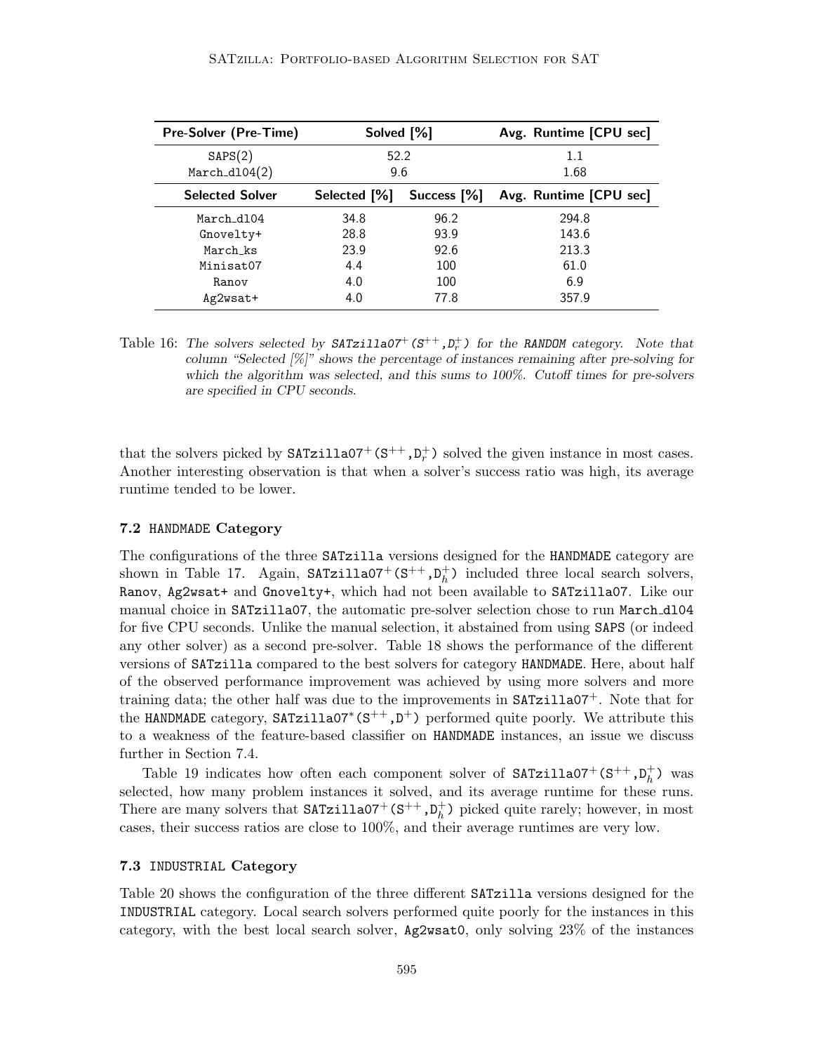| Pre-Solver (Pre-Time) | Solved [%] | | Avg. Runtime [CPU sec] |
|---|---|---|---|
| SAPS(2) | 52.2 | | 1.1 |
| March_dl04(2) | 9.6 | | 1.68 |
| **Selected Solver** | **Selected [%]** | **Success [%]** | **Avg. Runtime [CPU sec]** |
| March_dl04 | 34.8 | 96.2 | 294.8 |
| Gnovelty+ | 28.8 | 93.9 | 143.6 |
| March_ks | 23.9 | 92.6 | 213.3 |
| Minisat07 | 4.4 | 100 | 61.0 |
| Ranov | 4.0 | 100 | 6.9 |
| Ag2wsat+ | 4.0 | 77.8 | 357.9 |

Table 16: *The solvers selected by SATzilla07$^+$(S$^{++}$,D$_r^+$) for the RANDOM category. Note that column "Selected [%]" shows the percentage of instances remaining after pre-solving for which the algorithm was selected, and this sums to 100%. Cutoff times for pre-solvers are specified in CPU seconds.*

that the solvers picked by SATzilla07$^+$(S$^{++}$,D$_r^+$) solved the given instance in most cases. Another interesting observation is that when a solver's success ratio was high, its average runtime tended to be lower.

### 7.2 HANDMADE Category

The configurations of the three SATzilla versions designed for the HANDMADE category are shown in Table 17. Again, SATzilla07$^+$(S$^{++}$,D$_h^+$) included three local search solvers, Ranov, Ag2wsat+ and Gnovelty+, which had not been available to SATzilla07. Like our manual choice in SATzilla07, the automatic pre-solver selection chose to run March_dl04 for five CPU seconds. Unlike the manual selection, it abstained from using SAPS (or indeed any other solver) as a second pre-solver. Table 18 shows the performance of the different versions of SATzilla compared to the best solvers for category HANDMADE. Here, about half of the observed performance improvement was achieved by using more solvers and more training data; the other half was due to the improvements in SATzilla07$^+$. Note that for the HANDMADE category, SATzilla07$^*$(S$^{++}$,D$^+$) performed quite poorly. We attribute this to a weakness of the feature-based classifier on HANDMADE instances, an issue we discuss further in Section 7.4.

Table 19 indicates how often each component solver of SATzilla07$^+$(S$^{++}$,D$_h^+$) was selected, how many problem instances it solved, and its average runtime for these runs. There are many solvers that SATzilla07$^+$(S$^{++}$,D$_h^+$) picked quite rarely; however, in most cases, their success ratios are close to 100%, and their average runtimes are very low.

### 7.3 INDUSTRIAL Category

Table 20 shows the configuration of the three different SATzilla versions designed for the INDUSTRIAL category. Local search solvers performed quite poorly for the instances in this category, with the best local search solver, Ag2wsat0, only solving 23% of the instances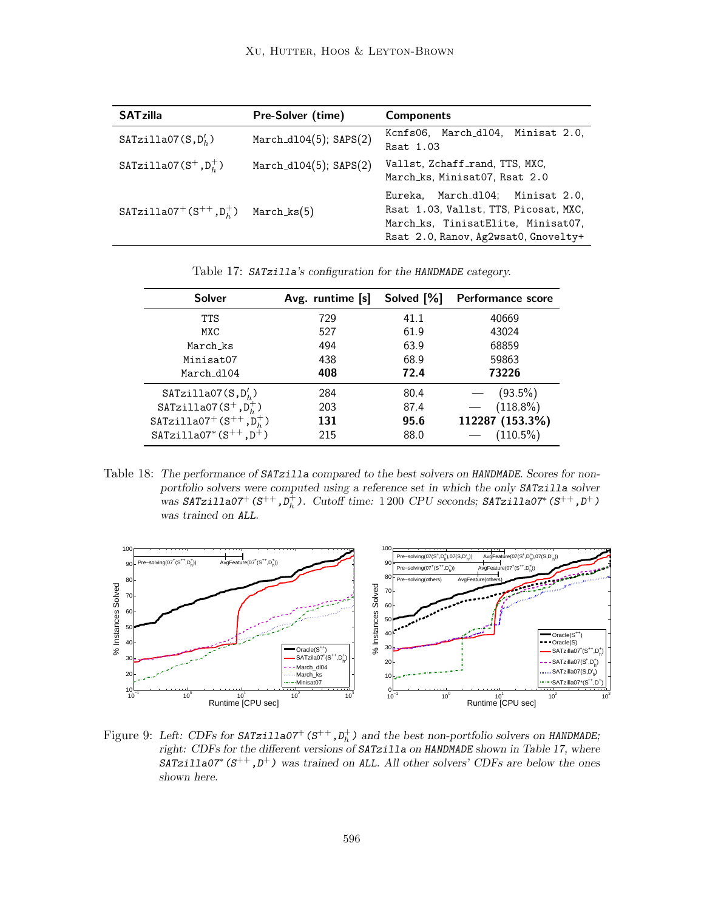| SATzilla | Pre-Solver (time) | Components |
|---|---|---|
| SATzilla07(S,$D'_h$) | March_dl04(5); SAPS(2) | Kcnfs06, March_dl04, Minisat 2.0, Rsat 1.03 |
| SATzilla07($S^+$,$D_h^+$) | March_dl04(5); SAPS(2) | Vallst, Zchaff_rand, TTS, MXC, March_ks, Minisat07, Rsat 2.0 |
| SATzilla07$^+$($S^{++}$,$D_h^+$) | March_ks(5) | Eureka, March_dl04; Minisat 2.0, Rsat 1.03, Vallst, TTS, Picosat, MXC, March_ks, TinisatElite, Minisat07, Rsat 2.0, Ranov, Ag2wsat0, Gnovelty+ |

Table 17: *SATzilla's configuration for the HANDMADE category.*

| Solver | Avg. runtime [s] | Solved [%] | Performance score |
|---|---|---|---|
| TTS | 729 | 41.1 | 40669 |
| MXC | 527 | 61.9 | 43024 |
| March_ks | 494 | 63.9 | 68859 |
| Minisat07 | 438 | 68.9 | 59863 |
| March_dl04 | **408** | **72.4** | **73226** |
| SATzilla07(S,$D'_h$) | 284 | 80.4 | — (93.5%) |
| SATzilla07($S^+$,$D_h^+$) | 203 | 87.4 | — (118.8%) |
| SATzilla07$^+$($S^{++}$,$D_h^+$) | **131** | **95.6** | **112287 (153.3%)** |
| SATzilla07$^*$($S^{++}$,$D^+$) | 215 | 88.0 | — (110.5%) |

Table 18: *The performance of SATzilla compared to the best solvers on HANDMADE. Scores for non-portfolio solvers were computed using a reference set in which the only SATzilla solver was SATzilla07$^+$($S^{++}$,$D_h^+$). Cutoff time: 1 200 CPU seconds; SATzilla07$^*$($S^{++}$,$D^+$) was trained on ALL.*

Figure 9: *Left: CDFs for SATzilla07$^+$($S^{++}$,$D_h^+$) and the best non-portfolio solvers on HANDMADE; right: CDFs for the different versions of SATzilla on HANDMADE shown in Table 17, where SATzilla07$^*$($S^{++}$,$D^+$) was trained on ALL. All other solvers' CDFs are below the ones shown here.*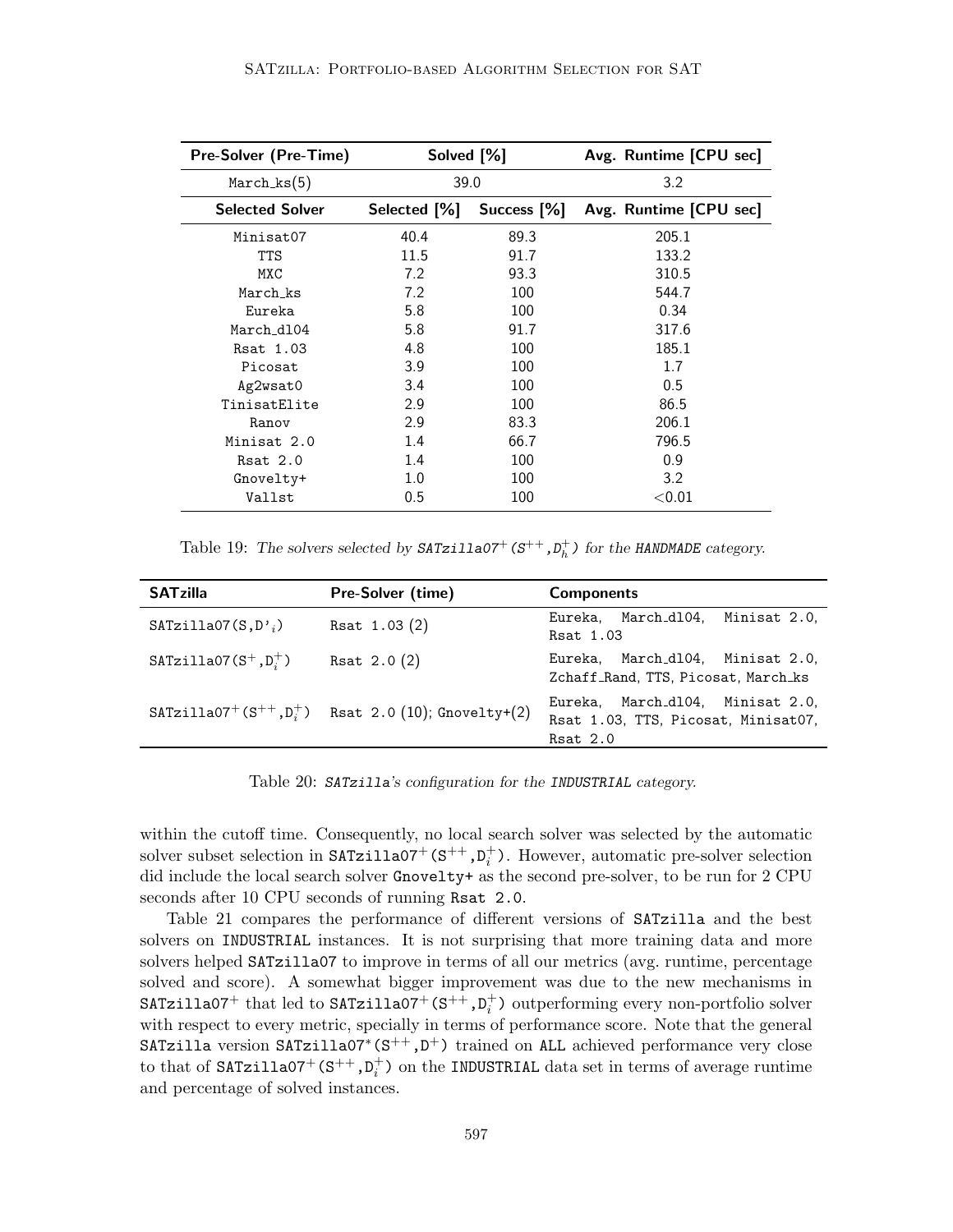| Pre-Solver (Pre-Time) | Solved [%] | | Avg. Runtime [CPU sec] |
|---|---|---|---|
| March_ks(5) | 39.0 | | 3.2 |
| **Selected Solver** | **Selected [%]** | **Success [%]** | **Avg. Runtime [CPU sec]** |
| Minisat07 | 40.4 | 89.3 | 205.1 |
| TTS | 11.5 | 91.7 | 133.2 |
| MXC | 7.2 | 93.3 | 310.5 |
| March_ks | 7.2 | 100 | 544.7 |
| Eureka | 5.8 | 100 | 0.34 |
| March_dl04 | 5.8 | 91.7 | 317.6 |
| Rsat 1.03 | 4.8 | 100 | 185.1 |
| Picosat | 3.9 | 100 | 1.7 |
| Ag2wsat0 | 3.4 | 100 | 0.5 |
| TinisatElite | 2.9 | 100 | 86.5 |
| Ranov | 2.9 | 83.3 | 206.1 |
| Minisat 2.0 | 1.4 | 66.7 | 796.5 |
| Rsat 2.0 | 1.4 | 100 | 0.9 |
| Gnovelty+ | 1.0 | 100 | 3.2 |
| Vallst | 0.5 | 100 | <0.01 |

Table 19: *The solvers selected by* SATzilla07$^{+}$(S$^{++}$,D$_h^{+}$) *for the* HANDMADE *category.*

| SATzilla | Pre-Solver (time) | Components |
|---|---|---|
| SATzilla07(S,D'$_i$) | Rsat 1.03 (2) | Eureka, March_dl04, Minisat 2.0, Rsat 1.03 |
| SATzilla07(S$^{+}$,D$_i^{+}$) | Rsat 2.0 (2) | Eureka, March_dl04, Minisat 2.0, Zchaff_Rand, TTS, Picosat, March_ks |
| SATzilla07$^{+}$(S$^{++}$,D$_i^{+}$) | Rsat 2.0 (10); Gnovelty+(2) | Eureka, March_dl04, Minisat 2.0, Rsat 1.03, TTS, Picosat, Minisat07, Rsat 2.0 |

Table 20: SATzilla*'s configuration for the* INDUSTRIAL *category.*

within the cutoff time. Consequently, no local search solver was selected by the automatic solver subset selection in SATzilla07$^{+}$(S$^{++}$,D$_i^{+}$). However, automatic pre-solver selection did include the local search solver Gnovelty+ as the second pre-solver, to be run for 2 CPU seconds after 10 CPU seconds of running Rsat 2.0.

Table 21 compares the performance of different versions of SATzilla and the best solvers on INDUSTRIAL instances. It is not surprising that more training data and more solvers helped SATzilla07 to improve in terms of all our metrics (avg. runtime, percentage solved and score). A somewhat bigger improvement was due to the new mechanisms in SATzilla07$^{+}$ that led to SATzilla07$^{+}$(S$^{++}$,D$_i^{+}$) outperforming every non-portfolio solver with respect to every metric, specially in terms of performance score. Note that the general SATzilla version SATzilla07$^{*}$(S$^{++}$,D$^{+}$) trained on ALL achieved performance very close to that of SATzilla07$^{+}$(S$^{++}$,D$_i^{+}$) on the INDUSTRIAL data set in terms of average runtime and percentage of solved instances.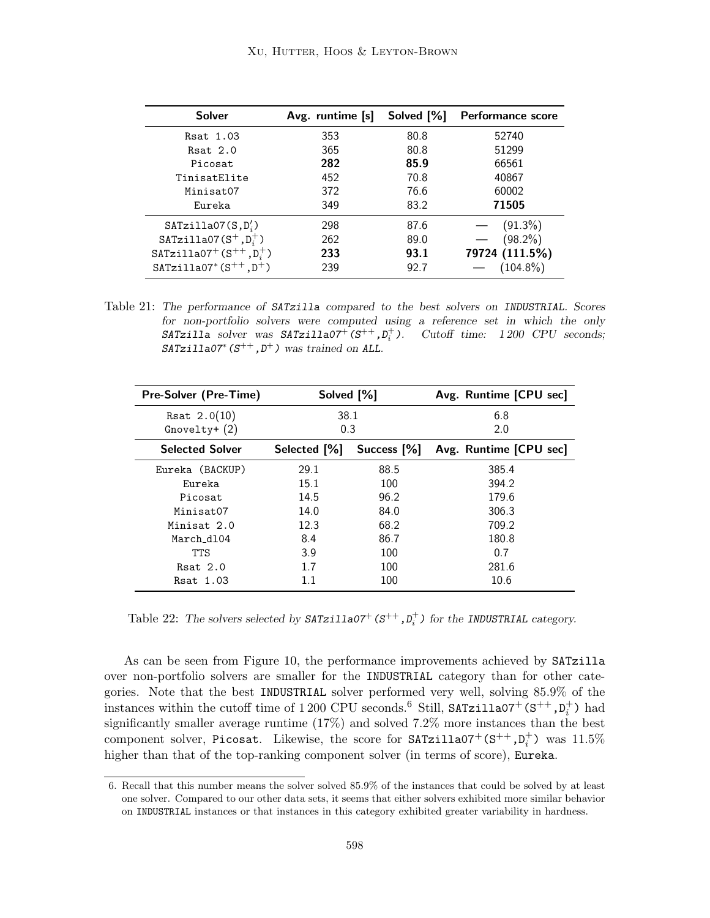| Solver | Avg. runtime [s] | Solved [%] | Performance score |
|---|---|---|---|
| Rsat 1.03 | 353 | 80.8 | 52740 |
| Rsat 2.0 | 365 | 80.8 | 51299 |
| Picosat | **282** | **85.9** | 66561 |
| TinisatElite | 452 | 70.8 | 40867 |
| Minisat07 | 372 | 76.6 | 60002 |
| Eureka | 349 | 83.2 | **71505** |
| SATzilla07(S,$D_i'$) | 298 | 87.6 | — (91.3%) |
| SATzilla07($S^+$,$D_i^+$) | 262 | 89.0 | — (98.2%) |
| SATzilla07$^+$($S^{++}$,$D_i^+$) | **233** | **93.1** | **79724 (111.5%)** |
| SATzilla07$^*$($S^{++}$,$D^+$) | 239 | 92.7 | — (104.8%) |

Table 21: *The performance of SATzilla compared to the best solvers on INDUSTRIAL. Scores for non-portfolio solvers were computed using a reference set in which the only SATzilla solver was SATzilla07$^+$($S^{++}$,$D_i^+$). Cutoff time: 1 200 CPU seconds; SATzilla07$^*$($S^{++}$,$D^+$) was trained on ALL.*

| Pre-Solver (Pre-Time) | Solved [%] | | Avg. Runtime [CPU sec] |
|---|---|---|---|
| Rsat 2.0(10) | 38.1 | | 6.8 |
| Gnovelty+ (2) | 0.3 | | 2.0 |
| **Selected Solver** | **Selected [%]** | **Success [%]** | **Avg. Runtime [CPU sec]** |
| Eureka (BACKUP) | 29.1 | 88.5 | 385.4 |
| Eureka | 15.1 | 100 | 394.2 |
| Picosat | 14.5 | 96.2 | 179.6 |
| Minisat07 | 14.0 | 84.0 | 306.3 |
| Minisat 2.0 | 12.3 | 68.2 | 709.2 |
| March_dl04 | 8.4 | 86.7 | 180.8 |
| TTS | 3.9 | 100 | 0.7 |
| Rsat 2.0 | 1.7 | 100 | 281.6 |
| Rsat 1.03 | 1.1 | 100 | 10.6 |

Table 22: *The solvers selected by SATzilla07$^+$($S^{++}$,$D_i^+$) for the INDUSTRIAL category.*

As can be seen from Figure 10, the performance improvements achieved by SATzilla over non-portfolio solvers are smaller for the INDUSTRIAL category than for other categories. Note that the best INDUSTRIAL solver performed very well, solving 85.9% of the instances within the cutoff time of 1 200 CPU seconds.[6] Still, SATzilla07$^+$($S^{++}$,$D_i^+$) had significantly smaller average runtime (17%) and solved 7.2% more instances than the best component solver, Picosat. Likewise, the score for SATzilla07$^+$($S^{++}$,$D_i^+$) was 11.5% higher than that of the top-ranking component solver (in terms of score), Eureka.

6. Recall that this number means the solver solved 85.9% of the instances that could be solved by at least one solver. Compared to our other data sets, it seems that either solvers exhibited more similar behavior on INDUSTRIAL instances or that instances in this category exhibited greater variability in hardness.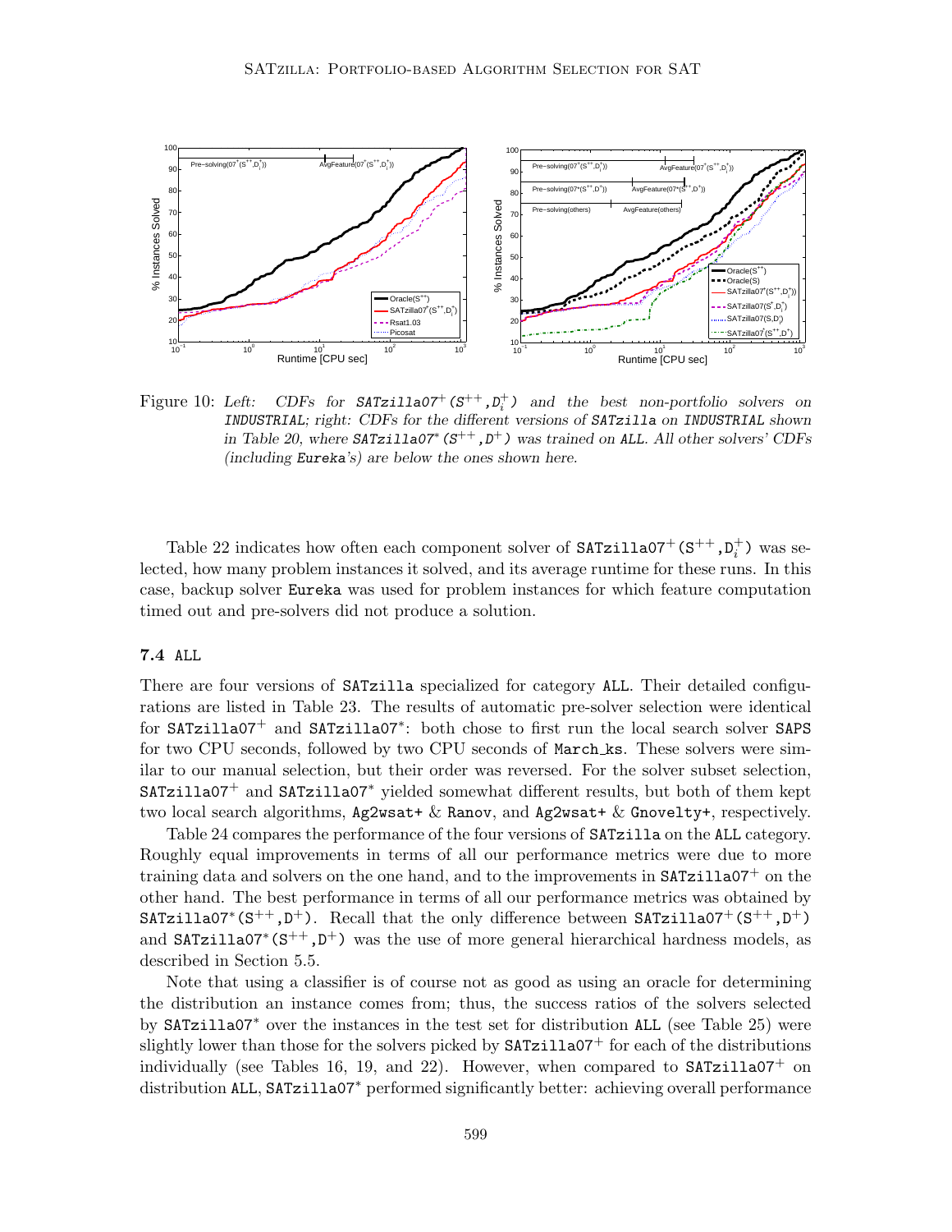Figure 10: *Left: CDFs for SATzilla07$^+$(S$^{++}$,D$_i^+$) and the best non-portfolio solvers on INDUSTRIAL; right: CDFs for the different versions of SATzilla on INDUSTRIAL shown in Table 20, where SATzilla07$^*$(S$^{++}$,D$^+$) was trained on ALL. All other solvers' CDFs (including Eureka's) are below the ones shown here.*

Table 22 indicates how often each component solver of SATzilla07$^+$(S$^{++}$,D$_i^+$) was selected, how many problem instances it solved, and its average runtime for these runs. In this case, backup solver Eureka was used for problem instances for which feature computation timed out and pre-solvers did not produce a solution.

### 7.4 ALL

There are four versions of SATzilla specialized for category ALL. Their detailed configurations are listed in Table 23. The results of automatic pre-solver selection were identical for SATzilla07$^+$ and SATzilla07$^*$: both chose to first run the local search solver SAPS for two CPU seconds, followed by two CPU seconds of March_ks. These solvers were similar to our manual selection, but their order was reversed. For the solver subset selection, SATzilla07$^+$ and SATzilla07$^*$ yielded somewhat different results, but both of them kept two local search algorithms, Ag2wsat+ & Ranov, and Ag2wsat+ & Gnovelty+, respectively.

Table 24 compares the performance of the four versions of SATzilla on the ALL category. Roughly equal improvements in terms of all our performance metrics were due to more training data and solvers on the one hand, and to the improvements in SATzilla07$^+$ on the other hand. The best performance in terms of all our performance metrics was obtained by SATzilla07$^*$(S$^{++}$,D$^+$). Recall that the only difference between SATzilla07$^+$(S$^{++}$,D$^+$) and SATzilla07$^*$(S$^{++}$,D$^+$) was the use of more general hierarchical hardness models, as described in Section 5.5.

Note that using a classifier is of course not as good as using an oracle for determining the distribution an instance comes from; thus, the success ratios of the solvers selected by SATzilla07$^*$ over the instances in the test set for distribution ALL (see Table 25) were slightly lower than those for the solvers picked by SATzilla07$^+$ for each of the distributions individually (see Tables 16, 19, and 22). However, when compared to SATzilla07$^+$ on distribution ALL, SATzilla07$^*$ performed significantly better: achieving overall performance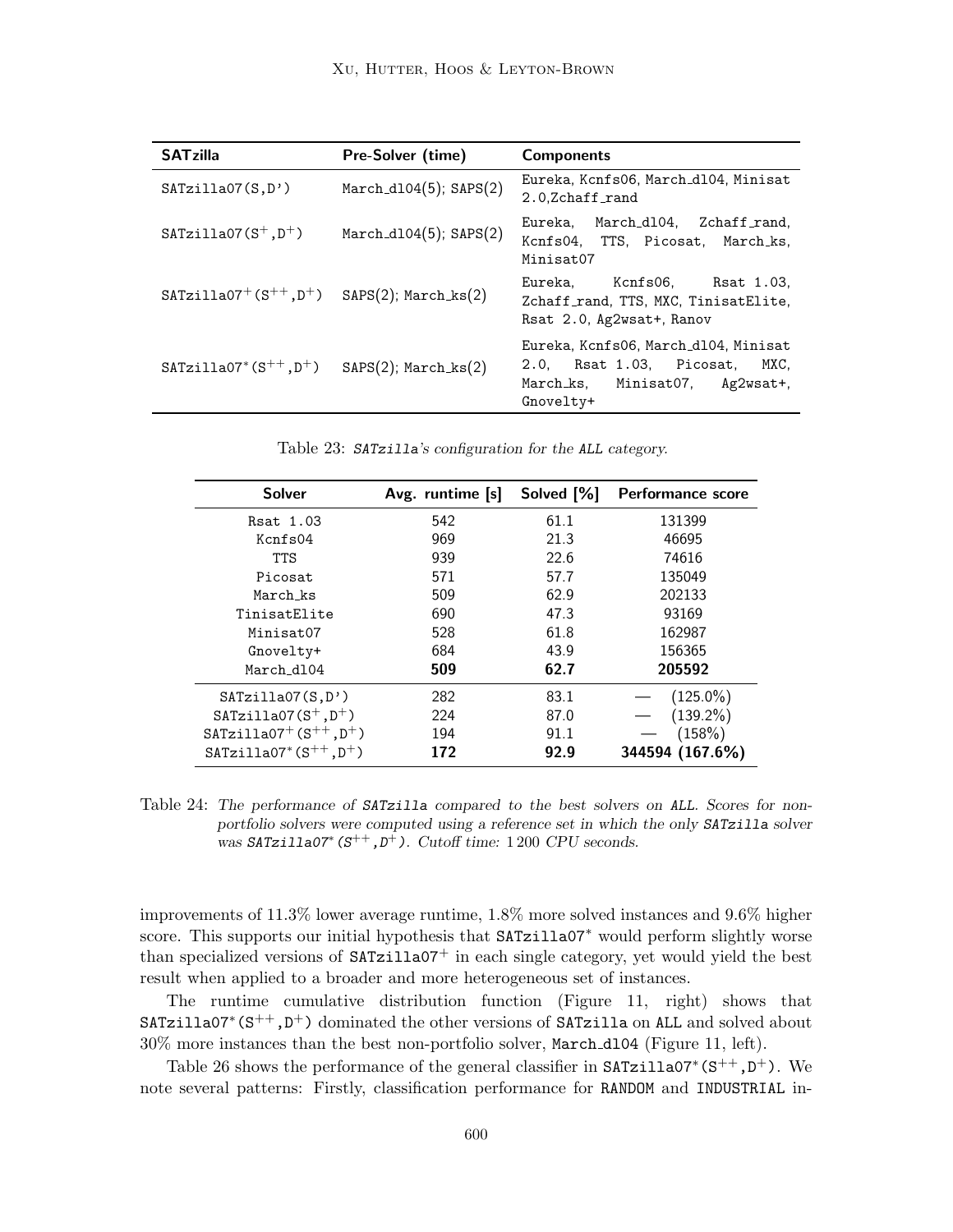| SATzilla | Pre-Solver (time) | Components |
|---|---|---|
| SATzilla07(S,D') | March_dl04(5); SAPS(2) | Eureka, Kcnfs06, March_dl04, Minisat 2.0,Zchaff_rand |
| SATzilla07($S^+$,$D^+$) | March_dl04(5); SAPS(2) | Eureka, March_dl04, Zchaff_rand, Kcnfs04, TTS, Picosat, March_ks, Minisat07 |
| SATzilla07$^+$($S^{++}$,$D^+$) | SAPS(2); March_ks(2) | Eureka, Kcnfs06, Rsat 1.03, Zchaff_rand, TTS, MXC, TinisatElite, Rsat 2.0, Ag2wsat+, Ranov |
| SATzilla07$^*$($S^{++}$,$D^+$) | SAPS(2); March_ks(2) | Eureka, Kcnfs06, March_dl04, Minisat 2.0, Rsat 1.03, Picosat, MXC, March_ks, Minisat07, Ag2wsat+, Gnovelty+ |

Table 23: *SATzilla's configuration for the ALL category.*

| Solver | Avg. runtime [s] | Solved [%] | Performance score |
|---|---|---|---|
| Rsat 1.03 | 542 | 61.1 | 131399 |
| Kcnfs04 | 969 | 21.3 | 46695 |
| TTS | 939 | 22.6 | 74616 |
| Picosat | 571 | 57.7 | 135049 |
| March_ks | 509 | 62.9 | 202133 |
| TinisatElite | 690 | 47.3 | 93169 |
| Minisat07 | 528 | 61.8 | 162987 |
| Gnovelty+ | 684 | 43.9 | 156365 |
| March_dl04 | **509** | **62.7** | **205592** |
| SATzilla07(S,D') | 282 | 83.1 | — (125.0%) |
| SATzilla07($S^+$,$D^+$) | 224 | 87.0 | — (139.2%) |
| SATzilla07$^+$($S^{++}$,$D^+$) | 194 | 91.1 | — (158%) |
| SATzilla07$^*$($S^{++}$,$D^+$) | **172** | **92.9** | **344594 (167.6%)** |

Table 24: *The performance of SATzilla compared to the best solvers on ALL. Scores for non-portfolio solvers were computed using a reference set in which the only SATzilla solver was SATzilla07$^*$($S^{++}$,$D^+$). Cutoff time: 1 200 CPU seconds.*

improvements of 11.3% lower average runtime, 1.8% more solved instances and 9.6% higher score. This supports our initial hypothesis that SATzilla07$^*$ would perform slightly worse than specialized versions of SATzilla07$^+$ in each single category, yet would yield the best result when applied to a broader and more heterogeneous set of instances.

The runtime cumulative distribution function (Figure 11, right) shows that SATzilla07$^*$($S^{++}$,$D^+$) dominated the other versions of SATzilla on ALL and solved about 30% more instances than the best non-portfolio solver, March_dl04 (Figure 11, left).

Table 26 shows the performance of the general classifier in SATzilla07$^*$($S^{++}$,$D^+$). We note several patterns: Firstly, classification performance for RANDOM and INDUSTRIAL in-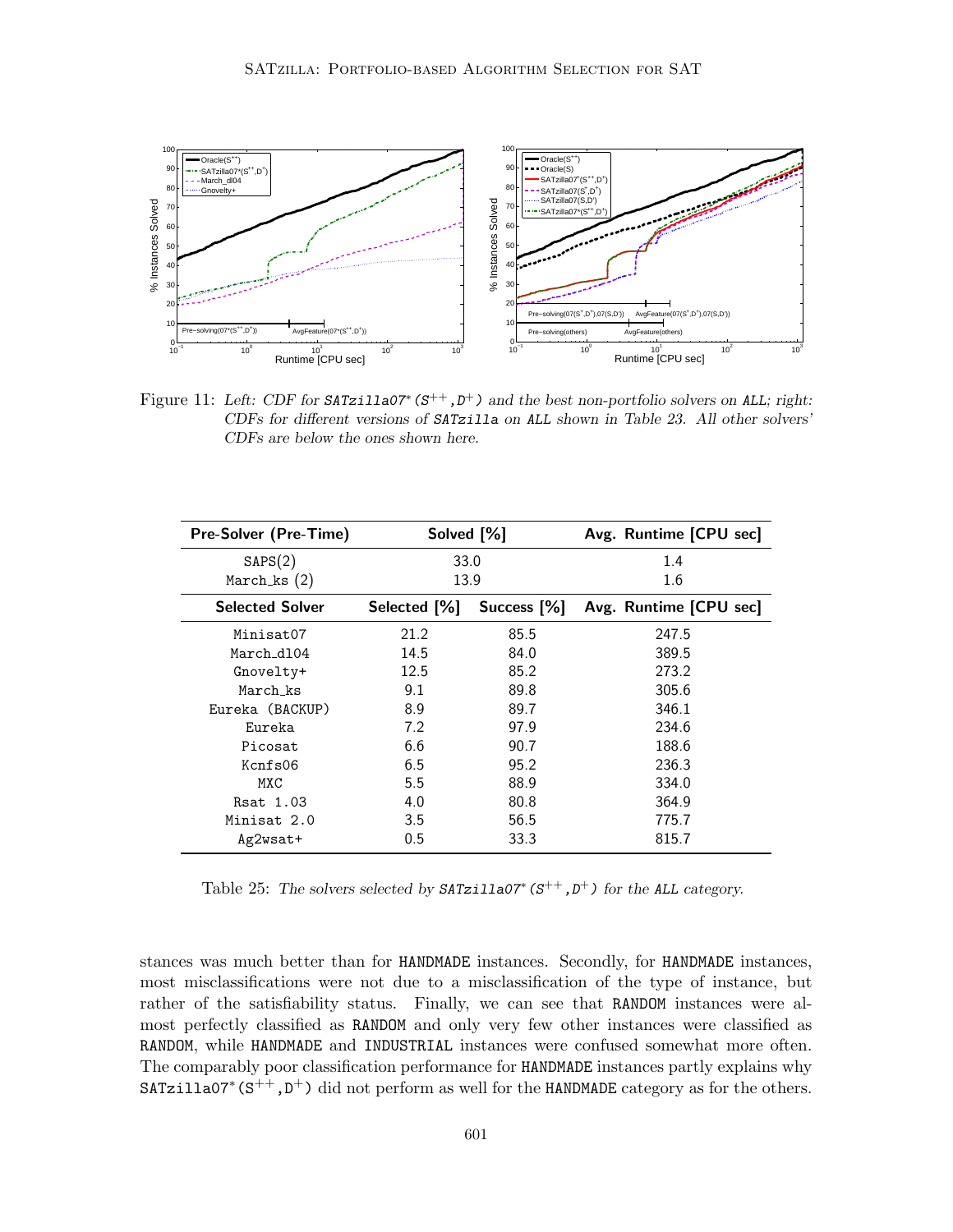Figure 11: *Left: CDF for `SATzilla07*(S++,D+)` and the best non-portfolio solvers on `ALL`; right: CDFs for different versions of `SATzilla` on `ALL` shown in Table 23. All other solvers' CDFs are below the ones shown here.*

| Pre-Solver (Pre-Time) | Solved [%] | | Avg. Runtime [CPU sec] |
|---|---|---|---|
| SAPS(2) | 33.0 | | 1.4 |
| March_ks (2) | 13.9 | | 1.6 |
| **Selected Solver** | **Selected [%]** | **Success [%]** | **Avg. Runtime [CPU sec]** |
| Minisat07 | 21.2 | 85.5 | 247.5 |
| March_dl04 | 14.5 | 84.0 | 389.5 |
| Gnovelty+ | 12.5 | 85.2 | 273.2 |
| March_ks | 9.1 | 89.8 | 305.6 |
| Eureka (BACKUP) | 8.9 | 89.7 | 346.1 |
| Eureka | 7.2 | 97.9 | 234.6 |
| Picosat | 6.6 | 90.7 | 188.6 |
| Kcnfs06 | 6.5 | 95.2 | 236.3 |
| MXC | 5.5 | 88.9 | 334.0 |
| Rsat 1.03 | 4.0 | 80.8 | 364.9 |
| Minisat 2.0 | 3.5 | 56.5 | 775.7 |
| Ag2wsat+ | 0.5 | 33.3 | 815.7 |

Table 25: *The solvers selected by `SATzilla07*(S++,D+)` for the `ALL` category.*

stances was much better than for `HANDMADE` instances. Secondly, for `HANDMADE` instances, most misclassifications were not due to a misclassification of the type of instance, but rather of the satisfiability status. Finally, we can see that `RANDOM` instances were almost perfectly classified as `RANDOM` and only very few other instances were classified as `RANDOM`, while `HANDMADE` and `INDUSTRIAL` instances were confused somewhat more often. The comparably poor classification performance for `HANDMADE` instances partly explains why `SATzilla07*(S++,D+)` did not perform as well for the `HANDMADE` category as for the others.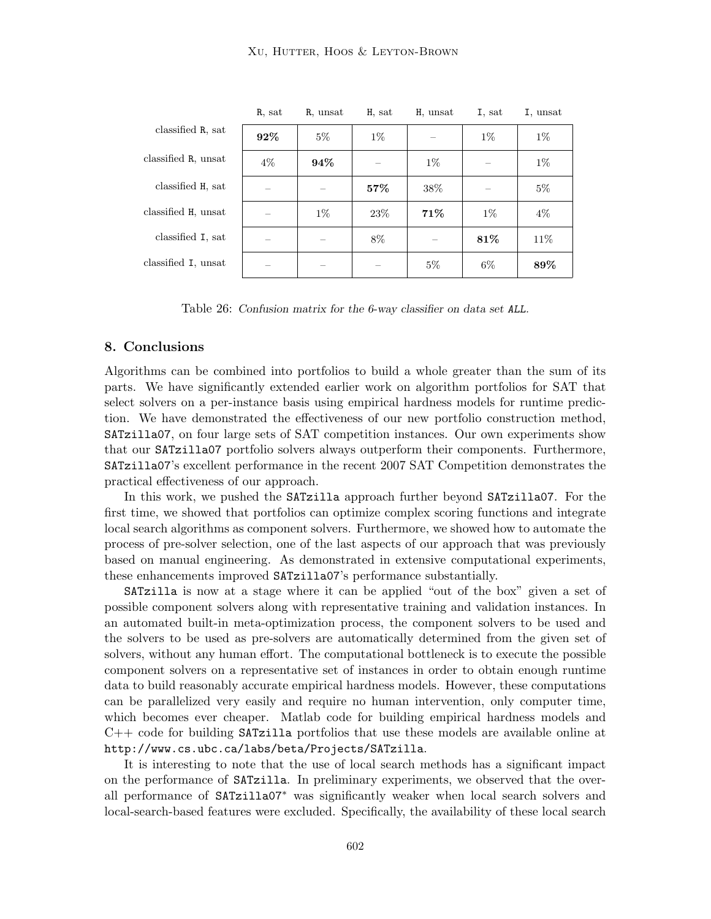| | R, sat | R, unsat | H, sat | H, unsat | I, sat | I, unsat |
|---|---|---|---|---|---|---|
| classified R, sat | **92%** | 5% | 1% | – | 1% | 1% |
| classified R, unsat | 4% | **94%** | – | 1% | – | 1% |
| classified H, sat | – | – | **57%** | 38% | – | 5% |
| classified H, unsat | – | 1% | 23% | **71%** | 1% | 4% |
| classified I, sat | – | – | 8% | – | **81%** | 11% |
| classified I, unsat | – | – | – | 5% | 6% | **89%** |

Table 26: *Confusion matrix for the 6-way classifier on data set* ALL.

## 8. Conclusions

Algorithms can be combined into portfolios to build a whole greater than the sum of its parts. We have significantly extended earlier work on algorithm portfolios for SAT that select solvers on a per-instance basis using empirical hardness models for runtime prediction. We have demonstrated the effectiveness of our new portfolio construction method, SATzilla07, on four large sets of SAT competition instances. Our own experiments show that our SATzilla07 portfolio solvers always outperform their components. Furthermore, SATzilla07's excellent performance in the recent 2007 SAT Competition demonstrates the practical effectiveness of our approach.

In this work, we pushed the SATzilla approach further beyond SATzilla07. For the first time, we showed that portfolios can optimize complex scoring functions and integrate local search algorithms as component solvers. Furthermore, we showed how to automate the process of pre-solver selection, one of the last aspects of our approach that was previously based on manual engineering. As demonstrated in extensive computational experiments, these enhancements improved SATzilla07's performance substantially.

SATzilla is now at a stage where it can be applied "out of the box" given a set of possible component solvers along with representative training and validation instances. In an automated built-in meta-optimization process, the component solvers to be used and the solvers to be used as pre-solvers are automatically determined from the given set of solvers, without any human effort. The computational bottleneck is to execute the possible component solvers on a representative set of instances in order to obtain enough runtime data to build reasonably accurate empirical hardness models. However, these computations can be parallelized very easily and require no human intervention, only computer time, which becomes ever cheaper. Matlab code for building empirical hardness models and C++ code for building SATzilla portfolios that use these models are available online at http://www.cs.ubc.ca/labs/beta/Projects/SATzilla.

It is interesting to note that the use of local search methods has a significant impact on the performance of SATzilla. In preliminary experiments, we observed that the overall performance of SATzilla07* was significantly weaker when local search solvers and local-search-based features were excluded. Specifically, the availability of these local search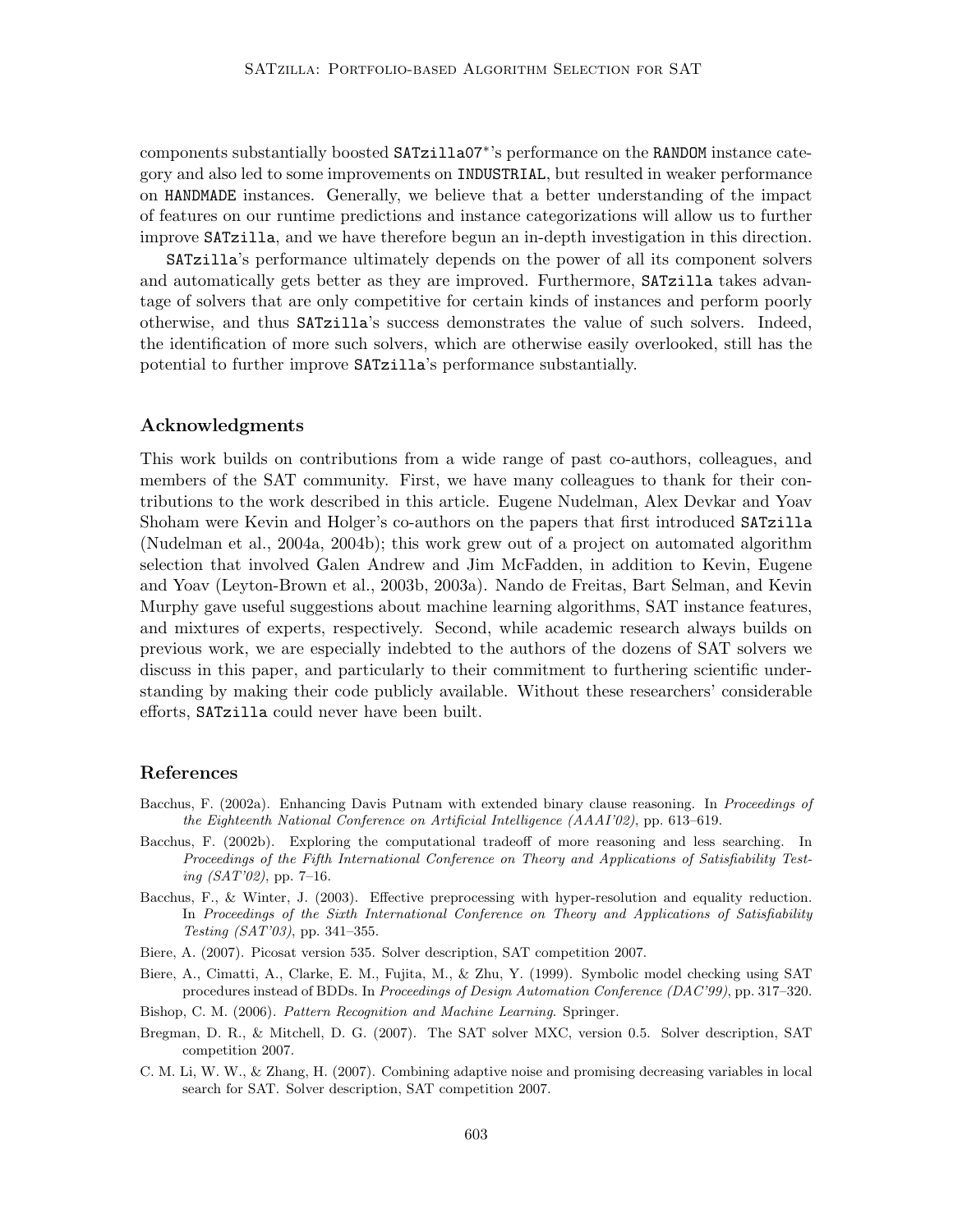components substantially boosted `SATzilla07*`'s performance on the `RANDOM` instance category and also led to some improvements on `INDUSTRIAL`, but resulted in weaker performance on `HANDMADE` instances. Generally, we believe that a better understanding of the impact of features on our runtime predictions and instance categorizations will allow us to further improve `SATzilla`, and we have therefore begun an in-depth investigation in this direction.

`SATzilla`'s performance ultimately depends on the power of all its component solvers and automatically gets better as they are improved. Furthermore, `SATzilla` takes advantage of solvers that are only competitive for certain kinds of instances and perform poorly otherwise, and thus `SATzilla`'s success demonstrates the value of such solvers. Indeed, the identification of more such solvers, which are otherwise easily overlooked, still has the potential to further improve `SATzilla`'s performance substantially.

## Acknowledgments

This work builds on contributions from a wide range of past co-authors, colleagues, and members of the SAT community. First, we have many colleagues to thank for their contributions to the work described in this article. Eugene Nudelman, Alex Devkar and Yoav Shoham were Kevin and Holger's co-authors on the papers that first introduced `SATzilla` (Nudelman et al., 2004a, 2004b); this work grew out of a project on automated algorithm selection that involved Galen Andrew and Jim McFadden, in addition to Kevin, Eugene and Yoav (Leyton-Brown et al., 2003b, 2003a). Nando de Freitas, Bart Selman, and Kevin Murphy gave useful suggestions about machine learning algorithms, SAT instance features, and mixtures of experts, respectively. Second, while academic research always builds on previous work, we are especially indebted to the authors of the dozens of SAT solvers we discuss in this paper, and particularly to their commitment to furthering scientific understanding by making their code publicly available. Without these researchers' considerable efforts, `SATzilla` could never have been built.

## References

Bacchus, F. (2002a). Enhancing Davis Putnam with extended binary clause reasoning. In *Proceedings of the Eighteenth National Conference on Artificial Intelligence (AAAI'02)*, pp. 613–619.

Bacchus, F. (2002b). Exploring the computational tradeoff of more reasoning and less searching. In *Proceedings of the Fifth International Conference on Theory and Applications of Satisfiability Testing (SAT'02)*, pp. 7–16.

Bacchus, F., & Winter, J. (2003). Effective preprocessing with hyper-resolution and equality reduction. In *Proceedings of the Sixth International Conference on Theory and Applications of Satisfiability Testing (SAT'03)*, pp. 341–355.

Biere, A. (2007). Picosat version 535. Solver description, SAT competition 2007.

Biere, A., Cimatti, A., Clarke, E. M., Fujita, M., & Zhu, Y. (1999). Symbolic model checking using SAT procedures instead of BDDs. In *Proceedings of Design Automation Conference (DAC'99)*, pp. 317–320.

Bishop, C. M. (2006). *Pattern Recognition and Machine Learning*. Springer.

Bregman, D. R., & Mitchell, D. G. (2007). The SAT solver MXC, version 0.5. Solver description, SAT competition 2007.

C. M. Li, W. W., & Zhang, H. (2007). Combining adaptive noise and promising decreasing variables in local search for SAT. Solver description, SAT competition 2007.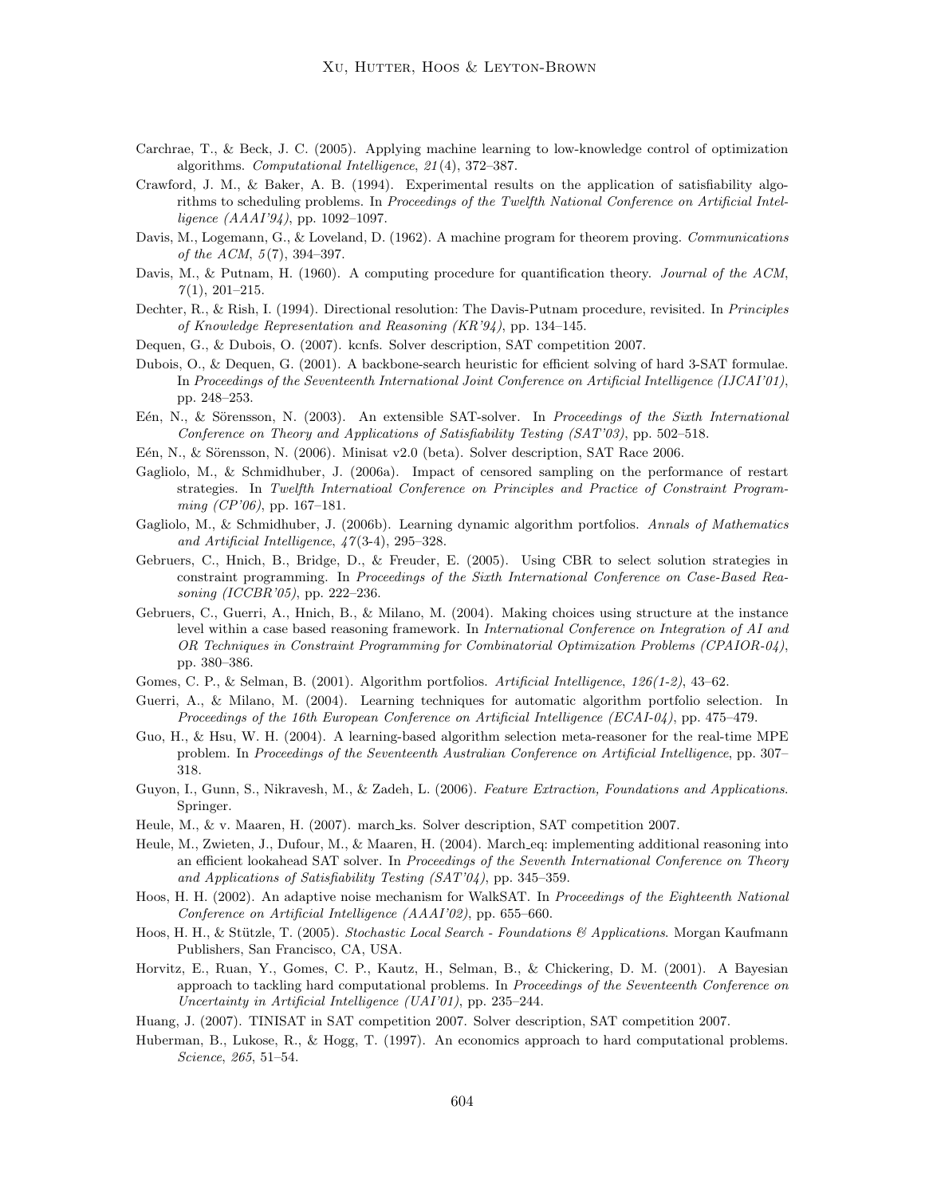Carchrae, T., & Beck, J. C. (2005). Applying machine learning to low-knowledge control of optimization algorithms. *Computational Intelligence*, *21*(4), 372–387.

Crawford, J. M., & Baker, A. B. (1994). Experimental results on the application of satisfiability algorithms to scheduling problems. In *Proceedings of the Twelfth National Conference on Artificial Intelligence (AAAI'94)*, pp. 1092–1097.

Davis, M., Logemann, G., & Loveland, D. (1962). A machine program for theorem proving. *Communications of the ACM*, *5*(7), 394–397.

Davis, M., & Putnam, H. (1960). A computing procedure for quantification theory. *Journal of the ACM*, *7*(1), 201–215.

Dechter, R., & Rish, I. (1994). Directional resolution: The Davis-Putnam procedure, revisited. In *Principles of Knowledge Representation and Reasoning (KR'94)*, pp. 134–145.

Dequen, G., & Dubois, O. (2007). kcnfs. Solver description, SAT competition 2007.

Dubois, O., & Dequen, G. (2001). A backbone-search heuristic for efficient solving of hard 3-SAT formulae. In *Proceedings of the Seventeenth International Joint Conference on Artificial Intelligence (IJCAI'01)*, pp. 248–253.

Eén, N., & Sörensson, N. (2003). An extensible SAT-solver. In *Proceedings of the Sixth International Conference on Theory and Applications of Satisfiability Testing (SAT'03)*, pp. 502–518.

Eén, N., & Sörensson, N. (2006). Minisat v2.0 (beta). Solver description, SAT Race 2006.

Gagliolo, M., & Schmidhuber, J. (2006a). Impact of censored sampling on the performance of restart strategies. In *Twelfth Internatioal Conference on Principles and Practice of Constraint Programming (CP'06)*, pp. 167–181.

Gagliolo, M., & Schmidhuber, J. (2006b). Learning dynamic algorithm portfolios. *Annals of Mathematics and Artificial Intelligence*, *47*(3-4), 295–328.

Gebruers, C., Hnich, B., Bridge, D., & Freuder, E. (2005). Using CBR to select solution strategies in constraint programming. In *Proceedings of the Sixth International Conference on Case-Based Reasoning (ICCBR'05)*, pp. 222–236.

Gebruers, C., Guerri, A., Hnich, B., & Milano, M. (2004). Making choices using structure at the instance level within a case based reasoning framework. In *International Conference on Integration of AI and OR Techniques in Constraint Programming for Combinatorial Optimization Problems (CPAIOR-04)*, pp. 380–386.

Gomes, C. P., & Selman, B. (2001). Algorithm portfolios. *Artificial Intelligence*, *126(1-2)*, 43–62.

Guerri, A., & Milano, M. (2004). Learning techniques for automatic algorithm portfolio selection. In *Proceedings of the 16th European Conference on Artificial Intelligence (ECAI-04)*, pp. 475–479.

Guo, H., & Hsu, W. H. (2004). A learning-based algorithm selection meta-reasoner for the real-time MPE problem. In *Proceedings of the Seventeenth Australian Conference on Artificial Intelligence*, pp. 307–318.

Guyon, I., Gunn, S., Nikravesh, M., & Zadeh, L. (2006). *Feature Extraction, Foundations and Applications*. Springer.

Heule, M., & v. Maaren, H. (2007). march_ks. Solver description, SAT competition 2007.

Heule, M., Zwieten, J., Dufour, M., & Maaren, H. (2004). March_eq: implementing additional reasoning into an efficient lookahead SAT solver. In *Proceedings of the Seventh International Conference on Theory and Applications of Satisfiability Testing (SAT'04)*, pp. 345–359.

Hoos, H. H. (2002). An adaptive noise mechanism for WalkSAT. In *Proceedings of the Eighteenth National Conference on Artificial Intelligence (AAAI'02)*, pp. 655–660.

Hoos, H. H., & Stützle, T. (2005). *Stochastic Local Search - Foundations & Applications*. Morgan Kaufmann Publishers, San Francisco, CA, USA.

Horvitz, E., Ruan, Y., Gomes, C. P., Kautz, H., Selman, B., & Chickering, D. M. (2001). A Bayesian approach to tackling hard computational problems. In *Proceedings of the Seventeenth Conference on Uncertainty in Artificial Intelligence (UAI'01)*, pp. 235–244.

Huang, J. (2007). TINISAT in SAT competition 2007. Solver description, SAT competition 2007.

Huberman, B., Lukose, R., & Hogg, T. (1997). An economics approach to hard computational problems. *Science*, *265*, 51–54.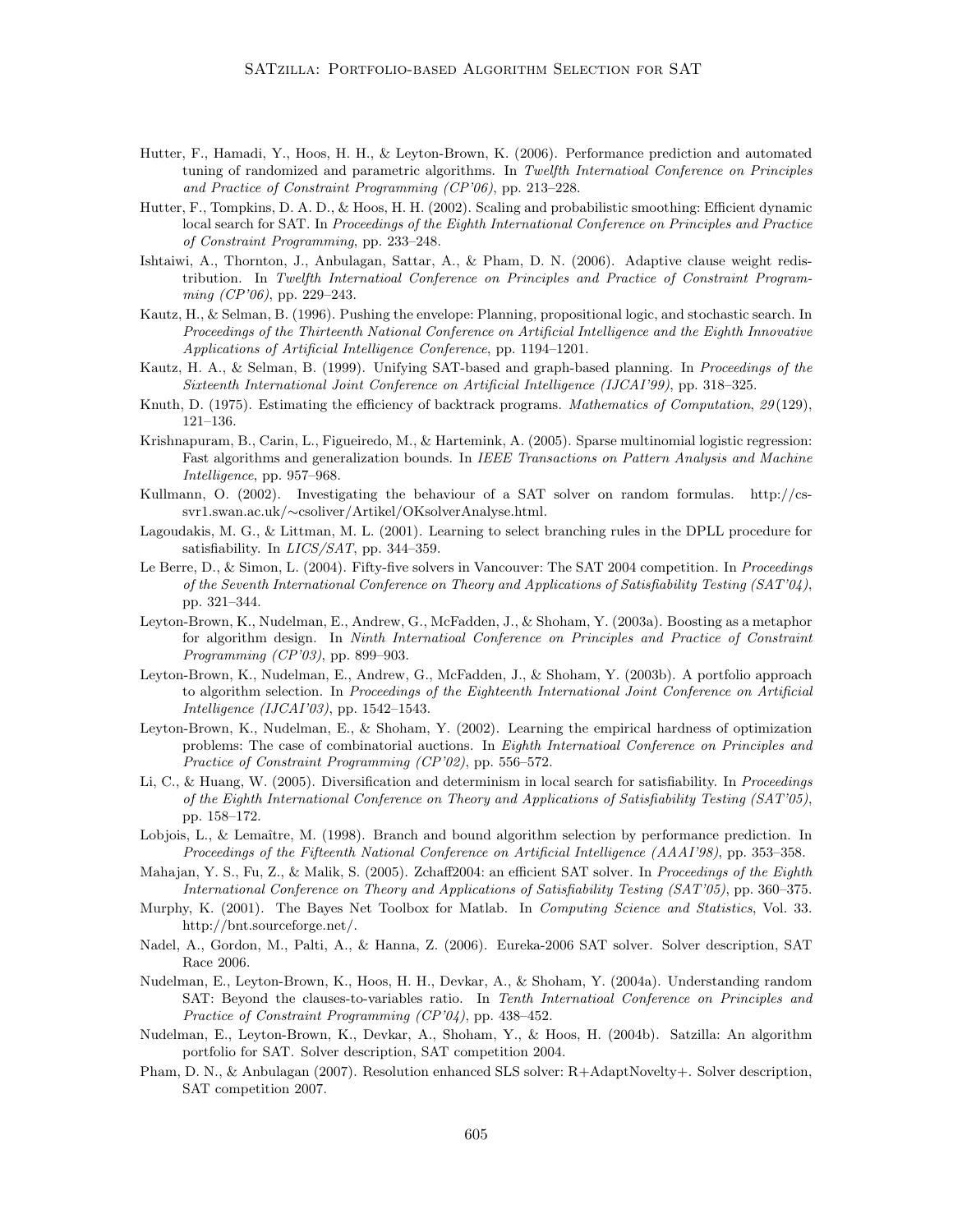Hutter, F., Hamadi, Y., Hoos, H. H., & Leyton-Brown, K. (2006). Performance prediction and automated tuning of randomized and parametric algorithms. In *Twelfth Internatioal Conference on Principles and Practice of Constraint Programming (CP'06)*, pp. 213–228.

Hutter, F., Tompkins, D. A. D., & Hoos, H. H. (2002). Scaling and probabilistic smoothing: Efficient dynamic local search for SAT. In *Proceedings of the Eighth International Conference on Principles and Practice of Constraint Programming*, pp. 233–248.

Ishtaiwi, A., Thornton, J., Anbulagan, Sattar, A., & Pham, D. N. (2006). Adaptive clause weight redistribution. In *Twelfth Internatioal Conference on Principles and Practice of Constraint Programming (CP'06)*, pp. 229–243.

Kautz, H., & Selman, B. (1996). Pushing the envelope: Planning, propositional logic, and stochastic search. In *Proceedings of the Thirteenth National Conference on Artificial Intelligence and the Eighth Innovative Applications of Artificial Intelligence Conference*, pp. 1194–1201.

Kautz, H. A., & Selman, B. (1999). Unifying SAT-based and graph-based planning. In *Proceedings of the Sixteenth International Joint Conference on Artificial Intelligence (IJCAI'99)*, pp. 318–325.

Knuth, D. (1975). Estimating the efficiency of backtrack programs. *Mathematics of Computation*, *29*(129), 121–136.

Krishnapuram, B., Carin, L., Figueiredo, M., & Hartemink, A. (2005). Sparse multinomial logistic regression: Fast algorithms and generalization bounds. In *IEEE Transactions on Pattern Analysis and Machine Intelligence*, pp. 957–968.

Kullmann, O. (2002). Investigating the behaviour of a SAT solver on random formulas. http://cs-svr1.swan.ac.uk/∼csoliver/Artikel/OKsolverAnalyse.html.

Lagoudakis, M. G., & Littman, M. L. (2001). Learning to select branching rules in the DPLL procedure for satisfiability. In *LICS/SAT*, pp. 344–359.

Le Berre, D., & Simon, L. (2004). Fifty-five solvers in Vancouver: The SAT 2004 competition. In *Proceedings of the Seventh International Conference on Theory and Applications of Satisfiability Testing (SAT'04)*, pp. 321–344.

Leyton-Brown, K., Nudelman, E., Andrew, G., McFadden, J., & Shoham, Y. (2003a). Boosting as a metaphor for algorithm design. In *Ninth Internatioal Conference on Principles and Practice of Constraint Programming (CP'03)*, pp. 899–903.

Leyton-Brown, K., Nudelman, E., Andrew, G., McFadden, J., & Shoham, Y. (2003b). A portfolio approach to algorithm selection. In *Proceedings of the Eighteenth International Joint Conference on Artificial Intelligence (IJCAI'03)*, pp. 1542–1543.

Leyton-Brown, K., Nudelman, E., & Shoham, Y. (2002). Learning the empirical hardness of optimization problems: The case of combinatorial auctions. In *Eighth Internatioal Conference on Principles and Practice of Constraint Programming (CP'02)*, pp. 556–572.

Li, C., & Huang, W. (2005). Diversification and determinism in local search for satisfiability. In *Proceedings of the Eighth International Conference on Theory and Applications of Satisfiability Testing (SAT'05)*, pp. 158–172.

Lobjois, L., & Lemaître, M. (1998). Branch and bound algorithm selection by performance prediction. In *Proceedings of the Fifteenth National Conference on Artificial Intelligence (AAAI'98)*, pp. 353–358.

Mahajan, Y. S., Fu, Z., & Malik, S. (2005). Zchaff2004: an efficient SAT solver. In *Proceedings of the Eighth International Conference on Theory and Applications of Satisfiability Testing (SAT'05)*, pp. 360–375.

Murphy, K. (2001). The Bayes Net Toolbox for Matlab. In *Computing Science and Statistics*, Vol. 33. http://bnt.sourceforge.net/.

Nadel, A., Gordon, M., Palti, A., & Hanna, Z. (2006). Eureka-2006 SAT solver. Solver description, SAT Race 2006.

Nudelman, E., Leyton-Brown, K., Hoos, H. H., Devkar, A., & Shoham, Y. (2004a). Understanding random SAT: Beyond the clauses-to-variables ratio. In *Tenth Internatioal Conference on Principles and Practice of Constraint Programming (CP'04)*, pp. 438–452.

Nudelman, E., Leyton-Brown, K., Devkar, A., Shoham, Y., & Hoos, H. (2004b). Satzilla: An algorithm portfolio for SAT. Solver description, SAT competition 2004.

Pham, D. N., & Anbulagan (2007). Resolution enhanced SLS solver: R+AdaptNovelty+. Solver description, SAT competition 2007.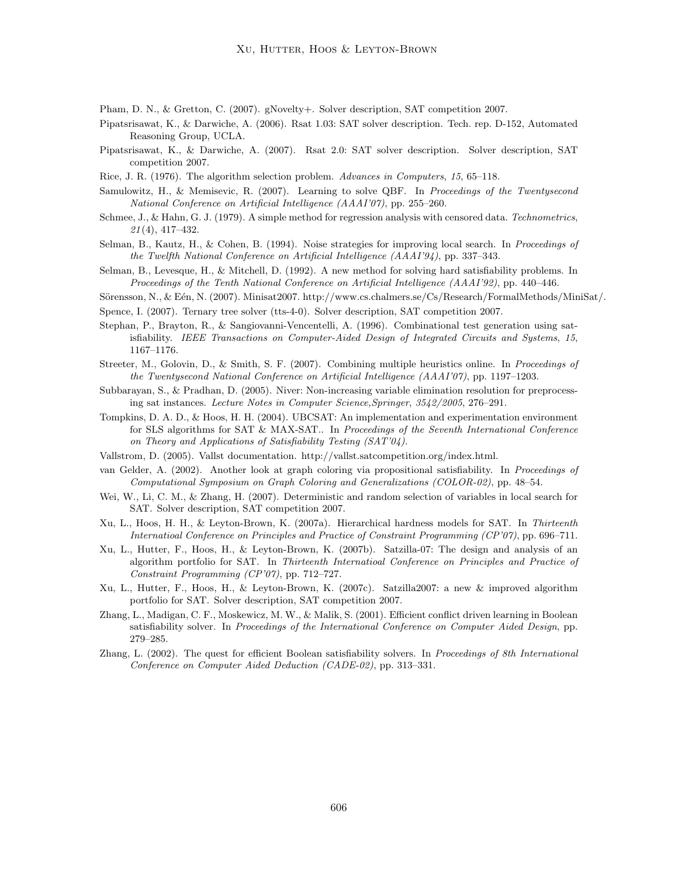Pham, D. N., & Gretton, C. (2007). gNovelty+. Solver description, SAT competition 2007.

Pipatsrisawat, K., & Darwiche, A. (2006). Rsat 1.03: SAT solver description. Tech. rep. D-152, Automated Reasoning Group, UCLA.

Pipatsrisawat, K., & Darwiche, A. (2007). Rsat 2.0: SAT solver description. Solver description, SAT competition 2007.

Rice, J. R. (1976). The algorithm selection problem. *Advances in Computers*, *15*, 65–118.

Samulowitz, H., & Memisevic, R. (2007). Learning to solve QBF. In *Proceedings of the Twentysecond National Conference on Artificial Intelligence (AAAI'07)*, pp. 255–260.

Schmee, J., & Hahn, G. J. (1979). A simple method for regression analysis with censored data. *Technometrics*, *21*(4), 417–432.

Selman, B., Kautz, H., & Cohen, B. (1994). Noise strategies for improving local search. In *Proceedings of the Twelfth National Conference on Artificial Intelligence (AAAI'94)*, pp. 337–343.

Selman, B., Levesque, H., & Mitchell, D. (1992). A new method for solving hard satisfiability problems. In *Proceedings of the Tenth National Conference on Artificial Intelligence (AAAI'92)*, pp. 440–446.

Sörensson, N., & Eén, N. (2007). Minisat2007. http://www.cs.chalmers.se/Cs/Research/FormalMethods/MiniSat/.

Spence, I. (2007). Ternary tree solver (tts-4-0). Solver description, SAT competition 2007.

Stephan, P., Brayton, R., & Sangiovanni-Vencentelli, A. (1996). Combinational test generation using satisfiability. *IEEE Transactions on Computer-Aided Design of Integrated Circuits and Systems*, *15*, 1167–1176.

Streeter, M., Golovin, D., & Smith, S. F. (2007). Combining multiple heuristics online. In *Proceedings of the Twentysecond National Conference on Artificial Intelligence (AAAI'07)*, pp. 1197–1203.

Subbarayan, S., & Pradhan, D. (2005). Niver: Non-increasing variable elimination resolution for preprocessing sat instances. *Lecture Notes in Computer Science,Springer*, *3542/2005*, 276–291.

Tompkins, D. A. D., & Hoos, H. H. (2004). UBCSAT: An implementation and experimentation environment for SLS algorithms for SAT & MAX-SAT.. In *Proceedings of the Seventh International Conference on Theory and Applications of Satisfiability Testing (SAT'04)*.

Vallstrom, D. (2005). Vallst documentation. http://vallst.satcompetition.org/index.html.

van Gelder, A. (2002). Another look at graph coloring via propositional satisfiability. In *Proceedings of Computational Symposium on Graph Coloring and Generalizations (COLOR-02)*, pp. 48–54.

Wei, W., Li, C. M., & Zhang, H. (2007). Deterministic and random selection of variables in local search for SAT. Solver description, SAT competition 2007.

Xu, L., Hoos, H. H., & Leyton-Brown, K. (2007a). Hierarchical hardness models for SAT. In *Thirteenth Internatioal Conference on Principles and Practice of Constraint Programming (CP'07)*, pp. 696–711.

Xu, L., Hutter, F., Hoos, H., & Leyton-Brown, K. (2007b). Satzilla-07: The design and analysis of an algorithm portfolio for SAT. In *Thirteenth Internatioal Conference on Principles and Practice of Constraint Programming (CP'07)*, pp. 712–727.

Xu, L., Hutter, F., Hoos, H., & Leyton-Brown, K. (2007c). Satzilla2007: a new & improved algorithm portfolio for SAT. Solver description, SAT competition 2007.

Zhang, L., Madigan, C. F., Moskewicz, M. W., & Malik, S. (2001). Efficient conflict driven learning in Boolean satisfiability solver. In *Proceedings of the International Conference on Computer Aided Design*, pp. 279–285.

Zhang, L. (2002). The quest for efficient Boolean satisfiability solvers. In *Proceedings of 8th International Conference on Computer Aided Deduction (CADE-02)*, pp. 313–331.